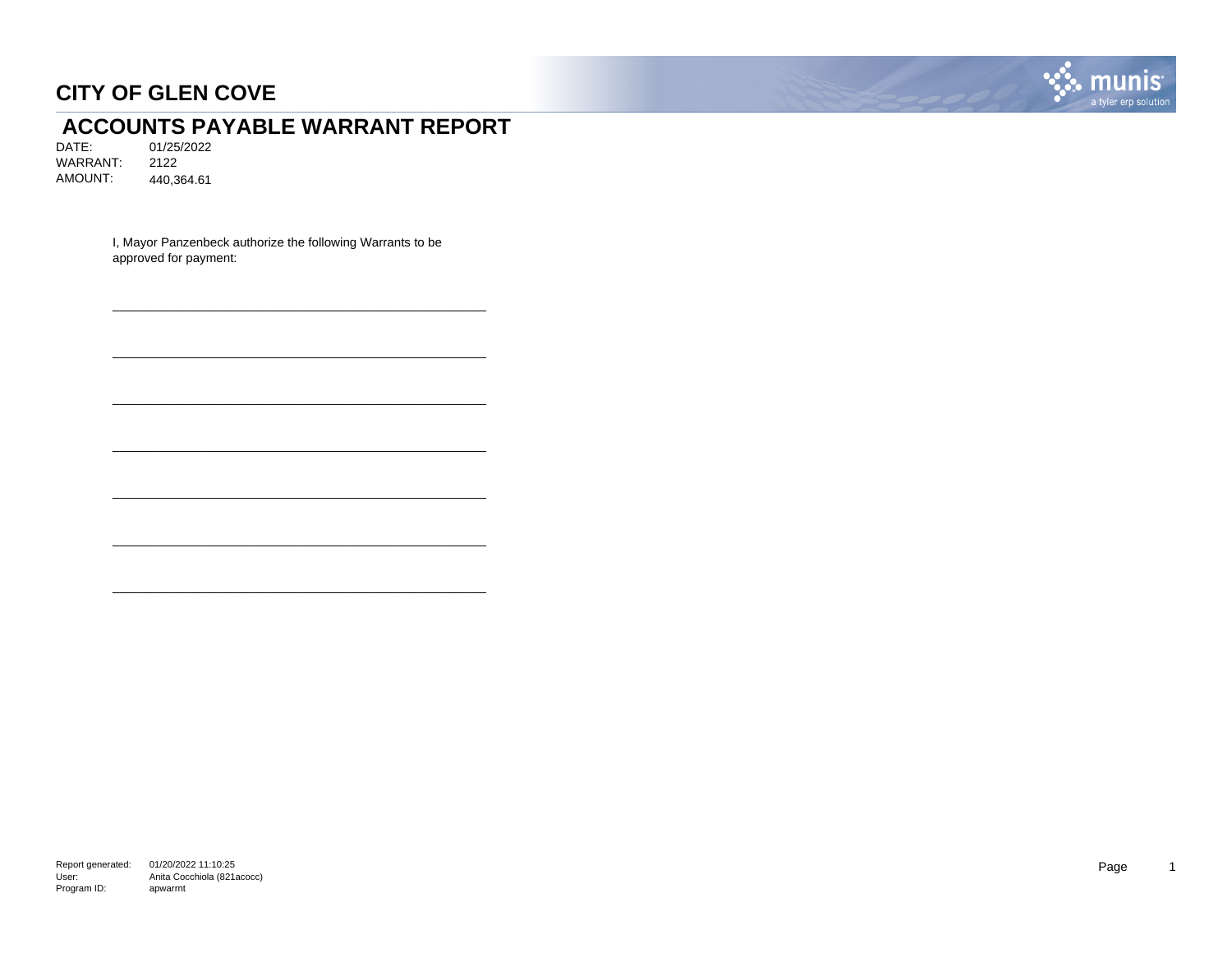# CITY OF GLEN COVE

## ACCOUNTS PAYABLE WARRANT REPORT

DATE: 01/25/2022
WARRANT: 2122
AMOUNT: 440,364.61

I, Mayor Panzenbeck authorize the following Warrants to be approved for payment:

\_\_\_\_\_\_\_\_\_\_\_\_\_\_\_\_\_\_\_\_\_\_\_\_\_\_\_\_\_\_\_\_\_\_\_\_\_\_\_\_\_\_\_\_

\_\_\_\_\_\_\_\_\_\_\_\_\_\_\_\_\_\_\_\_\_\_\_\_\_\_\_\_\_\_\_\_\_\_\_\_\_\_\_\_\_\_\_\_

\_\_\_\_\_\_\_\_\_\_\_\_\_\_\_\_\_\_\_\_\_\_\_\_\_\_\_\_\_\_\_\_\_\_\_\_\_\_\_\_\_\_\_\_

\_\_\_\_\_\_\_\_\_\_\_\_\_\_\_\_\_\_\_\_\_\_\_\_\_\_\_\_\_\_\_\_\_\_\_\_\_\_\_\_\_\_\_\_

\_\_\_\_\_\_\_\_\_\_\_\_\_\_\_\_\_\_\_\_\_\_\_\_\_\_\_\_\_\_\_\_\_\_\_\_\_\_\_\_\_\_\_\_

\_\_\_\_\_\_\_\_\_\_\_\_\_\_\_\_\_\_\_\_\_\_\_\_\_\_\_\_\_\_\_\_\_\_\_\_\_\_\_\_\_\_\_\_

\_\_\_\_\_\_\_\_\_\_\_\_\_\_\_\_\_\_\_\_\_\_\_\_\_\_\_\_\_\_\_\_\_\_\_\_\_\_\_\_\_\_\_\_

Report generated: 01/20/2022 11:10:25
User: Anita Cocchiola (821acocc)
Program ID: apwarrnt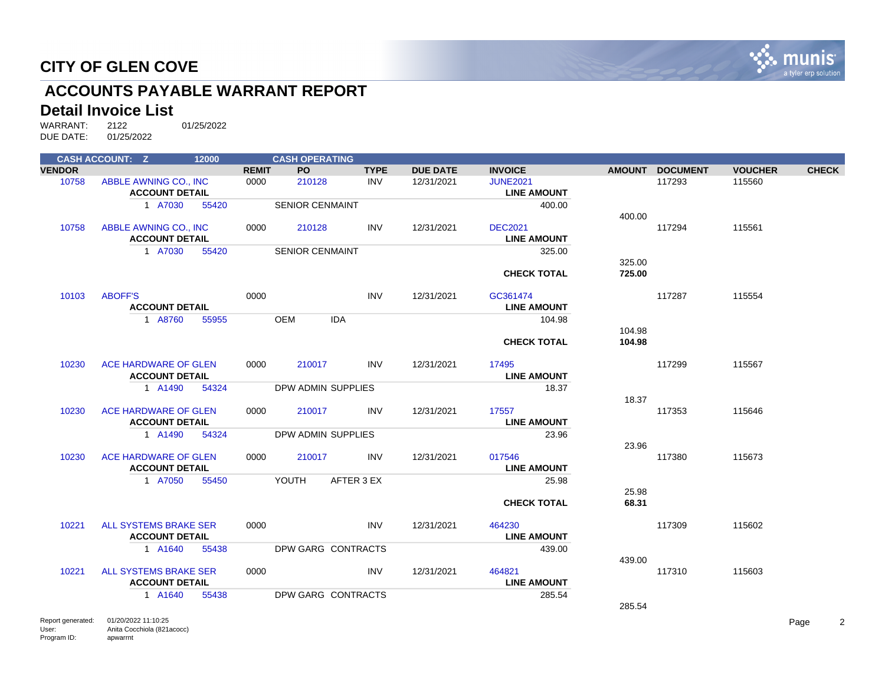# CITY OF GLEN COVE

## ACCOUNTS PAYABLE WARRANT REPORT

### Detail Invoice List

WARRANT: 2122 01/25/2022
DUE DATE: 01/25/2022

| CASH ACCOUNT: Z | | 12000 | | CASH OPERATING | | | | | | | | |
|---|---|---|---|---|---|---|---|---|---|---|---|---|
| **VENDOR** | | | **REMIT** | **PO** | **TYPE** | **DUE DATE** | **INVOICE** | | **AMOUNT** | **DOCUMENT** | **VOUCHER** | **CHECK** |
| 10758 | ABBLE AWNING CO., INC | | 0000 | 210128 | INV | 12/31/2021 | JUNE2021 | | | 117293 | 115560 | |
| | **ACCOUNT DETAIL** | | | | | | | **LINE AMOUNT** | | | | |
| | 1 A7030 | 55420 | | SENIOR CENMAINT | | | | 400.00 | | | | |
| | | | | | | | | | 400.00 | | | |
| 10758 | ABBLE AWNING CO., INC | | 0000 | 210128 | INV | 12/31/2021 | DEC2021 | | | 117294 | 115561 | |
| | **ACCOUNT DETAIL** | | | | | | | **LINE AMOUNT** | | | | |
| | 1 A7030 | 55420 | | SENIOR CENMAINT | | | | 325.00 | | | | |
| | | | | | | | | | 325.00 | | | |
| | | | | | | | | **CHECK TOTAL** | **725.00** | | | |
| 10103 | ABOFF'S | | 0000 | | INV | 12/31/2021 | GC361474 | | | 117287 | 115554 | |
| | **ACCOUNT DETAIL** | | | | | | | **LINE AMOUNT** | | | | |
| | 1 A8760 | 55955 | | OEM IDA | | | | 104.98 | | | | |
| | | | | | | | | | 104.98 | | | |
| | | | | | | | | **CHECK TOTAL** | **104.98** | | | |
| 10230 | ACE HARDWARE OF GLEN | | 0000 | 210017 | INV | 12/31/2021 | 17495 | | | 117299 | 115567 | |
| | **ACCOUNT DETAIL** | | | | | | | **LINE AMOUNT** | | | | |
| | 1 A1490 | 54324 | | DPW ADMIN SUPPLIES | | | | 18.37 | | | | |
| | | | | | | | | | 18.37 | | | |
| 10230 | ACE HARDWARE OF GLEN | | 0000 | 210017 | INV | 12/31/2021 | 17557 | | | 117353 | 115646 | |
| | **ACCOUNT DETAIL** | | | | | | | **LINE AMOUNT** | | | | |
| | 1 A1490 | 54324 | | DPW ADMIN SUPPLIES | | | | 23.96 | | | | |
| | | | | | | | | | 23.96 | | | |
| 10230 | ACE HARDWARE OF GLEN | | 0000 | 210017 | INV | 12/31/2021 | 017546 | | | 117380 | 115673 | |
| | **ACCOUNT DETAIL** | | | | | | | **LINE AMOUNT** | | | | |
| | 1 A7050 | 55450 | | YOUTH AFTER 3 EX | | | | 25.98 | | | | |
| | | | | | | | | | 25.98 | | | |
| | | | | | | | | **CHECK TOTAL** | **68.31** | | | |
| 10221 | ALL SYSTEMS BRAKE SER | | 0000 | | INV | 12/31/2021 | 464230 | | | 117309 | 115602 | |
| | **ACCOUNT DETAIL** | | | | | | | **LINE AMOUNT** | | | | |
| | 1 A1640 | 55438 | | DPW GARG CONTRACTS | | | | 439.00 | | | | |
| | | | | | | | | | 439.00 | | | |
| 10221 | ALL SYSTEMS BRAKE SER | | 0000 | | INV | 12/31/2021 | 464821 | | | 117310 | 115603 | |
| | **ACCOUNT DETAIL** | | | | | | | **LINE AMOUNT** | | | | |
| | 1 A1640 | 55438 | | DPW GARG CONTRACTS | | | | 285.54 | | | | |
| | | | | | | | | | 285.54 | | | |

Report generated: 01/20/2022 11:10:25
User: Anita Cocchiola (821acocc)
Program ID: apwarrnt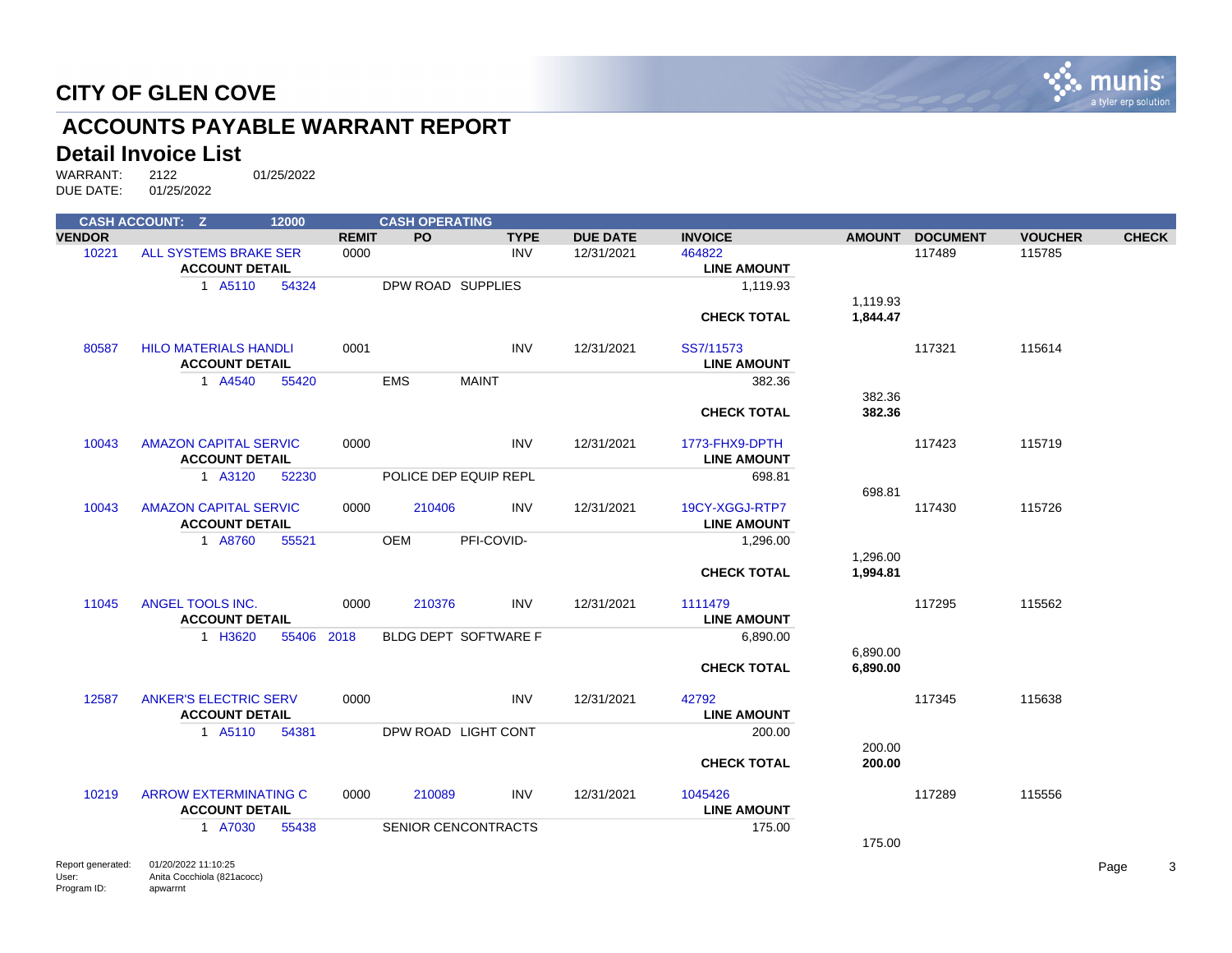# CITY OF GLEN COVE

## ACCOUNTS PAYABLE WARRANT REPORT

### Detail Invoice List

WARRANT: 2122 01/25/2022
DUE DATE: 01/25/2022

| CASH ACCOUNT: Z | 12000 | | CASH OPERATING | | | | | | | |
|---|---|---|---|---|---|---|---|---|---|---|
| **VENDOR** | | **REMIT** | **PO** | **TYPE** | **DUE DATE** | **INVOICE** | **AMOUNT** | **DOCUMENT** | **VOUCHER** | **CHECK** |
| 10221 | ALL SYSTEMS BRAKE SER | 0000 | | INV | 12/31/2021 | 464822 | | 117489 | 115785 | |
| | **ACCOUNT DETAIL** | | | | | **LINE AMOUNT** | | | | |
| | 1 A5110 54324 | | DPW ROAD SUPPLIES | | | 1,119.93 | | | | |
| | | | | | | | 1,119.93 | | | |
| | | | | | | **CHECK TOTAL** | **1,844.47** | | | |
| 80587 | HILO MATERIALS HANDLI | 0001 | | INV | 12/31/2021 | SS7/11573 | | 117321 | 115614 | |
| | **ACCOUNT DETAIL** | | | | | **LINE AMOUNT** | | | | |
| | 1 A4540 55420 | | EMS MAINT | | | 382.36 | | | | |
| | | | | | | | 382.36 | | | |
| | | | | | | **CHECK TOTAL** | **382.36** | | | |
| 10043 | AMAZON CAPITAL SERVIC | 0000 | | INV | 12/31/2021 | 1773-FHX9-DPTH | | 117423 | 115719 | |
| | **ACCOUNT DETAIL** | | | | | **LINE AMOUNT** | | | | |
| | 1 A3120 52230 | | POLICE DEP EQUIP REPL | | | 698.81 | | | | |
| | | | | | | | 698.81 | | | |
| 10043 | AMAZON CAPITAL SERVIC | 0000 | 210406 | INV | 12/31/2021 | 19CY-XGGJ-RTP7 | | 117430 | 115726 | |
| | **ACCOUNT DETAIL** | | | | | **LINE AMOUNT** | | | | |
| | 1 A8760 55521 | | OEM PFI-COVID- | | | 1,296.00 | | | | |
| | | | | | | | 1,296.00 | | | |
| | | | | | | **CHECK TOTAL** | **1,994.81** | | | |
| 11045 | ANGEL TOOLS INC. | 0000 | 210376 | INV | 12/31/2021 | 1111479 | | 117295 | 115562 | |
| | **ACCOUNT DETAIL** | | | | | **LINE AMOUNT** | | | | |
| | 1 H3620 55406 | 2018 | BLDG DEPT SOFTWARE F | | | 6,890.00 | | | | |
| | | | | | | | 6,890.00 | | | |
| | | | | | | **CHECK TOTAL** | **6,890.00** | | | |
| 12587 | ANKER'S ELECTRIC SERV | 0000 | | INV | 12/31/2021 | 42792 | | 117345 | 115638 | |
| | **ACCOUNT DETAIL** | | | | | **LINE AMOUNT** | | | | |
| | 1 A5110 54381 | | DPW ROAD LIGHT CONT | | | 200.00 | | | | |
| | | | | | | | 200.00 | | | |
| | | | | | | **CHECK TOTAL** | **200.00** | | | |
| 10219 | ARROW EXTERMINATING C | 0000 | 210089 | INV | 12/31/2021 | 1045426 | | 117289 | 115556 | |
| | **ACCOUNT DETAIL** | | | | | **LINE AMOUNT** | | | | |
| | 1 A7030 55438 | | SENIOR CENCONTRACTS | | | 175.00 | | | | |
| | | | | | | | 175.00 | | | |

Report generated: 01/20/2022 11:10:25
User: Anita Cocchiola (821acocc)
Program ID: apwarrnt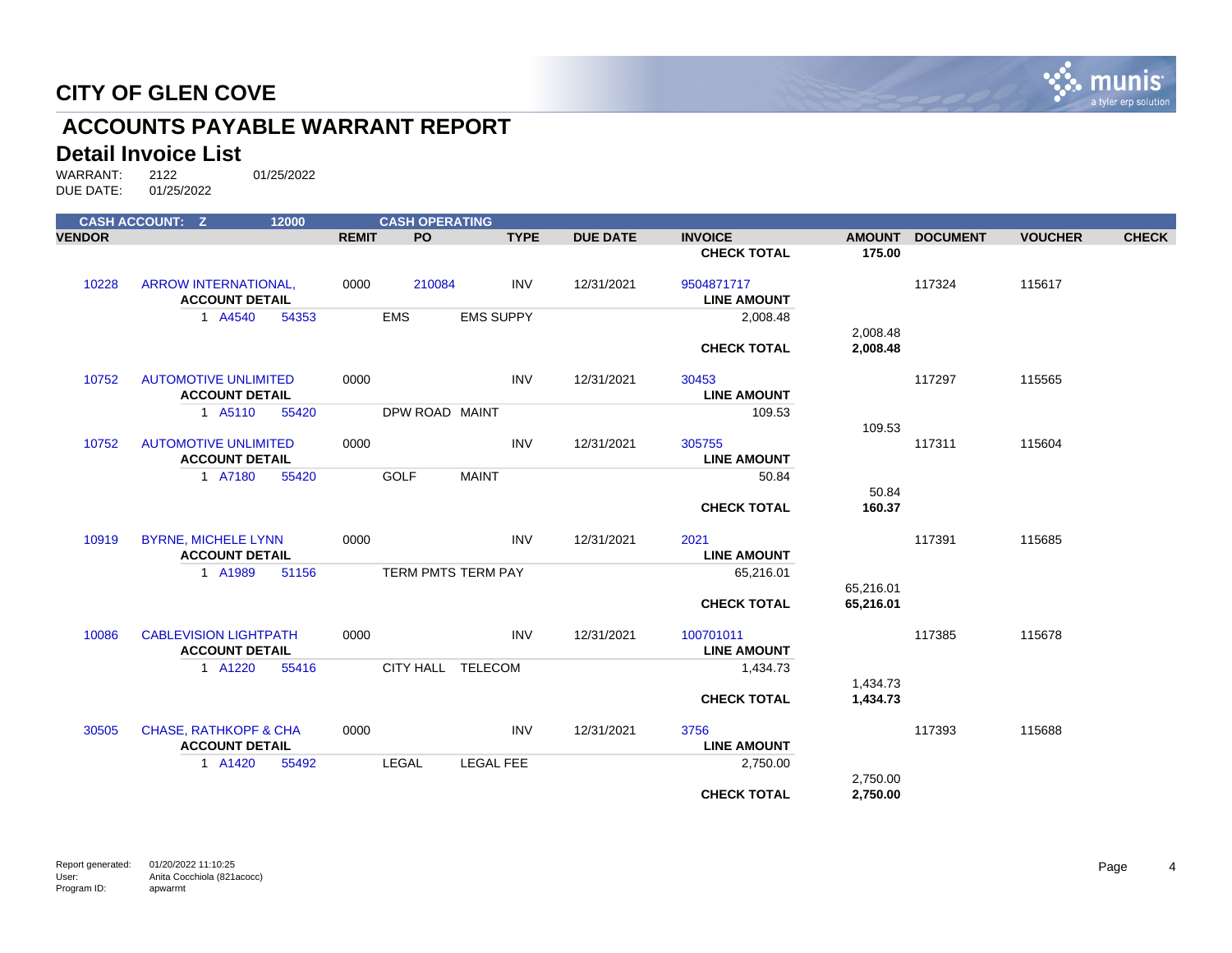# CITY OF GLEN COVE

## ACCOUNTS PAYABLE WARRANT REPORT

## Detail Invoice List

WARRANT: 2122 01/25/2022
DUE DATE: 01/25/2022

| CASH ACCOUNT: Z | | | 12000 | | CASH OPERATING | | | | | | | | |
|---|---|---|---|---|---|---|---|---|---|---|---|---|---|
| **VENDOR** | | | | **REMIT** | **PO** | **TYPE** | **DUE DATE** | **INVOICE** | **AMOUNT** | **DOCUMENT** | **VOUCHER** | **CHECK** |
| | | | | | | | | **CHECK TOTAL** | **175.00** | | | |
| 10228 | ARROW INTERNATIONAL, | | | 0000 | 210084 | INV | 12/31/2021 | 9504871717 | | 117324 | 115617 | |
| | **ACCOUNT DETAIL** | | | | | | | **LINE AMOUNT** | | | | |
| | 1 | A4540 | 54353 | | EMS | EMS SUPPY | | 2,008.48 | | | | |
| | | | | | | | | | 2,008.48 | | | |
| | | | | | | | | **CHECK TOTAL** | **2,008.48** | | | |
| 10752 | AUTOMOTIVE UNLIMITED | | | 0000 | | INV | 12/31/2021 | 30453 | | 117297 | 115565 | |
| | **ACCOUNT DETAIL** | | | | | | | **LINE AMOUNT** | | | | |
| | 1 | A5110 | 55420 | | DPW ROAD | MAINT | | 109.53 | | | | |
| | | | | | | | | | 109.53 | | | |
| 10752 | AUTOMOTIVE UNLIMITED | | | 0000 | | INV | 12/31/2021 | 305755 | | 117311 | 115604 | |
| | **ACCOUNT DETAIL** | | | | | | | **LINE AMOUNT** | | | | |
| | 1 | A7180 | 55420 | | GOLF | MAINT | | 50.84 | | | | |
| | | | | | | | | | 50.84 | | | |
| | | | | | | | | **CHECK TOTAL** | **160.37** | | | |
| 10919 | BYRNE, MICHELE LYNN | | | 0000 | | INV | 12/31/2021 | 2021 | | 117391 | 115685 | |
| | **ACCOUNT DETAIL** | | | | | | | **LINE AMOUNT** | | | | |
| | 1 | A1989 | 51156 | | TERM PMTS | TERM PAY | | 65,216.01 | | | | |
| | | | | | | | | | 65,216.01 | | | |
| | | | | | | | | **CHECK TOTAL** | **65,216.01** | | | |
| 10086 | CABLEVISION LIGHTPATH | | | 0000 | | INV | 12/31/2021 | 100701011 | | 117385 | 115678 | |
| | **ACCOUNT DETAIL** | | | | | | | **LINE AMOUNT** | | | | |
| | 1 | A1220 | 55416 | | CITY HALL | TELECOM | | 1,434.73 | | | | |
| | | | | | | | | | 1,434.73 | | | |
| | | | | | | | | **CHECK TOTAL** | **1,434.73** | | | |
| 30505 | CHASE, RATHKOPF & CHA | | | 0000 | | INV | 12/31/2021 | 3756 | | 117393 | 115688 | |
| | **ACCOUNT DETAIL** | | | | | | | **LINE AMOUNT** | | | | |
| | 1 | A1420 | 55492 | | LEGAL | LEGAL FEE | | 2,750.00 | | | | |
| | | | | | | | | | 2,750.00 | | | |
| | | | | | | | | **CHECK TOTAL** | **2,750.00** | | | |

Report generated: 01/20/2022 11:10:25
User: Anita Cocchiola (821acocc)
Program ID: apwarrnt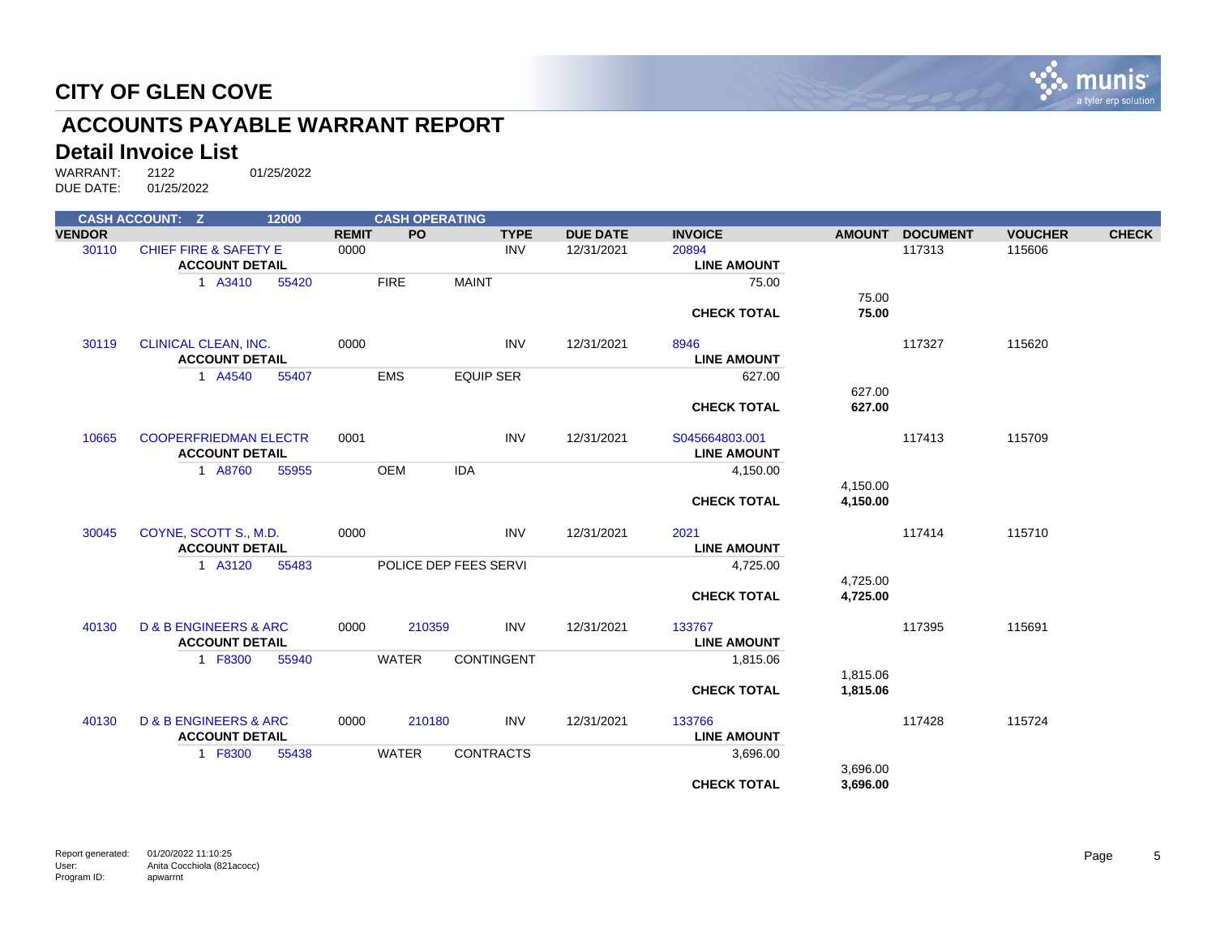# CITY OF GLEN COVE

## ACCOUNTS PAYABLE WARRANT REPORT

### Detail Invoice List

WARRANT: 2122 01/25/2022
DUE DATE: 01/25/2022

| CASH ACCOUNT: Z | | 12000 | | CASH OPERATING | | | | | | | | |
|---|---|---|---|---|---|---|---|---|---|---|---|---|
| **VENDOR** | | | **REMIT** | **PO** | **TYPE** | **DUE DATE** | **INVOICE** | | **AMOUNT** | **DOCUMENT** | **VOUCHER** | **CHECK** |
| 30110 | CHIEF FIRE & SAFETY E | | 0000 | | INV | 12/31/2021 | 20894 | | | 117313 | 115606 | |
| | **ACCOUNT DETAIL** | | | | | | | **LINE AMOUNT** | | | | |
| | 1 A3410 | 55420 | | FIRE | MAINT | | | 75.00 | | | | |
| | | | | | | | | | 75.00 | | | |
| | | | | | | | | **CHECK TOTAL** | **75.00** | | | |
| 30119 | CLINICAL CLEAN, INC. | | 0000 | | INV | 12/31/2021 | 8946 | | | 117327 | 115620 | |
| | **ACCOUNT DETAIL** | | | | | | | **LINE AMOUNT** | | | | |
| | 1 A4540 | 55407 | | EMS | EQUIP SER | | | 627.00 | | | | |
| | | | | | | | | | 627.00 | | | |
| | | | | | | | | **CHECK TOTAL** | **627.00** | | | |
| 10665 | COOPERFRIEDMAN ELECTR | | 0001 | | INV | 12/31/2021 | S045664803.001 | | | 117413 | 115709 | |
| | **ACCOUNT DETAIL** | | | | | | | **LINE AMOUNT** | | | | |
| | 1 A8760 | 55955 | | OEM | IDA | | | 4,150.00 | | | | |
| | | | | | | | | | 4,150.00 | | | |
| | | | | | | | | **CHECK TOTAL** | **4,150.00** | | | |
| 30045 | COYNE, SCOTT S., M.D. | | 0000 | | INV | 12/31/2021 | 2021 | | | 117414 | 115710 | |
| | **ACCOUNT DETAIL** | | | | | | | **LINE AMOUNT** | | | | |
| | 1 A3120 | 55483 | | POLICE DEP FEES SERVI | | | | 4,725.00 | | | | |
| | | | | | | | | | 4,725.00 | | | |
| | | | | | | | | **CHECK TOTAL** | **4,725.00** | | | |
| 40130 | D & B ENGINEERS & ARC | | 0000 | 210359 | INV | 12/31/2021 | 133767 | | | 117395 | 115691 | |
| | **ACCOUNT DETAIL** | | | | | | | **LINE AMOUNT** | | | | |
| | 1 F8300 | 55940 | | WATER | CONTINGENT | | | 1,815.06 | | | | |
| | | | | | | | | | 1,815.06 | | | |
| | | | | | | | | **CHECK TOTAL** | **1,815.06** | | | |
| 40130 | D & B ENGINEERS & ARC | | 0000 | 210180 | INV | 12/31/2021 | 133766 | | | 117428 | 115724 | |
| | **ACCOUNT DETAIL** | | | | | | | **LINE AMOUNT** | | | | |
| | 1 F8300 | 55438 | | WATER | CONTRACTS | | | 3,696.00 | | | | |
| | | | | | | | | | 3,696.00 | | | |
| | | | | | | | | **CHECK TOTAL** | **3,696.00** | | | |

Report generated: 01/20/2022 11:10:25
User: Anita Cocchiola (821acocc)
Program ID: apwarrnt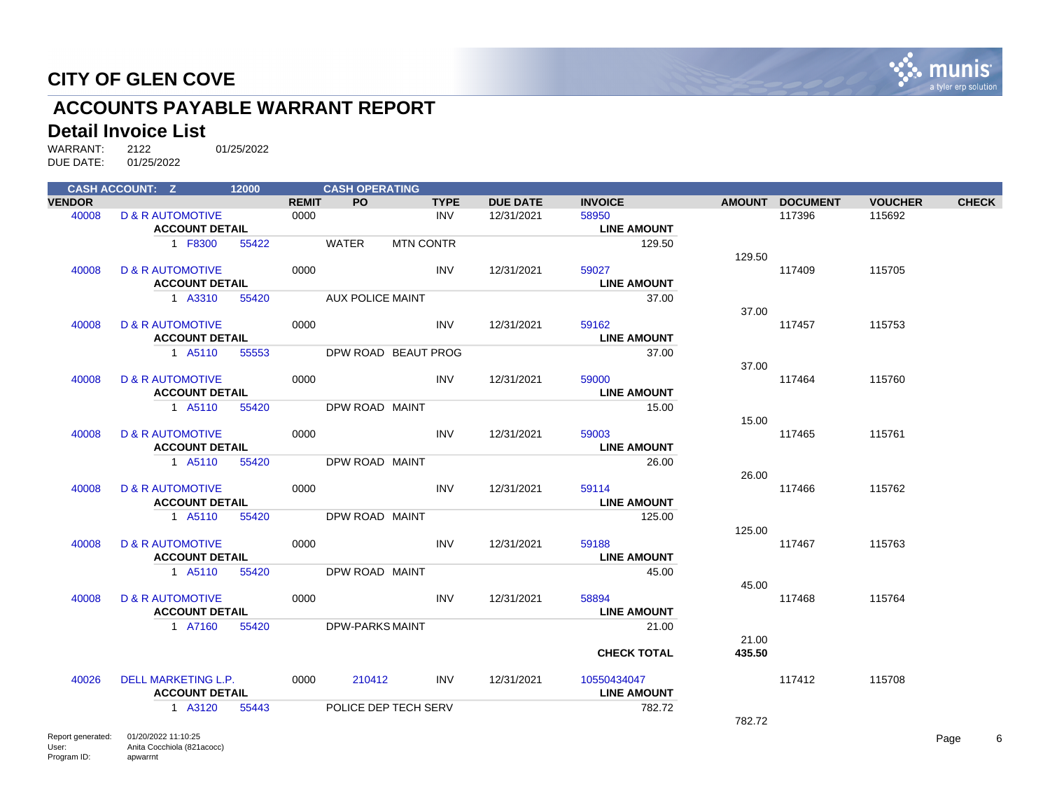# CITY OF GLEN COVE

## ACCOUNTS PAYABLE WARRANT REPORT

### Detail Invoice List

WARRANT: 2122 01/25/2022
DUE DATE: 01/25/2022

| CASH ACCOUNT: Z | 12000 | | CASH OPERATING | | | | | | | |
|---|---|---|---|---|---|---|---|---|---|---|
| **VENDOR** | | **REMIT** | **PO** | **TYPE** | **DUE DATE** | **INVOICE** | **AMOUNT** | **DOCUMENT** | **VOUCHER** | **CHECK** |
| 40008 | D & R AUTOMOTIVE | 0000 | | INV | 12/31/2021 | 58950 | | 117396 | 115692 | |
| | **ACCOUNT DETAIL** | | | | | **LINE AMOUNT** | | | | |
| | 1 F8300 55422 | | WATER | MTN CONTR | | 129.50 | | | | |
| | | | | | | | 129.50 | | | |
| 40008 | D & R AUTOMOTIVE | 0000 | | INV | 12/31/2021 | 59027 | | 117409 | 115705 | |
| | **ACCOUNT DETAIL** | | | | | **LINE AMOUNT** | | | | |
| | 1 A3310 55420 | | AUX POLICE MAINT | | | 37.00 | | | | |
| | | | | | | | 37.00 | | | |
| 40008 | D & R AUTOMOTIVE | 0000 | | INV | 12/31/2021 | 59162 | | 117457 | 115753 | |
| | **ACCOUNT DETAIL** | | | | | **LINE AMOUNT** | | | | |
| | 1 A5110 55553 | | DPW ROAD | BEAUT PROG | | 37.00 | | | | |
| | | | | | | | 37.00 | | | |
| 40008 | D & R AUTOMOTIVE | 0000 | | INV | 12/31/2021 | 59000 | | 117464 | 115760 | |
| | **ACCOUNT DETAIL** | | | | | **LINE AMOUNT** | | | | |
| | 1 A5110 55420 | | DPW ROAD | MAINT | | 15.00 | | | | |
| | | | | | | | 15.00 | | | |
| 40008 | D & R AUTOMOTIVE | 0000 | | INV | 12/31/2021 | 59003 | | 117465 | 115761 | |
| | **ACCOUNT DETAIL** | | | | | **LINE AMOUNT** | | | | |
| | 1 A5110 55420 | | DPW ROAD | MAINT | | 26.00 | | | | |
| | | | | | | | 26.00 | | | |
| 40008 | D & R AUTOMOTIVE | 0000 | | INV | 12/31/2021 | 59114 | | 117466 | 115762 | |
| | **ACCOUNT DETAIL** | | | | | **LINE AMOUNT** | | | | |
| | 1 A5110 55420 | | DPW ROAD | MAINT | | 125.00 | | | | |
| | | | | | | | 125.00 | | | |
| 40008 | D & R AUTOMOTIVE | 0000 | | INV | 12/31/2021 | 59188 | | 117467 | 115763 | |
| | **ACCOUNT DETAIL** | | | | | **LINE AMOUNT** | | | | |
| | 1 A5110 55420 | | DPW ROAD | MAINT | | 45.00 | | | | |
| | | | | | | | 45.00 | | | |
| 40008 | D & R AUTOMOTIVE | 0000 | | INV | 12/31/2021 | 58894 | | 117468 | 115764 | |
| | **ACCOUNT DETAIL** | | | | | **LINE AMOUNT** | | | | |
| | 1 A7160 55420 | | DPW-PARKS | MAINT | | 21.00 | | | | |
| | | | | | | | 21.00 | | | |
| | | | | | | **CHECK TOTAL** | **435.50** | | | |
| 40026 | DELL MARKETING L.P. | 0000 | 210412 | INV | 12/31/2021 | 10550434047 | | 117412 | 115708 | |
| | **ACCOUNT DETAIL** | | | | | **LINE AMOUNT** | | | | |
| | 1 A3120 55443 | | POLICE DEP | TECH SERV | | 782.72 | | | | |
| | | | | | | | 782.72 | | | |

Report generated: 01/20/2022 11:10:25
User: Anita Cocchiola (821acocc)
Program ID: apwarrnt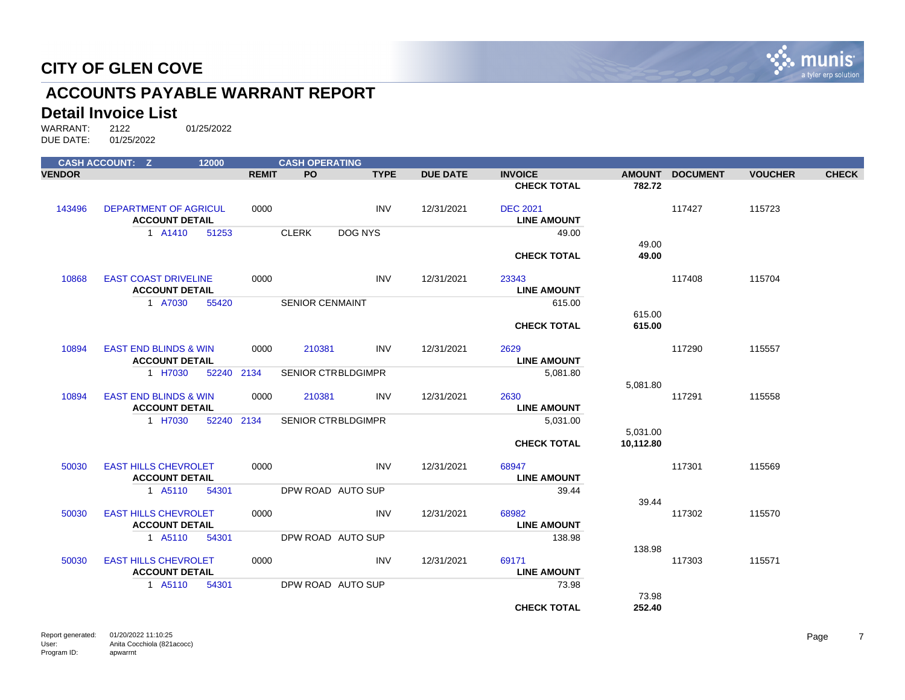# CITY OF GLEN COVE

## ACCOUNTS PAYABLE WARRANT REPORT

### Detail Invoice List

WARRANT: 2122 01/25/2022
DUE DATE: 01/25/2022

**CASH ACCOUNT: Z 12000 CASH OPERATING**

| VENDOR | | REMIT | PO | TYPE | DUE DATE | INVOICE | AMOUNT | DOCUMENT | VOUCHER | CHECK |
|---|---|---|---|---|---|---|---|---|---|---|
| | | | | | | **CHECK TOTAL** | **782.72** | | | |
| 143496 | DEPARTMENT OF AGRICUL | 0000 | | INV | 12/31/2021 | DEC 2021 | | 117427 | 115723 | |
| | **ACCOUNT DETAIL** | | | | | **LINE AMOUNT** | | | | |
| | 1 A1410 51253 | | CLERK DOG NYS | | | 49.00 | | | | |
| | | | | | | | 49.00 | | | |
| | | | | | | **CHECK TOTAL** | **49.00** | | | |
| 10868 | EAST COAST DRIVELINE | 0000 | | INV | 12/31/2021 | 23343 | | 117408 | 115704 | |
| | **ACCOUNT DETAIL** | | | | | **LINE AMOUNT** | | | | |
| | 1 A7030 55420 | | SENIOR CENMAINT | | | 615.00 | | | | |
| | | | | | | | 615.00 | | | |
| | | | | | | **CHECK TOTAL** | **615.00** | | | |
| 10894 | EAST END BLINDS & WIN | 0000 | 210381 | INV | 12/31/2021 | 2629 | | 117290 | 115557 | |
| | **ACCOUNT DETAIL** | | | | | **LINE AMOUNT** | | | | |
| | 1 H7030 52240 2134 | | SENIOR CTRBLDGIMPR | | | 5,081.80 | | | | |
| | | | | | | | 5,081.80 | | | |
| 10894 | EAST END BLINDS & WIN | 0000 | 210381 | INV | 12/31/2021 | 2630 | | 117291 | 115558 | |
| | **ACCOUNT DETAIL** | | | | | **LINE AMOUNT** | | | | |
| | 1 H7030 52240 2134 | | SENIOR CTRBLDGIMPR | | | 5,031.00 | | | | |
| | | | | | | | 5,031.00 | | | |
| | | | | | | **CHECK TOTAL** | **10,112.80** | | | |
| 50030 | EAST HILLS CHEVROLET | 0000 | | INV | 12/31/2021 | 68947 | | 117301 | 115569 | |
| | **ACCOUNT DETAIL** | | | | | **LINE AMOUNT** | | | | |
| | 1 A5110 54301 | | DPW ROAD AUTO SUP | | | 39.44 | | | | |
| | | | | | | | 39.44 | | | |
| 50030 | EAST HILLS CHEVROLET | 0000 | | INV | 12/31/2021 | 68982 | | 117302 | 115570 | |
| | **ACCOUNT DETAIL** | | | | | **LINE AMOUNT** | | | | |
| | 1 A5110 54301 | | DPW ROAD AUTO SUP | | | 138.98 | | | | |
| | | | | | | | 138.98 | | | |
| 50030 | EAST HILLS CHEVROLET | 0000 | | INV | 12/31/2021 | 69171 | | 117303 | 115571 | |
| | **ACCOUNT DETAIL** | | | | | **LINE AMOUNT** | | | | |
| | 1 A5110 54301 | | DPW ROAD AUTO SUP | | | 73.98 | | | | |
| | | | | | | | 73.98 | | | |
| | | | | | | **CHECK TOTAL** | **252.40** | | | |

Report generated: 01/20/2022 11:10:25
User: Anita Cocchiola (821acocc)
Program ID: apwarrnt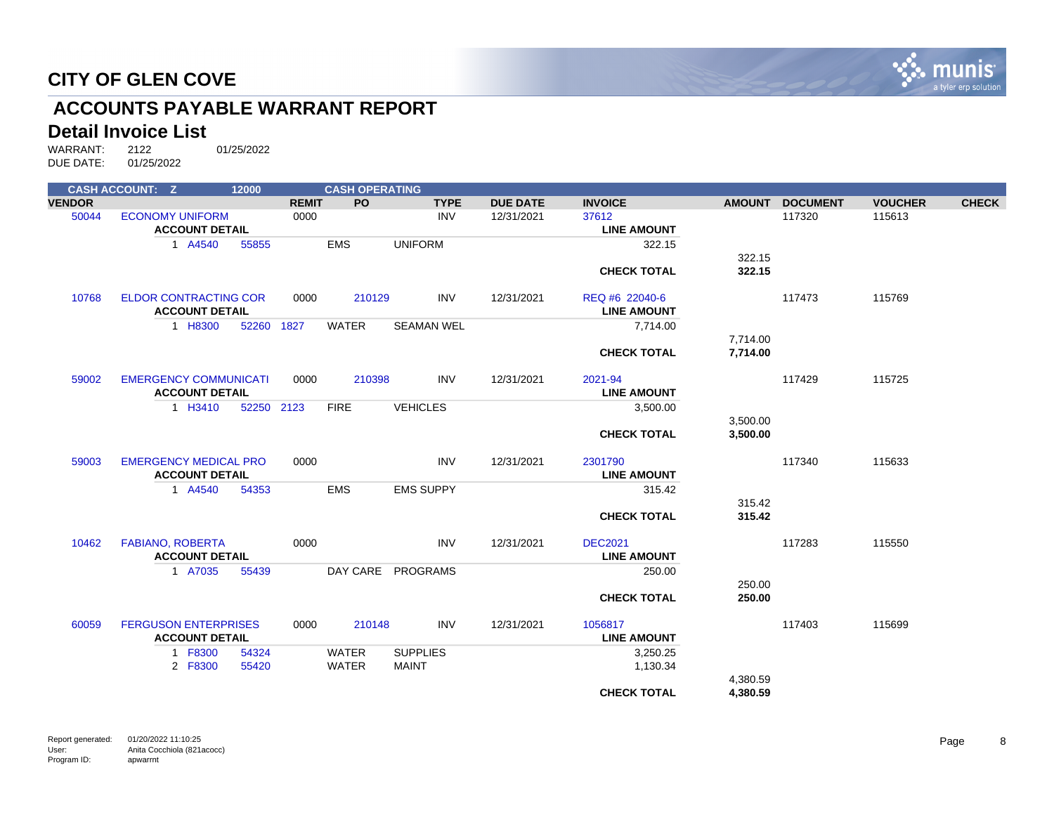# CITY OF GLEN COVE

## ACCOUNTS PAYABLE WARRANT REPORT

### Detail Invoice List

WARRANT: 2122 01/25/2022
DUE DATE: 01/25/2022

| CASH ACCOUNT: Z | 12000 | | CASH OPERATING | | | | | | | |
|---|---|---|---|---|---|---|---|---|---|---|
| **VENDOR** | | **REMIT** | **PO** | **TYPE** | **DUE DATE** | **INVOICE** | **AMOUNT** | **DOCUMENT** | **VOUCHER** | **CHECK** |
| 50044 | ECONOMY UNIFORM | 0000 | | INV | 12/31/2021 | 37612 | | 117320 | 115613 | |
| | **ACCOUNT DETAIL** | | | | | **LINE AMOUNT** | | | | |
| | 1 A4540 55855 | | EMS | UNIFORM | | 322.15 | | | | |
| | | | | | | | 322.15 | | | |
| | | | | | | **CHECK TOTAL** | **322.15** | | | |
| 10768 | ELDOR CONTRACTING COR | 0000 | 210129 | INV | 12/31/2021 | REQ #6 22040-6 | | 117473 | 115769 | |
| | **ACCOUNT DETAIL** | | | | | **LINE AMOUNT** | | | | |
| | 1 H8300 52260 1827 | | WATER | SEAMAN WEL | | 7,714.00 | | | | |
| | | | | | | | 7,714.00 | | | |
| | | | | | | **CHECK TOTAL** | **7,714.00** | | | |
| 59002 | EMERGENCY COMMUNICATI | 0000 | 210398 | INV | 12/31/2021 | 2021-94 | | 117429 | 115725 | |
| | **ACCOUNT DETAIL** | | | | | **LINE AMOUNT** | | | | |
| | 1 H3410 52250 2123 | | FIRE | VEHICLES | | 3,500.00 | | | | |
| | | | | | | | 3,500.00 | | | |
| | | | | | | **CHECK TOTAL** | **3,500.00** | | | |
| 59003 | EMERGENCY MEDICAL PRO | 0000 | | INV | 12/31/2021 | 2301790 | | 117340 | 115633 | |
| | **ACCOUNT DETAIL** | | | | | **LINE AMOUNT** | | | | |
| | 1 A4540 54353 | | EMS | EMS SUPPY | | 315.42 | | | | |
| | | | | | | | 315.42 | | | |
| | | | | | | **CHECK TOTAL** | **315.42** | | | |
| 10462 | FABIANO, ROBERTA | 0000 | | INV | 12/31/2021 | DEC2021 | | 117283 | 115550 | |
| | **ACCOUNT DETAIL** | | | | | **LINE AMOUNT** | | | | |
| | 1 A7035 55439 | | DAY CARE | PROGRAMS | | 250.00 | | | | |
| | | | | | | | 250.00 | | | |
| | | | | | | **CHECK TOTAL** | **250.00** | | | |
| 60059 | FERGUSON ENTERPRISES | 0000 | 210148 | INV | 12/31/2021 | 1056817 | | 117403 | 115699 | |
| | **ACCOUNT DETAIL** | | | | | **LINE AMOUNT** | | | | |
| | 1 F8300 54324 | | WATER | SUPPLIES | | 3,250.25 | | | | |
| | 2 F8300 55420 | | WATER | MAINT | | 1,130.34 | | | | |
| | | | | | | | 4,380.59 | | | |
| | | | | | | **CHECK TOTAL** | **4,380.59** | | | |

Report generated: 01/20/2022 11:10:25
User: Anita Cocchiola (821acocc)
Program ID: apwarrnt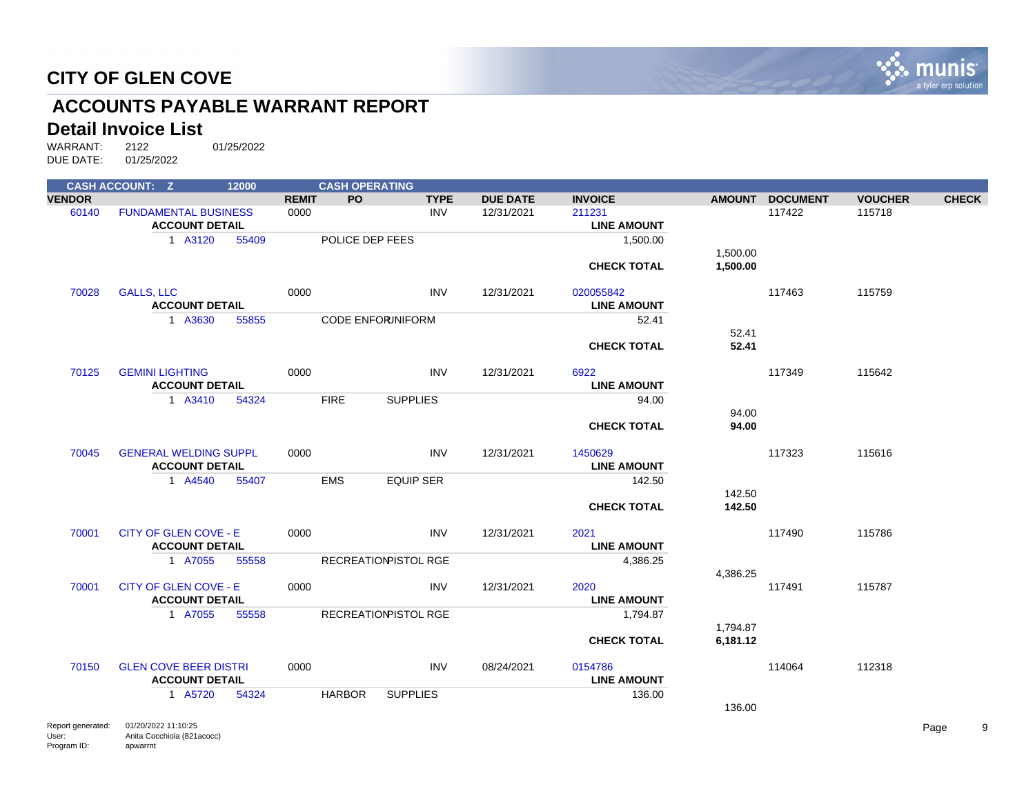# CITY OF GLEN COVE

## ACCOUNTS PAYABLE WARRANT REPORT

### Detail Invoice List

WARRANT: 2122 01/25/2022
DUE DATE: 01/25/2022

| CASH ACCOUNT: Z | | 12000 | | CASH OPERATING | | | | | | | | |
|---|---|---|---|---|---|---|---|---|---|---|---|---|
| **VENDOR** | | | **REMIT** | **PO** | **TYPE** | **DUE DATE** | **INVOICE** | | **AMOUNT** | **DOCUMENT** | **VOUCHER** | **CHECK** |
| 60140 | FUNDAMENTAL BUSINESS | | 0000 | | INV | 12/31/2021 | 211231 | | | 117422 | 115718 | |
| | **ACCOUNT DETAIL** | | | | | | | **LINE AMOUNT** | | | | |
| | 1 A3120 | 55409 | | POLICE DEP FEES | | | | 1,500.00 | | | | |
| | | | | | | | | | 1,500.00 | | | |
| | | | | | | | | **CHECK TOTAL** | **1,500.00** | | | |
| 70028 | GALLS, LLC | | 0000 | | INV | 12/31/2021 | 020055842 | | | 117463 | 115759 | |
| | **ACCOUNT DETAIL** | | | | | | | **LINE AMOUNT** | | | | |
| | 1 A3630 | 55855 | | CODE ENFORUNIFORM | | | | 52.41 | | | | |
| | | | | | | | | | 52.41 | | | |
| | | | | | | | | **CHECK TOTAL** | **52.41** | | | |
| 70125 | GEMINI LIGHTING | | 0000 | | INV | 12/31/2021 | 6922 | | | 117349 | 115642 | |
| | **ACCOUNT DETAIL** | | | | | | | **LINE AMOUNT** | | | | |
| | 1 A3410 | 54324 | | FIRE | SUPPLIES | | | 94.00 | | | | |
| | | | | | | | | | 94.00 | | | |
| | | | | | | | | **CHECK TOTAL** | **94.00** | | | |
| 70045 | GENERAL WELDING SUPPL | | 0000 | | INV | 12/31/2021 | 1450629 | | | 117323 | 115616 | |
| | **ACCOUNT DETAIL** | | | | | | | **LINE AMOUNT** | | | | |
| | 1 A4540 | 55407 | | EMS | EQUIP SER | | | 142.50 | | | | |
| | | | | | | | | | 142.50 | | | |
| | | | | | | | | **CHECK TOTAL** | **142.50** | | | |
| 70001 | CITY OF GLEN COVE - E | | 0000 | | INV | 12/31/2021 | 2021 | | | 117490 | 115786 | |
| | **ACCOUNT DETAIL** | | | | | | | **LINE AMOUNT** | | | | |
| | 1 A7055 | 55558 | | RECREATIONPISTOL RGE | | | | 4,386.25 | | | | |
| | | | | | | | | | 4,386.25 | | | |
| 70001 | CITY OF GLEN COVE - E | | 0000 | | INV | 12/31/2021 | 2020 | | | 117491 | 115787 | |
| | **ACCOUNT DETAIL** | | | | | | | **LINE AMOUNT** | | | | |
| | 1 A7055 | 55558 | | RECREATIONPISTOL RGE | | | | 1,794.87 | | | | |
| | | | | | | | | | 1,794.87 | | | |
| | | | | | | | | **CHECK TOTAL** | **6,181.12** | | | |
| 70150 | GLEN COVE BEER DISTRI | | 0000 | | INV | 08/24/2021 | 0154786 | | | 114064 | 112318 | |
| | **ACCOUNT DETAIL** | | | | | | | **LINE AMOUNT** | | | | |
| | 1 A5720 | 54324 | | HARBOR | SUPPLIES | | | 136.00 | | | | |
| | | | | | | | | | 136.00 | | | |

Report generated: 01/20/2022 11:10:25
User: Anita Cocchiola (821acocc)
Program ID: apwarrnt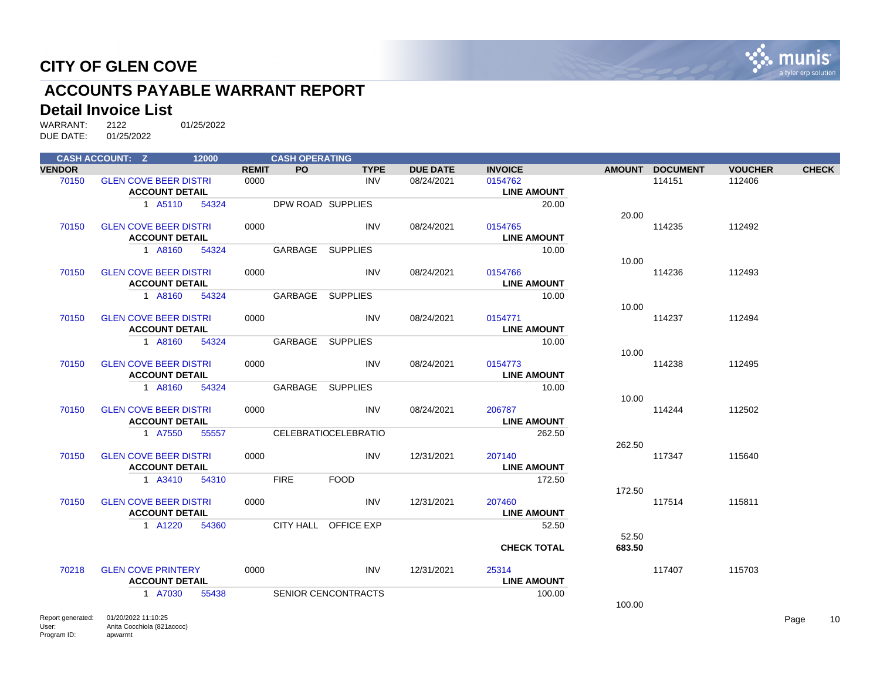# CITY OF GLEN COVE

## ACCOUNTS PAYABLE WARRANT REPORT

### Detail Invoice List

WARRANT: 2122 01/25/2022
DUE DATE: 01/25/2022

| CASH ACCOUNT: Z | 12000 | | | CASH OPERATING | | | | | | | |
|---|---|---|---|---|---|---|---|---|---|---|---|
| **VENDOR** | | **REMIT** | **PO** | **TYPE** | **DUE DATE** | **INVOICE** | | **AMOUNT** | **DOCUMENT** | **VOUCHER** | **CHECK** |
| 70150 | GLEN COVE BEER DISTRI | 0000 | | INV | 08/24/2021 | 0154762 | | | 114151 | 112406 | |
| | **ACCOUNT DETAIL** | | | | | | **LINE AMOUNT** | | | | |
| | 1 A5110 54324 | | DPW ROAD SUPPLIES | | | | 20.00 | | | | |
| | | | | | | | | 20.00 | | | |
| 70150 | GLEN COVE BEER DISTRI | 0000 | | INV | 08/24/2021 | 0154765 | | | 114235 | 112492 | |
| | **ACCOUNT DETAIL** | | | | | | **LINE AMOUNT** | | | | |
| | 1 A8160 54324 | | GARBAGE SUPPLIES | | | | 10.00 | | | | |
| | | | | | | | | 10.00 | | | |
| 70150 | GLEN COVE BEER DISTRI | 0000 | | INV | 08/24/2021 | 0154766 | | | 114236 | 112493 | |
| | **ACCOUNT DETAIL** | | | | | | **LINE AMOUNT** | | | | |
| | 1 A8160 54324 | | GARBAGE SUPPLIES | | | | 10.00 | | | | |
| | | | | | | | | 10.00 | | | |
| 70150 | GLEN COVE BEER DISTRI | 0000 | | INV | 08/24/2021 | 0154771 | | | 114237 | 112494 | |
| | **ACCOUNT DETAIL** | | | | | | **LINE AMOUNT** | | | | |
| | 1 A8160 54324 | | GARBAGE SUPPLIES | | | | 10.00 | | | | |
| | | | | | | | | 10.00 | | | |
| 70150 | GLEN COVE BEER DISTRI | 0000 | | INV | 08/24/2021 | 0154773 | | | 114238 | 112495 | |
| | **ACCOUNT DETAIL** | | | | | | **LINE AMOUNT** | | | | |
| | 1 A8160 54324 | | GARBAGE SUPPLIES | | | | 10.00 | | | | |
| | | | | | | | | 10.00 | | | |
| 70150 | GLEN COVE BEER DISTRI | 0000 | | INV | 08/24/2021 | 206787 | | | 114244 | 112502 | |
| | **ACCOUNT DETAIL** | | | | | | **LINE AMOUNT** | | | | |
| | 1 A7550 55557 | | CELEBRATIOCELEBRATIO | | | | 262.50 | | | | |
| | | | | | | | | 262.50 | | | |
| 70150 | GLEN COVE BEER DISTRI | 0000 | | INV | 12/31/2021 | 207140 | | | 117347 | 115640 | |
| | **ACCOUNT DETAIL** | | | | | | **LINE AMOUNT** | | | | |
| | 1 A3410 54310 | | FIRE FOOD | | | | 172.50 | | | | |
| | | | | | | | | 172.50 | | | |
| 70150 | GLEN COVE BEER DISTRI | 0000 | | INV | 12/31/2021 | 207460 | | | 117514 | 115811 | |
| | **ACCOUNT DETAIL** | | | | | | **LINE AMOUNT** | | | | |
| | 1 A1220 54360 | | CITY HALL OFFICE EXP | | | | 52.50 | | | | |
| | | | | | | | | 52.50 | | | |
| | | | | | | | **CHECK TOTAL** | **683.50** | | | |
| 70218 | GLEN COVE PRINTERY | 0000 | | INV | 12/31/2021 | 25314 | | | 117407 | 115703 | |
| | **ACCOUNT DETAIL** | | | | | | **LINE AMOUNT** | | | | |
| | 1 A7030 55438 | | SENIOR CENCONTRACTS | | | | 100.00 | | | | |
| | | | | | | | | 100.00 | | | |

Report generated: 01/20/2022 11:10:25
User: Anita Cocchiola (821acocc)
Program ID: apwarrnt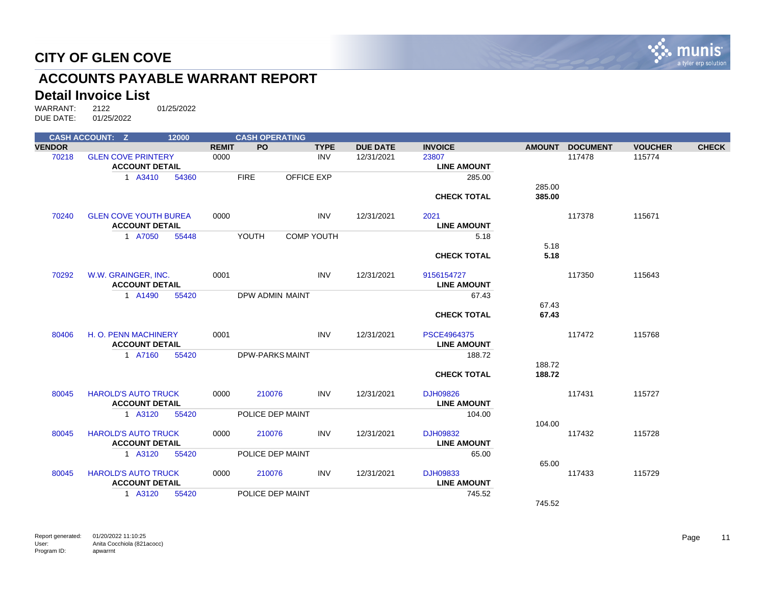# CITY OF GLEN COVE

## ACCOUNTS PAYABLE WARRANT REPORT

### Detail Invoice List

WARRANT: 2122 01/25/2022
DUE DATE: 01/25/2022

CASH ACCOUNT: Z 12000 CASH OPERATING

| VENDOR | | REMIT | PO | TYPE | DUE DATE | INVOICE | AMOUNT | DOCUMENT | VOUCHER | CHECK |
|---|---|---|---|---|---|---|---|---|---|---|
| 70218 | GLEN COVE PRINTERY | 0000 | | INV | 12/31/2021 | 23807 | | 117478 | 115774 | |
| | **ACCOUNT DETAIL** | | | | | **LINE AMOUNT** | | | | |
| | 1 A3410 54360 | | FIRE | OFFICE EXP | | 285.00 | | | | |
| | | | | | | | 285.00 | | | |
| | | | | | | **CHECK TOTAL** | **385.00** | | | |
| 70240 | GLEN COVE YOUTH BUREA | 0000 | | INV | 12/31/2021 | 2021 | | 117378 | 115671 | |
| | **ACCOUNT DETAIL** | | | | | **LINE AMOUNT** | | | | |
| | 1 A7050 55448 | | YOUTH | COMP YOUTH | | 5.18 | | | | |
| | | | | | | | 5.18 | | | |
| | | | | | | **CHECK TOTAL** | **5.18** | | | |
| 70292 | W.W. GRAINGER, INC. | 0001 | | INV | 12/31/2021 | 9156154727 | | 117350 | 115643 | |
| | **ACCOUNT DETAIL** | | | | | **LINE AMOUNT** | | | | |
| | 1 A1490 55420 | | DPW ADMIN | MAINT | | 67.43 | | | | |
| | | | | | | | 67.43 | | | |
| | | | | | | **CHECK TOTAL** | **67.43** | | | |
| 80406 | H. O. PENN MACHINERY | 0001 | | INV | 12/31/2021 | PSCE4964375 | | 117472 | 115768 | |
| | **ACCOUNT DETAIL** | | | | | **LINE AMOUNT** | | | | |
| | 1 A7160 55420 | | DPW-PARKS | MAINT | | 188.72 | | | | |
| | | | | | | | 188.72 | | | |
| | | | | | | **CHECK TOTAL** | **188.72** | | | |
| 80045 | HAROLD'S AUTO TRUCK | 0000 | 210076 | INV | 12/31/2021 | DJH09826 | | 117431 | 115727 | |
| | **ACCOUNT DETAIL** | | | | | **LINE AMOUNT** | | | | |
| | 1 A3120 55420 | | POLICE DEP | MAINT | | 104.00 | | | | |
| | | | | | | | 104.00 | | | |
| 80045 | HAROLD'S AUTO TRUCK | 0000 | 210076 | INV | 12/31/2021 | DJH09832 | | 117432 | 115728 | |
| | **ACCOUNT DETAIL** | | | | | **LINE AMOUNT** | | | | |
| | 1 A3120 55420 | | POLICE DEP | MAINT | | 65.00 | | | | |
| | | | | | | | 65.00 | | | |
| 80045 | HAROLD'S AUTO TRUCK | 0000 | 210076 | INV | 12/31/2021 | DJH09833 | | 117433 | 115729 | |
| | **ACCOUNT DETAIL** | | | | | **LINE AMOUNT** | | | | |
| | 1 A3120 55420 | | POLICE DEP | MAINT | | 745.52 | | | | |
| | | | | | | | 745.52 | | | |

Report generated: 01/20/2022 11:10:25
User: Anita Cocchiola (821acocc)
Program ID: apwarrnt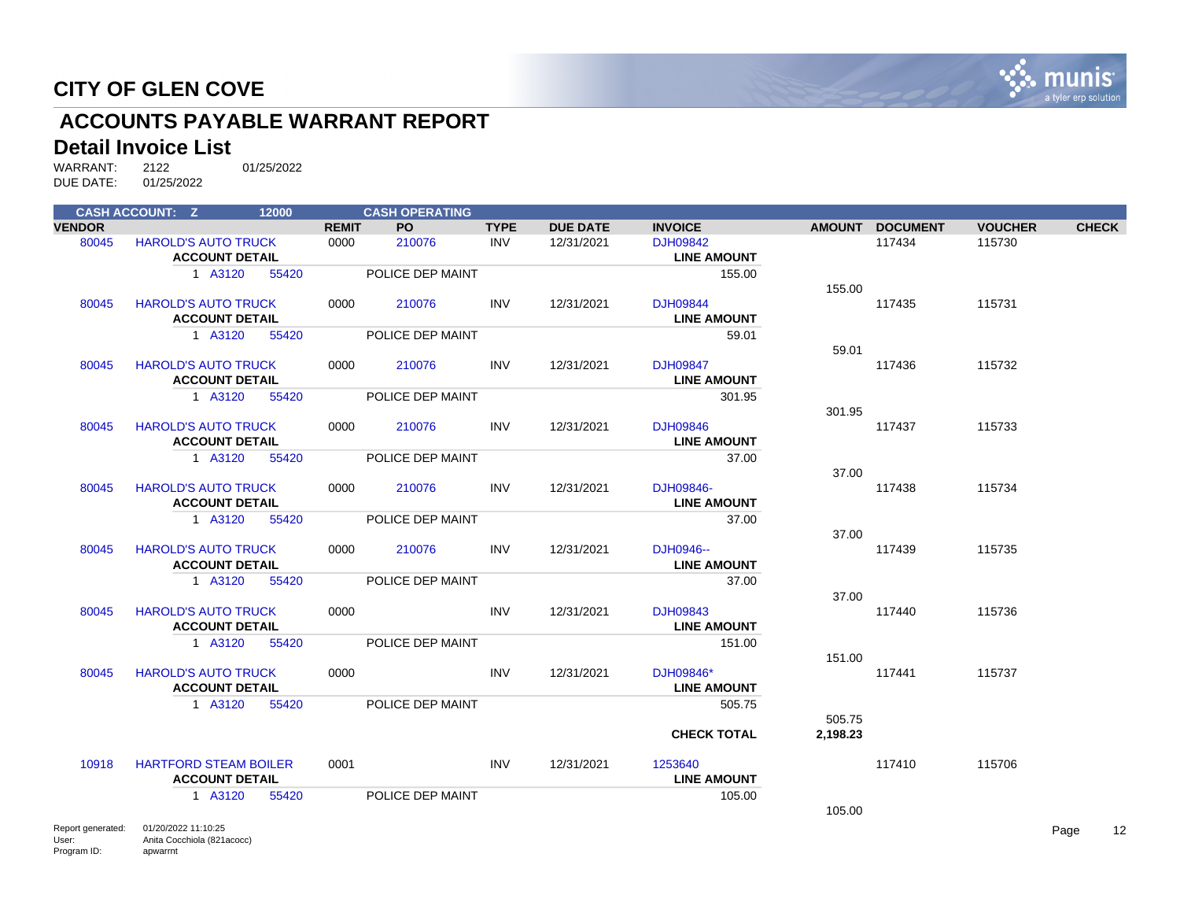# CITY OF GLEN COVE

## ACCOUNTS PAYABLE WARRANT REPORT

### Detail Invoice List

WARRANT: 2122 01/25/2022
DUE DATE: 01/25/2022

| CASH ACCOUNT: Z | | 12000 | | CASH OPERATING | | | | | | | |
|---|---|---|---|---|---|---|---|---|---|---|---|
| **VENDOR** | | | **REMIT** | **PO** | **TYPE** | **DUE DATE** | **INVOICE** | **AMOUNT** | **DOCUMENT** | **VOUCHER** | **CHECK** |
| 80045 | HAROLD'S AUTO TRUCK | | 0000 | 210076 | INV | 12/31/2021 | DJH09842 | | 117434 | 115730 | |
| | **ACCOUNT DETAIL** | | | | | | **LINE AMOUNT** | | | | |
| | 1 A3120 | 55420 | | POLICE DEP MAINT | | | 155.00 | | | | |
| | | | | | | | | 155.00 | | | |
| 80045 | HAROLD'S AUTO TRUCK | | 0000 | 210076 | INV | 12/31/2021 | DJH09844 | | 117435 | 115731 | |
| | **ACCOUNT DETAIL** | | | | | | **LINE AMOUNT** | | | | |
| | 1 A3120 | 55420 | | POLICE DEP MAINT | | | 59.01 | | | | |
| | | | | | | | | 59.01 | | | |
| 80045 | HAROLD'S AUTO TRUCK | | 0000 | 210076 | INV | 12/31/2021 | DJH09847 | | 117436 | 115732 | |
| | **ACCOUNT DETAIL** | | | | | | **LINE AMOUNT** | | | | |
| | 1 A3120 | 55420 | | POLICE DEP MAINT | | | 301.95 | | | | |
| | | | | | | | | 301.95 | | | |
| 80045 | HAROLD'S AUTO TRUCK | | 0000 | 210076 | INV | 12/31/2021 | DJH09846 | | 117437 | 115733 | |
| | **ACCOUNT DETAIL** | | | | | | **LINE AMOUNT** | | | | |
| | 1 A3120 | 55420 | | POLICE DEP MAINT | | | 37.00 | | | | |
| | | | | | | | | 37.00 | | | |
| 80045 | HAROLD'S AUTO TRUCK | | 0000 | 210076 | INV | 12/31/2021 | DJH09846- | | 117438 | 115734 | |
| | **ACCOUNT DETAIL** | | | | | | **LINE AMOUNT** | | | | |
| | 1 A3120 | 55420 | | POLICE DEP MAINT | | | 37.00 | | | | |
| | | | | | | | | 37.00 | | | |
| 80045 | HAROLD'S AUTO TRUCK | | 0000 | 210076 | INV | 12/31/2021 | DJH0946-- | | 117439 | 115735 | |
| | **ACCOUNT DETAIL** | | | | | | **LINE AMOUNT** | | | | |
| | 1 A3120 | 55420 | | POLICE DEP MAINT | | | 37.00 | | | | |
| | | | | | | | | 37.00 | | | |
| 80045 | HAROLD'S AUTO TRUCK | | 0000 | | INV | 12/31/2021 | DJH09843 | | 117440 | 115736 | |
| | **ACCOUNT DETAIL** | | | | | | **LINE AMOUNT** | | | | |
| | 1 A3120 | 55420 | | POLICE DEP MAINT | | | 151.00 | | | | |
| | | | | | | | | 151.00 | | | |
| 80045 | HAROLD'S AUTO TRUCK | | 0000 | | INV | 12/31/2021 | DJH09846* | | 117441 | 115737 | |
| | **ACCOUNT DETAIL** | | | | | | **LINE AMOUNT** | | | | |
| | 1 A3120 | 55420 | | POLICE DEP MAINT | | | 505.75 | | | | |
| | | | | | | | | 505.75 | | | |
| | | | | | | | **CHECK TOTAL** | **2,198.23** | | | |
| 10918 | HARTFORD STEAM BOILER | | 0001 | | INV | 12/31/2021 | 1253640 | | 117410 | 115706 | |
| | **ACCOUNT DETAIL** | | | | | | **LINE AMOUNT** | | | | |
| | 1 A3120 | 55420 | | POLICE DEP MAINT | | | 105.00 | | | | |
| | | | | | | | | 105.00 | | | |

Report generated: 01/20/2022 11:10:25
User: Anita Cocchiola (821acocc)
Program ID: apwarrnt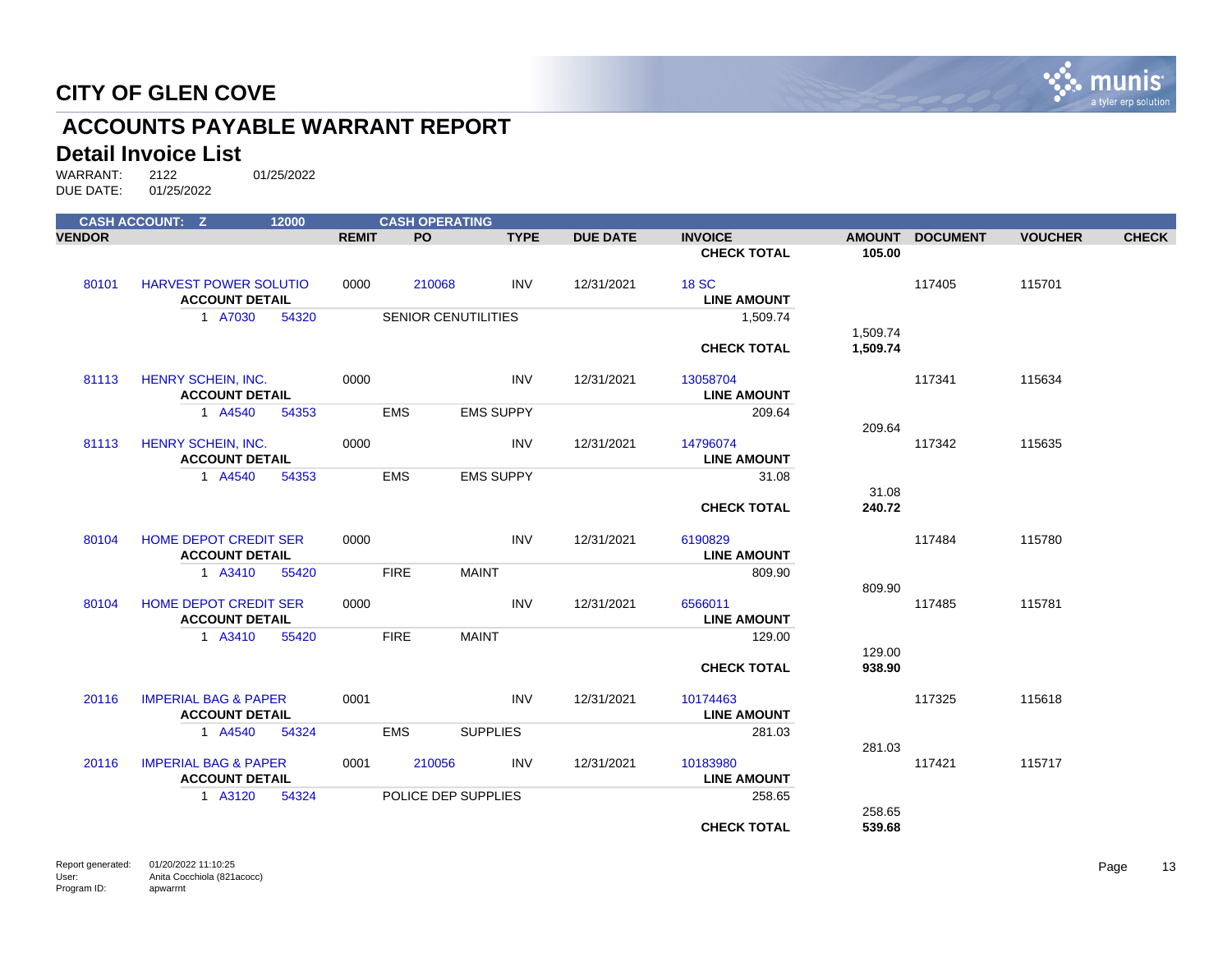# CITY OF GLEN COVE

## ACCOUNTS PAYABLE WARRANT REPORT

### Detail Invoice List

WARRANT: 2122 01/25/2022
DUE DATE: 01/25/2022

| CASH ACCOUNT: Z | | 12000 | | CASH OPERATING | | | | | | | |
|---|---|---|---|---|---|---|---|---|---|---|---|
| **VENDOR** | | | **REMIT** | **PO** | **TYPE** | **DUE DATE** | **INVOICE** | **AMOUNT** | **DOCUMENT** | **VOUCHER** | **CHECK** |
| | | | | | | | **CHECK TOTAL** | **105.00** | | | |
| 80101 | HARVEST POWER SOLUTIO | | 0000 | 210068 | INV | 12/31/2021 | 18 SC | | 117405 | 115701 | |
| | **ACCOUNT DETAIL** | | | | | | **LINE AMOUNT** | | | | |
| | 1 A7030 | 54320 | | SENIOR CENUTILITIES | | | 1,509.74 | | | | |
| | | | | | | | | 1,509.74 | | | |
| | | | | | | | **CHECK TOTAL** | **1,509.74** | | | |
| 81113 | HENRY SCHEIN, INC. | | 0000 | | INV | 12/31/2021 | 13058704 | | 117341 | 115634 | |
| | **ACCOUNT DETAIL** | | | | | | **LINE AMOUNT** | | | | |
| | 1 A4540 | 54353 | | EMS | EMS SUPPY | | 209.64 | | | | |
| | | | | | | | | 209.64 | | | |
| 81113 | HENRY SCHEIN, INC. | | 0000 | | INV | 12/31/2021 | 14796074 | | 117342 | 115635 | |
| | **ACCOUNT DETAIL** | | | | | | **LINE AMOUNT** | | | | |
| | 1 A4540 | 54353 | | EMS | EMS SUPPY | | 31.08 | | | | |
| | | | | | | | | 31.08 | | | |
| | | | | | | | **CHECK TOTAL** | **240.72** | | | |
| 80104 | HOME DEPOT CREDIT SER | | 0000 | | INV | 12/31/2021 | 6190829 | | 117484 | 115780 | |
| | **ACCOUNT DETAIL** | | | | | | **LINE AMOUNT** | | | | |
| | 1 A3410 | 55420 | | FIRE | MAINT | | 809.90 | | | | |
| | | | | | | | | 809.90 | | | |
| 80104 | HOME DEPOT CREDIT SER | | 0000 | | INV | 12/31/2021 | 6566011 | | 117485 | 115781 | |
| | **ACCOUNT DETAIL** | | | | | | **LINE AMOUNT** | | | | |
| | 1 A3410 | 55420 | | FIRE | MAINT | | 129.00 | | | | |
| | | | | | | | | 129.00 | | | |
| | | | | | | | **CHECK TOTAL** | **938.90** | | | |
| 20116 | IMPERIAL BAG & PAPER | | 0001 | | INV | 12/31/2021 | 10174463 | | 117325 | 115618 | |
| | **ACCOUNT DETAIL** | | | | | | **LINE AMOUNT** | | | | |
| | 1 A4540 | 54324 | | EMS | SUPPLIES | | 281.03 | | | | |
| | | | | | | | | 281.03 | | | |
| 20116 | IMPERIAL BAG & PAPER | | 0001 | 210056 | INV | 12/31/2021 | 10183980 | | 117421 | 115717 | |
| | **ACCOUNT DETAIL** | | | | | | **LINE AMOUNT** | | | | |
| | 1 A3120 | 54324 | | POLICE DEP SUPPLIES | | | 258.65 | | | | |
| | | | | | | | | 258.65 | | | |
| | | | | | | | **CHECK TOTAL** | **539.68** | | | |

Report generated: 01/20/2022 11:10:25
User: Anita Cocchiola (821acocc)
Program ID: apwarrnt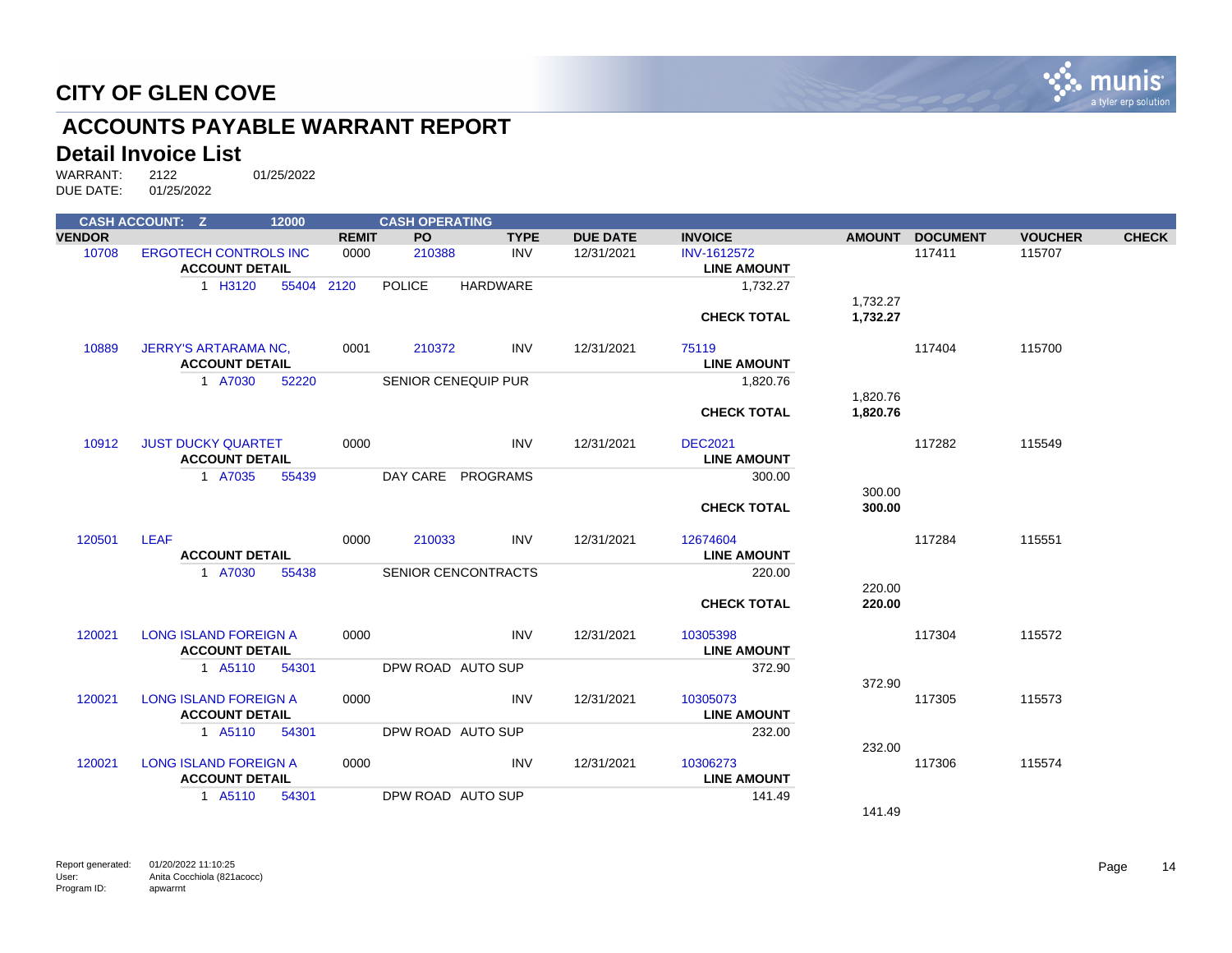# CITY OF GLEN COVE

## ACCOUNTS PAYABLE WARRANT REPORT

### Detail Invoice List

WARRANT: 2122 01/25/2022
DUE DATE: 01/25/2022

CASH ACCOUNT: Z 12000 CASH OPERATING

| VENDOR | | REMIT | PO | TYPE | DUE DATE | INVOICE | AMOUNT | DOCUMENT | VOUCHER | CHECK |
|---|---|---|---|---|---|---|---|---|---|---|
| 10708 | ERGOTECH CONTROLS INC | 0000 | 210388 | INV | 12/31/2021 | INV-1612572 | | 117411 | 115707 | |
| | ACCOUNT DETAIL | | | | | LINE AMOUNT | | | | |
| | 1 H3120 55404 2120 | | POLICE | HARDWARE | | 1,732.27 | | | | |
| | | | | | | | 1,732.27 | | | |
| | | | | | | **CHECK TOTAL** | **1,732.27** | | | |
| 10889 | JERRY'S ARTARAMA NC, | 0001 | 210372 | INV | 12/31/2021 | 75119 | | 117404 | 115700 | |
| | ACCOUNT DETAIL | | | | | LINE AMOUNT | | | | |
| | 1 A7030 52220 | | SENIOR CEN | EQUIP PUR | | 1,820.76 | | | | |
| | | | | | | | 1,820.76 | | | |
| | | | | | | **CHECK TOTAL** | **1,820.76** | | | |
| 10912 | JUST DUCKY QUARTET | 0000 | | INV | 12/31/2021 | DEC2021 | | 117282 | 115549 | |
| | ACCOUNT DETAIL | | | | | LINE AMOUNT | | | | |
| | 1 A7035 55439 | | DAY CARE | PROGRAMS | | 300.00 | | | | |
| | | | | | | | 300.00 | | | |
| | | | | | | **CHECK TOTAL** | **300.00** | | | |
| 120501 | LEAF | 0000 | 210033 | INV | 12/31/2021 | 12674604 | | 117284 | 115551 | |
| | ACCOUNT DETAIL | | | | | LINE AMOUNT | | | | |
| | 1 A7030 55438 | | SENIOR CEN | CONTRACTS | | 220.00 | | | | |
| | | | | | | | 220.00 | | | |
| | | | | | | **CHECK TOTAL** | **220.00** | | | |
| 120021 | LONG ISLAND FOREIGN A | 0000 | | INV | 12/31/2021 | 10305398 | | 117304 | 115572 | |
| | ACCOUNT DETAIL | | | | | LINE AMOUNT | | | | |
| | 1 A5110 54301 | | DPW ROAD | AUTO SUP | | 372.90 | | | | |
| | | | | | | | 372.90 | | | |
| 120021 | LONG ISLAND FOREIGN A | 0000 | | INV | 12/31/2021 | 10305073 | | 117305 | 115573 | |
| | ACCOUNT DETAIL | | | | | LINE AMOUNT | | | | |
| | 1 A5110 54301 | | DPW ROAD | AUTO SUP | | 232.00 | | | | |
| | | | | | | | 232.00 | | | |
| 120021 | LONG ISLAND FOREIGN A | 0000 | | INV | 12/31/2021 | 10306273 | | 117306 | 115574 | |
| | ACCOUNT DETAIL | | | | | LINE AMOUNT | | | | |
| | 1 A5110 54301 | | DPW ROAD | AUTO SUP | | 141.49 | | | | |
| | | | | | | | 141.49 | | | |

Report generated: 01/20/2022 11:10:25
User: Anita Cocchiola (821acocc)
Program ID: apwarrnt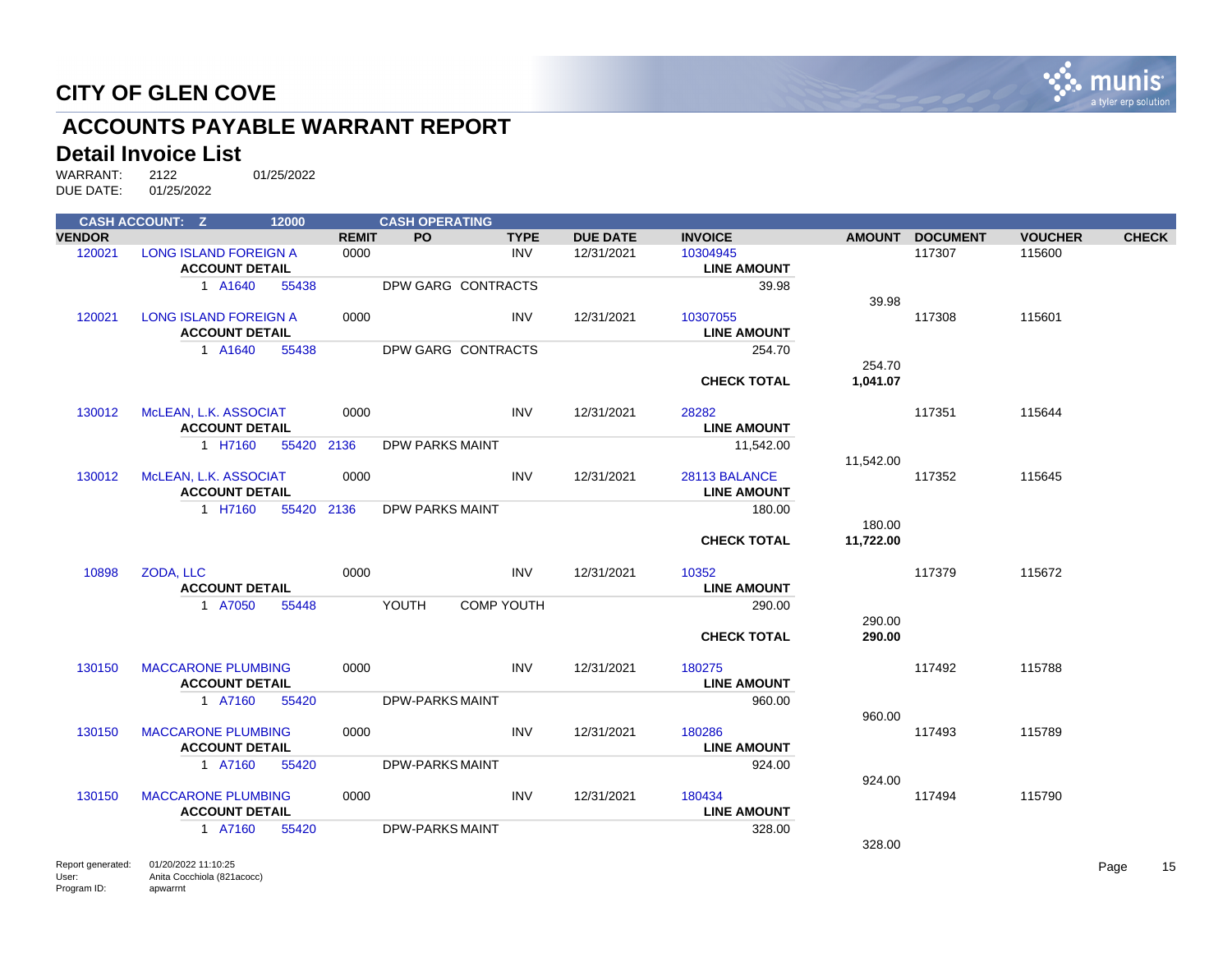# CITY OF GLEN COVE

## ACCOUNTS PAYABLE WARRANT REPORT

### Detail Invoice List

WARRANT: 2122 01/25/2022
DUE DATE: 01/25/2022

**CASH ACCOUNT: Z 12000 CASH OPERATING**

| VENDOR | | REMIT | PO | TYPE | DUE DATE | INVOICE | AMOUNT | DOCUMENT | VOUCHER | CHECK |
|---|---|---|---|---|---|---|---|---|---|---|
| 120021 | LONG ISLAND FOREIGN A | 0000 | | INV | 12/31/2021 | 10304945 | | 117307 | 115600 | |
| | **ACCOUNT DETAIL** | | | | | **LINE AMOUNT** | | | | |
| | 1 A1640 55438 | | DPW GARG CONTRACTS | | | 39.98 | | | | |
| | | | | | | | 39.98 | | | |
| 120021 | LONG ISLAND FOREIGN A | 0000 | | INV | 12/31/2021 | 10307055 | | 117308 | 115601 | |
| | **ACCOUNT DETAIL** | | | | | **LINE AMOUNT** | | | | |
| | 1 A1640 55438 | | DPW GARG CONTRACTS | | | 254.70 | | | | |
| | | | | | | | 254.70 | | | |
| | | | | | | **CHECK TOTAL** | **1,041.07** | | | |
| 130012 | McLEAN, L.K. ASSOCIAT | 0000 | | INV | 12/31/2021 | 28282 | | 117351 | 115644 | |
| | **ACCOUNT DETAIL** | | | | | **LINE AMOUNT** | | | | |
| | 1 H7160 55420 2136 | | DPW PARKS MAINT | | | 11,542.00 | | | | |
| | | | | | | | 11,542.00 | | | |
| 130012 | McLEAN, L.K. ASSOCIAT | 0000 | | INV | 12/31/2021 | 28113 BALANCE | | 117352 | 115645 | |
| | **ACCOUNT DETAIL** | | | | | **LINE AMOUNT** | | | | |
| | 1 H7160 55420 2136 | | DPW PARKS MAINT | | | 180.00 | | | | |
| | | | | | | | 180.00 | | | |
| | | | | | | **CHECK TOTAL** | **11,722.00** | | | |
| 10898 | ZODA, LLC | 0000 | | INV | 12/31/2021 | 10352 | | 117379 | 115672 | |
| | **ACCOUNT DETAIL** | | | | | **LINE AMOUNT** | | | | |
| | 1 A7050 55448 | | YOUTH COMP YOUTH | | | 290.00 | | | | |
| | | | | | | | 290.00 | | | |
| | | | | | | **CHECK TOTAL** | **290.00** | | | |
| 130150 | MACCARONE PLUMBING | 0000 | | INV | 12/31/2021 | 180275 | | 117492 | 115788 | |
| | **ACCOUNT DETAIL** | | | | | **LINE AMOUNT** | | | | |
| | 1 A7160 55420 | | DPW-PARKS MAINT | | | 960.00 | | | | |
| | | | | | | | 960.00 | | | |
| 130150 | MACCARONE PLUMBING | 0000 | | INV | 12/31/2021 | 180286 | | 117493 | 115789 | |
| | **ACCOUNT DETAIL** | | | | | **LINE AMOUNT** | | | | |
| | 1 A7160 55420 | | DPW-PARKS MAINT | | | 924.00 | | | | |
| | | | | | | | 924.00 | | | |
| 130150 | MACCARONE PLUMBING | 0000 | | INV | 12/31/2021 | 180434 | | 117494 | 115790 | |
| | **ACCOUNT DETAIL** | | | | | **LINE AMOUNT** | | | | |
| | 1 A7160 55420 | | DPW-PARKS MAINT | | | 328.00 | | | | |
| | | | | | | | 328.00 | | | |

Report generated: 01/20/2022 11:10:25
User: Anita Cocchiola (821acocc)
Program ID: apwarrnt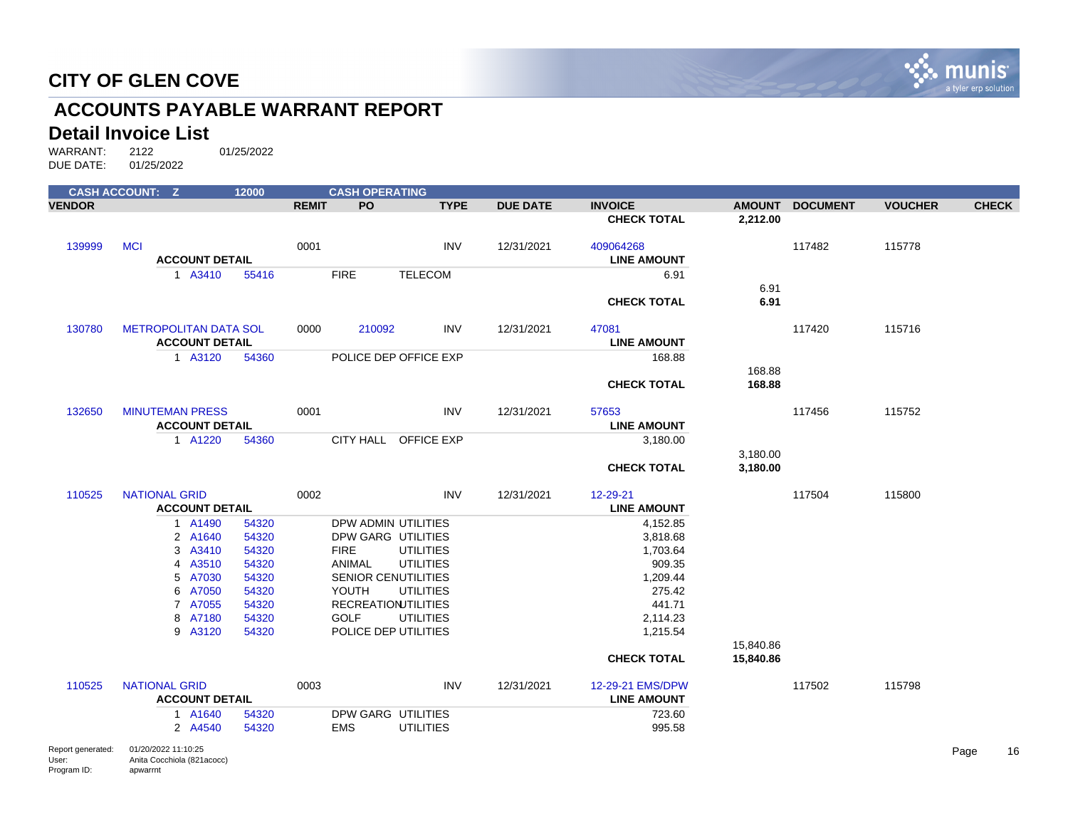# CITY OF GLEN COVE

## ACCOUNTS PAYABLE WARRANT REPORT

### Detail Invoice List

WARRANT: 2122 01/25/2022
DUE DATE: 01/25/2022

CASH ACCOUNT: Z 12000 CASH OPERATING

| VENDOR | | REMIT | PO | TYPE | DUE DATE | INVOICE | AMOUNT | DOCUMENT | VOUCHER | CHECK |
|---|---|---|---|---|---|---|---|---|---|---|
| | | | | | | **CHECK TOTAL** | **2,212.00** | | | |
| 139999 | MCI | 0001 | | INV | 12/31/2021 | 409064268 | | 117482 | 115778 | |
| | **ACCOUNT DETAIL** | | | | | **LINE AMOUNT** | | | | |
| | 1 A3410 55416 | | FIRE TELECOM | | | 6.91 | | | | |
| | | | | | | | 6.91 | | | |
| | | | | | | **CHECK TOTAL** | **6.91** | | | |
| 130780 | METROPOLITAN DATA SOL | 0000 | 210092 | INV | 12/31/2021 | 47081 | | 117420 | 115716 | |
| | **ACCOUNT DETAIL** | | | | | **LINE AMOUNT** | | | | |
| | 1 A3120 54360 | | POLICE DEP OFFICE EXP | | | 168.88 | | | | |
| | | | | | | | 168.88 | | | |
| | | | | | | **CHECK TOTAL** | **168.88** | | | |
| 132650 | MINUTEMAN PRESS | 0001 | | INV | 12/31/2021 | 57653 | | 117456 | 115752 | |
| | **ACCOUNT DETAIL** | | | | | **LINE AMOUNT** | | | | |
| | 1 A1220 54360 | | CITY HALL OFFICE EXP | | | 3,180.00 | | | | |
| | | | | | | | 3,180.00 | | | |
| | | | | | | **CHECK TOTAL** | **3,180.00** | | | |
| 110525 | NATIONAL GRID | 0002 | | INV | 12/31/2021 | 12-29-21 | | 117504 | 115800 | |
| | **ACCOUNT DETAIL** | | | | | **LINE AMOUNT** | | | | |
| | 1 A1490 54320 | | DPW ADMIN UTILITIES | | | 4,152.85 | | | | |
| | 2 A1640 54320 | | DPW GARG UTILITIES | | | 3,818.68 | | | | |
| | 3 A3410 54320 | | FIRE UTILITIES | | | 1,703.64 | | | | |
| | 4 A3510 54320 | | ANIMAL UTILITIES | | | 909.35 | | | | |
| | 5 A7030 54320 | | SENIOR CENUTILITIES | | | 1,209.44 | | | | |
| | 6 A7050 54320 | | YOUTH UTILITIES | | | 275.42 | | | | |
| | 7 A7055 54320 | | RECREATIONUTILITIES | | | 441.71 | | | | |
| | 8 A7180 54320 | | GOLF UTILITIES | | | 2,114.23 | | | | |
| | 9 A3120 54320 | | POLICE DEP UTILITIES | | | 1,215.54 | | | | |
| | | | | | | | 15,840.86 | | | |
| | | | | | | **CHECK TOTAL** | **15,840.86** | | | |
| 110525 | NATIONAL GRID | 0003 | | INV | 12/31/2021 | 12-29-21 EMS/DPW | | 117502 | 115798 | |
| | **ACCOUNT DETAIL** | | | | | **LINE AMOUNT** | | | | |
| | 1 A1640 54320 | | DPW GARG UTILITIES | | | 723.60 | | | | |
| | 2 A4540 54320 | | EMS UTILITIES | | | 995.58 | | | | |

Report generated: 01/20/2022 11:10:25
User: Anita Cocchiola (821acocc)
Program ID: apwarrnt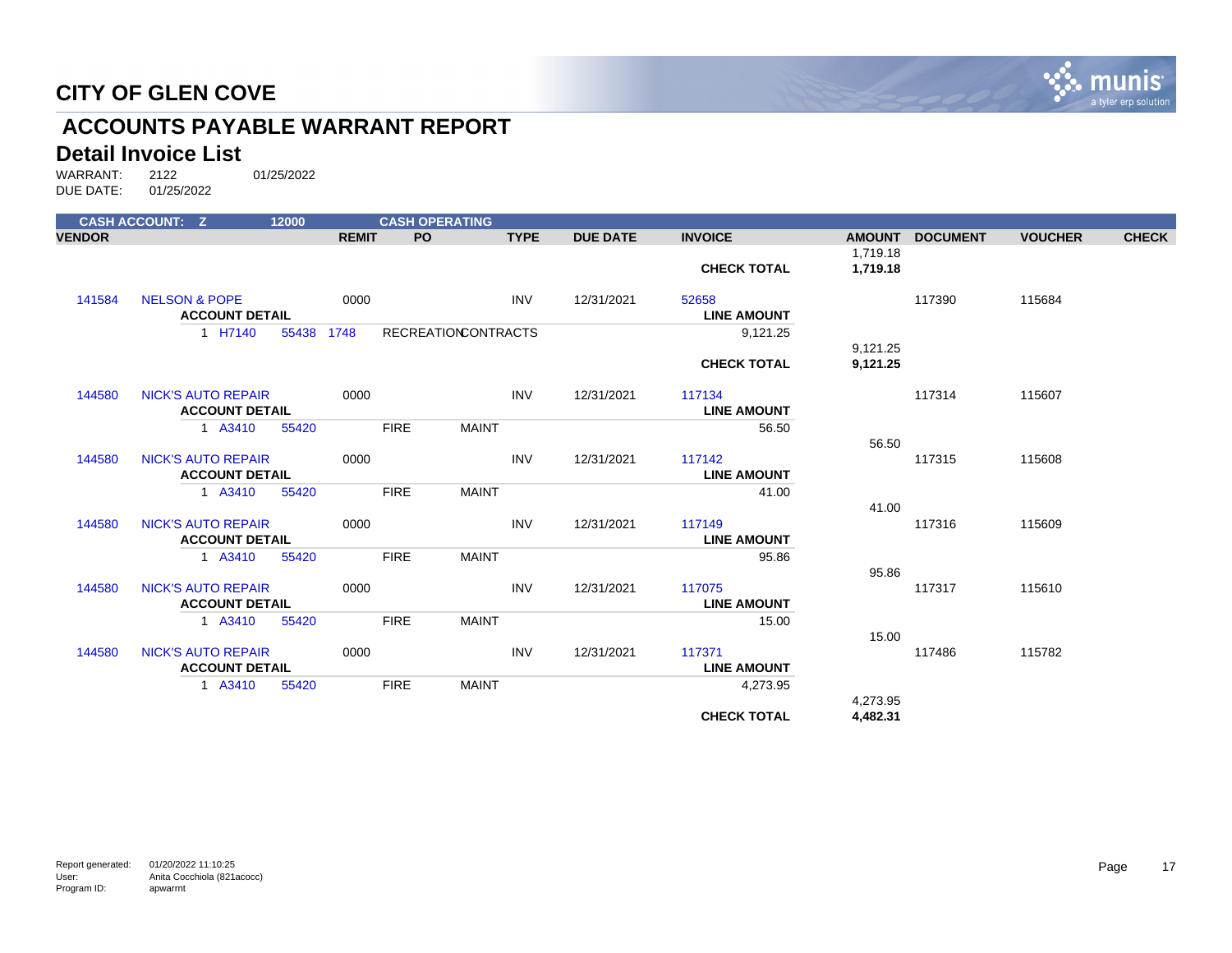# CITY OF GLEN COVE

## ACCOUNTS PAYABLE WARRANT REPORT

### Detail Invoice List

WARRANT: 2122 01/25/2022
DUE DATE: 01/25/2022

| CASH ACCOUNT: Z | | 12000 | | CASH OPERATING | | | | | | | |
|---|---|---|---|---|---|---|---|---|---|---|---|
| **VENDOR** | | | **REMIT** | **PO** | **TYPE** | **DUE DATE** | **INVOICE** | **AMOUNT** | **DOCUMENT** | **VOUCHER** | **CHECK** |
| | | | | | | | | 1,719.18 | | | |
| | | | | | | | **CHECK TOTAL** | **1,719.18** | | | |
| 141584 | NELSON & POPE | | 0000 | | INV | 12/31/2021 | 52658 | | 117390 | 115684 | |
| | **ACCOUNT DETAIL** | | | | | | **LINE AMOUNT** | | | | |
| | 1 H7140 | 55438 | 1748 | RECREATION CONTRACTS | | | 9,121.25 | | | | |
| | | | | | | | | 9,121.25 | | | |
| | | | | | | | **CHECK TOTAL** | **9,121.25** | | | |
| 144580 | NICK'S AUTO REPAIR | | 0000 | | INV | 12/31/2021 | 117134 | | 117314 | 115607 | |
| | **ACCOUNT DETAIL** | | | | | | **LINE AMOUNT** | | | | |
| | 1 A3410 | 55420 | | FIRE | MAINT | | 56.50 | | | | |
| | | | | | | | | 56.50 | | | |
| 144580 | NICK'S AUTO REPAIR | | 0000 | | INV | 12/31/2021 | 117142 | | 117315 | 115608 | |
| | **ACCOUNT DETAIL** | | | | | | **LINE AMOUNT** | | | | |
| | 1 A3410 | 55420 | | FIRE | MAINT | | 41.00 | | | | |
| | | | | | | | | 41.00 | | | |
| 144580 | NICK'S AUTO REPAIR | | 0000 | | INV | 12/31/2021 | 117149 | | 117316 | 115609 | |
| | **ACCOUNT DETAIL** | | | | | | **LINE AMOUNT** | | | | |
| | 1 A3410 | 55420 | | FIRE | MAINT | | 95.86 | | | | |
| | | | | | | | | 95.86 | | | |
| 144580 | NICK'S AUTO REPAIR | | 0000 | | INV | 12/31/2021 | 117075 | | 117317 | 115610 | |
| | **ACCOUNT DETAIL** | | | | | | **LINE AMOUNT** | | | | |
| | 1 A3410 | 55420 | | FIRE | MAINT | | 15.00 | | | | |
| | | | | | | | | 15.00 | | | |
| 144580 | NICK'S AUTO REPAIR | | 0000 | | INV | 12/31/2021 | 117371 | | 117486 | 115782 | |
| | **ACCOUNT DETAIL** | | | | | | **LINE AMOUNT** | | | | |
| | 1 A3410 | 55420 | | FIRE | MAINT | | 4,273.95 | | | | |
| | | | | | | | | 4,273.95 | | | |
| | | | | | | | **CHECK TOTAL** | **4,482.31** | | | |

Report generated: 01/20/2022 11:10:25
User: Anita Cocchiola (821acocc)
Program ID: apwarrnt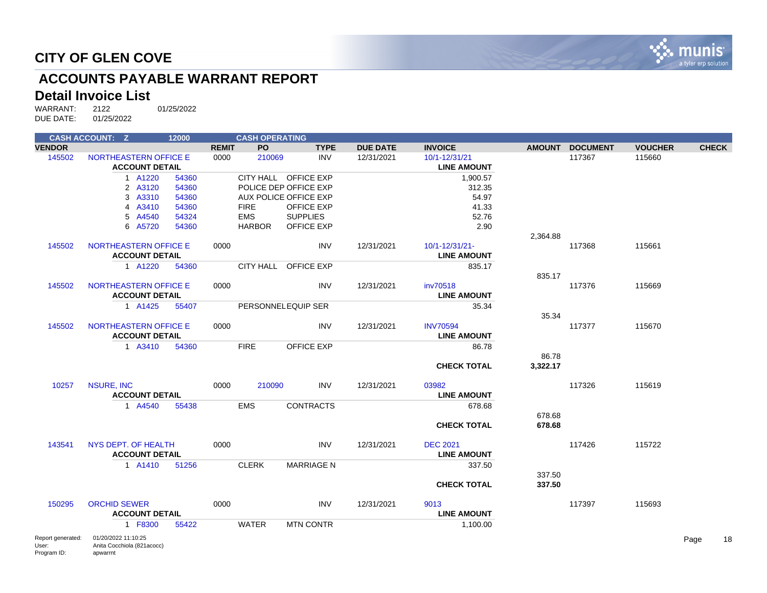# CITY OF GLEN COVE

## ACCOUNTS PAYABLE WARRANT REPORT

### Detail Invoice List

WARRANT: 2122 01/25/2022
DUE DATE: 01/25/2022

| CASH ACCOUNT: Z | | 12000 | | CASH OPERATING | | | | | | |
|---|---|---|---|---|---|---|---|---|---|---|
| **VENDOR** | | | **REMIT** | **PO** | **TYPE** | **DUE DATE** | **INVOICE** | **AMOUNT** | **DOCUMENT** | **VOUCHER** | **CHECK** |
| 145502 | NORTHEASTERN OFFICE E | | 0000 | 210069 | INV | 12/31/2021 | 10/1-12/31/21 | | 117367 | 115660 | |
| | **ACCOUNT DETAIL** | | | | | | **LINE AMOUNT** | | | | |
| | 1 A1220 | 54360 | | CITY HALL | OFFICE EXP | | 1,900.57 | | | | |
| | 2 A3120 | 54360 | | POLICE DEP | OFFICE EXP | | 312.35 | | | | |
| | 3 A3310 | 54360 | | AUX POLICE | OFFICE EXP | | 54.97 | | | | |
| | 4 A3410 | 54360 | | FIRE | OFFICE EXP | | 41.33 | | | | |
| | 5 A4540 | 54324 | | EMS | SUPPLIES | | 52.76 | | | | |
| | 6 A5720 | 54360 | | HARBOR | OFFICE EXP | | 2.90 | | | | |
| | | | | | | | | 2,364.88 | | | |
| 145502 | NORTHEASTERN OFFICE E | | 0000 | | INV | 12/31/2021 | 10/1-12/31/21- | | 117368 | 115661 | |
| | **ACCOUNT DETAIL** | | | | | | **LINE AMOUNT** | | | | |
| | 1 A1220 | 54360 | | CITY HALL | OFFICE EXP | | 835.17 | | | | |
| | | | | | | | | 835.17 | | | |
| 145502 | NORTHEASTERN OFFICE E | | 0000 | | INV | 12/31/2021 | inv70518 | | 117376 | 115669 | |
| | **ACCOUNT DETAIL** | | | | | | **LINE AMOUNT** | | | | |
| | 1 A1425 | 55407 | | PERSONNEL | EQUIP SER | | 35.34 | | | | |
| | | | | | | | | 35.34 | | | |
| 145502 | NORTHEASTERN OFFICE E | | 0000 | | INV | 12/31/2021 | INV70594 | | 117377 | 115670 | |
| | **ACCOUNT DETAIL** | | | | | | **LINE AMOUNT** | | | | |
| | 1 A3410 | 54360 | | FIRE | OFFICE EXP | | 86.78 | | | | |
| | | | | | | | | 86.78 | | | |
| | | | | | | | **CHECK TOTAL** | **3,322.17** | | | |
| 10257 | NSURE, INC | | 0000 | 210090 | INV | 12/31/2021 | 03982 | | 117326 | 115619 | |
| | **ACCOUNT DETAIL** | | | | | | **LINE AMOUNT** | | | | |
| | 1 A4540 | 55438 | | EMS | CONTRACTS | | 678.68 | | | | |
| | | | | | | | | 678.68 | | | |
| | | | | | | | **CHECK TOTAL** | **678.68** | | | |
| 143541 | NYS DEPT. OF HEALTH | | 0000 | | INV | 12/31/2021 | DEC 2021 | | 117426 | 115722 | |
| | **ACCOUNT DETAIL** | | | | | | **LINE AMOUNT** | | | | |
| | 1 A1410 | 51256 | | CLERK | MARRIAGE N | | 337.50 | | | | |
| | | | | | | | | 337.50 | | | |
| | | | | | | | **CHECK TOTAL** | **337.50** | | | |
| 150295 | ORCHID SEWER | | 0000 | | INV | 12/31/2021 | 9013 | | 117397 | 115693 | |
| | **ACCOUNT DETAIL** | | | | | | **LINE AMOUNT** | | | | |
| | 1 F8300 | 55422 | | WATER | MTN CONTR | | 1,100.00 | | | | |

Report generated: 01/20/2022 11:10:25
User: Anita Cocchiola (821acocc)
Program ID: apwarrnt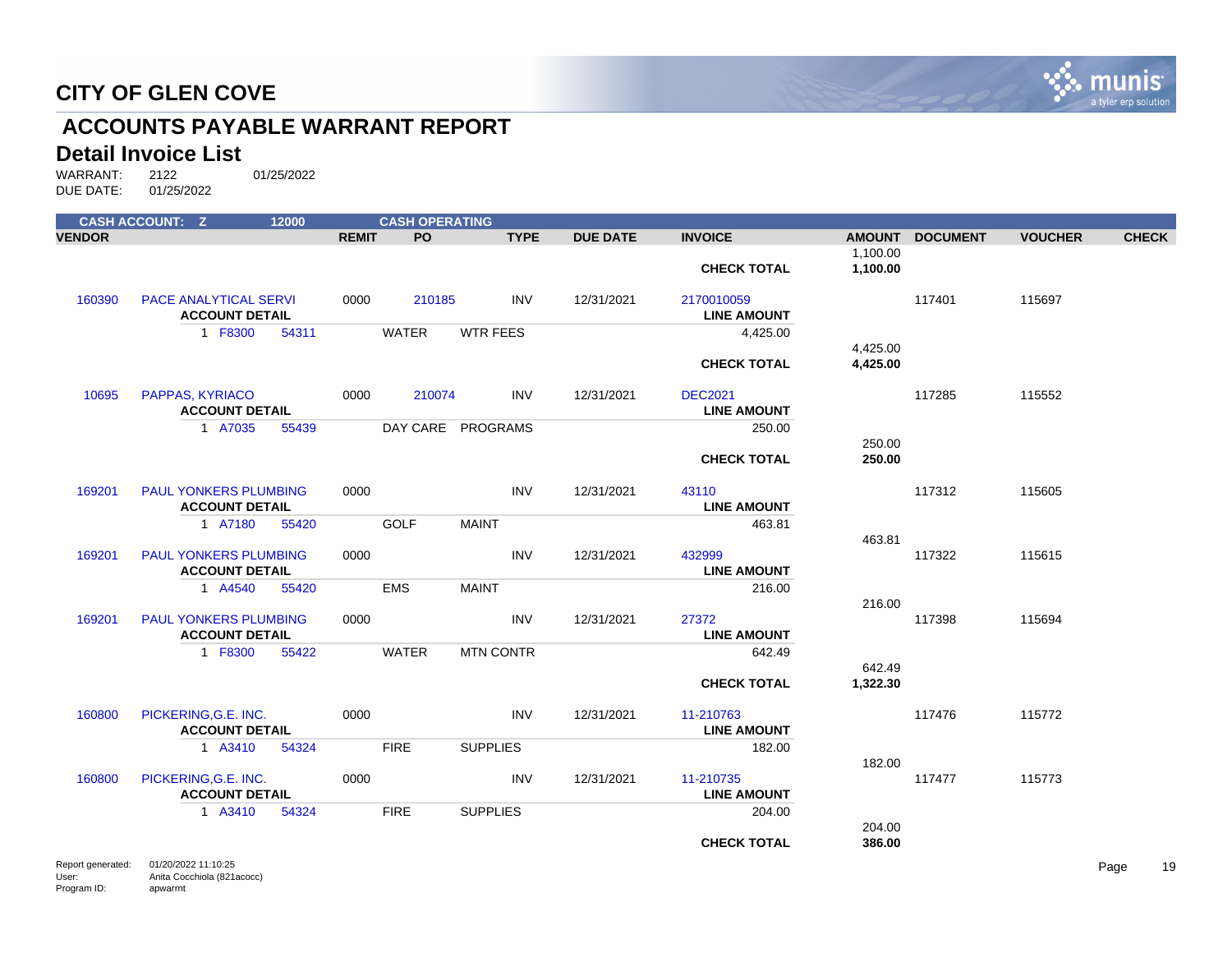# CITY OF GLEN COVE

## ACCOUNTS PAYABLE WARRANT REPORT

### Detail Invoice List

WARRANT: 2122 01/25/2022
DUE DATE: 01/25/2022

CASH ACCOUNT: Z 12000 CASH OPERATING

| VENDOR | | REMIT | PO | TYPE | DUE DATE | INVOICE | AMOUNT | DOCUMENT | VOUCHER | CHECK |
|---|---|---|---|---|---|---|---|---|---|---|
| | | | | | | | 1,100.00 | | | |
| | | | | | | **CHECK TOTAL** | **1,100.00** | | | |
| 160390 | PACE ANALYTICAL SERVI | 0000 | 210185 | INV | 12/31/2021 | 2170010059 | | 117401 | 115697 | |
| | **ACCOUNT DETAIL** | | | | | **LINE AMOUNT** | | | | |
| | 1 F8300 54311 | | WATER | WTR FEES | | 4,425.00 | | | | |
| | | | | | | | 4,425.00 | | | |
| | | | | | | **CHECK TOTAL** | **4,425.00** | | | |
| 10695 | PAPPAS, KYRIACO | 0000 | 210074 | INV | 12/31/2021 | DEC2021 | | 117285 | 115552 | |
| | **ACCOUNT DETAIL** | | | | | **LINE AMOUNT** | | | | |
| | 1 A7035 55439 | | DAY CARE | PROGRAMS | | 250.00 | | | | |
| | | | | | | | 250.00 | | | |
| | | | | | | **CHECK TOTAL** | **250.00** | | | |
| 169201 | PAUL YONKERS PLUMBING | 0000 | | INV | 12/31/2021 | 43110 | | 117312 | 115605 | |
| | **ACCOUNT DETAIL** | | | | | **LINE AMOUNT** | | | | |
| | 1 A7180 55420 | | GOLF | MAINT | | 463.81 | | | | |
| | | | | | | | 463.81 | | | |
| 169201 | PAUL YONKERS PLUMBING | 0000 | | INV | 12/31/2021 | 432999 | | 117322 | 115615 | |
| | **ACCOUNT DETAIL** | | | | | **LINE AMOUNT** | | | | |
| | 1 A4540 55420 | | EMS | MAINT | | 216.00 | | | | |
| | | | | | | | 216.00 | | | |
| 169201 | PAUL YONKERS PLUMBING | 0000 | | INV | 12/31/2021 | 27372 | | 117398 | 115694 | |
| | **ACCOUNT DETAIL** | | | | | **LINE AMOUNT** | | | | |
| | 1 F8300 55422 | | WATER | MTN CONTR | | 642.49 | | | | |
| | | | | | | | 642.49 | | | |
| | | | | | | **CHECK TOTAL** | **1,322.30** | | | |
| 160800 | PICKERING,G.E. INC. | 0000 | | INV | 12/31/2021 | 11-210763 | | 117476 | 115772 | |
| | **ACCOUNT DETAIL** | | | | | **LINE AMOUNT** | | | | |
| | 1 A3410 54324 | | FIRE | SUPPLIES | | 182.00 | | | | |
| | | | | | | | 182.00 | | | |
| 160800 | PICKERING,G.E. INC. | 0000 | | INV | 12/31/2021 | 11-210735 | | 117477 | 115773 | |
| | **ACCOUNT DETAIL** | | | | | **LINE AMOUNT** | | | | |
| | 1 A3410 54324 | | FIRE | SUPPLIES | | 204.00 | | | | |
| | | | | | | | 204.00 | | | |
| | | | | | | **CHECK TOTAL** | **386.00** | | | |

Report generated: 01/20/2022 11:10:25
User: Anita Cocchiola (821acocc)
Program ID: apwarrnt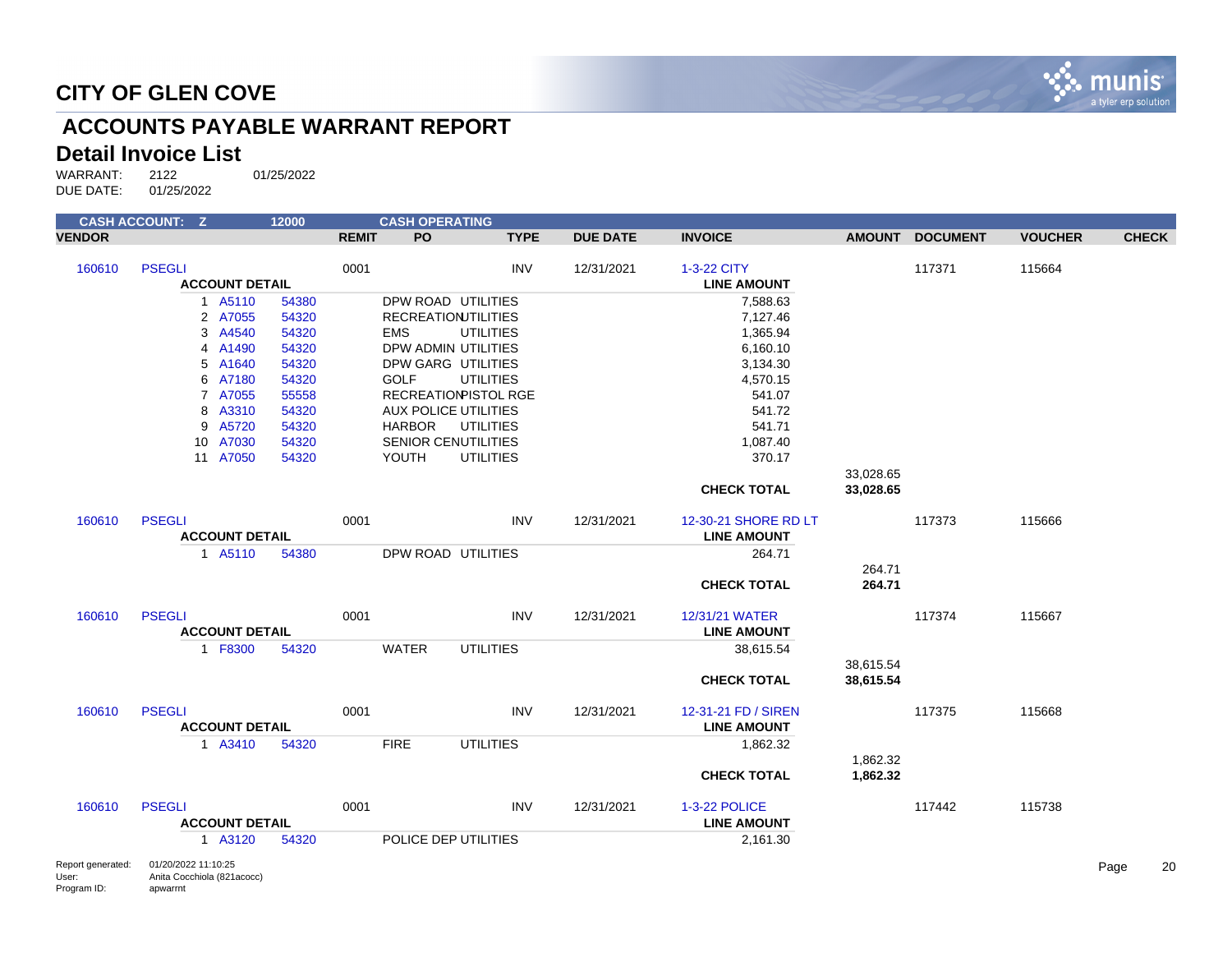# CITY OF GLEN COVE

## ACCOUNTS PAYABLE WARRANT REPORT

### Detail Invoice List

WARRANT: 2122 01/25/2022
DUE DATE: 01/25/2022

**CASH ACCOUNT: Z 12000 CASH OPERATING**

| VENDOR | | REMIT | PO | TYPE | DUE DATE | INVOICE | AMOUNT | DOCUMENT | VOUCHER | CHECK |
|---|---|---|---|---|---|---|---|---|---|---|
| 160610 | PSEGLI | 0001 | | INV | 12/31/2021 | 1-3-22 CITY | | 117371 | 115664 | |

**ACCOUNT DETAIL**

| # | Org | Object | Description | | LINE AMOUNT |
|---|---|---|---|---|---|
| 1 | A5110 | 54380 | DPW ROAD | UTILITIES | 7,588.63 |
| 2 | A7055 | 54320 | RECREATION | UTILITIES | 7,127.46 |
| 3 | A4540 | 54320 | EMS | UTILITIES | 1,365.94 |
| 4 | A1490 | 54320 | DPW ADMIN | UTILITIES | 6,160.10 |
| 5 | A1640 | 54320 | DPW GARG | UTILITIES | 3,134.30 |
| 6 | A7180 | 54320 | GOLF | UTILITIES | 4,570.15 |
| 7 | A7055 | 55558 | RECREATION | PISTOL RGE | 541.07 |
| 8 | A3310 | 54320 | AUX POLICE | UTILITIES | 541.72 |
| 9 | A5720 | 54320 | HARBOR | UTILITIES | 541.71 |
| 10 | A7030 | 54320 | SENIOR CEN | UTILITIES | 1,087.40 |
| 11 | A7050 | 54320 | YOUTH | UTILITIES | 370.17 |

33,028.65

**CHECK TOTAL 33,028.65**

| VENDOR | | REMIT | PO | TYPE | DUE DATE | INVOICE | AMOUNT | DOCUMENT | VOUCHER | CHECK |
|---|---|---|---|---|---|---|---|---|---|---|
| 160610 | PSEGLI | 0001 | | INV | 12/31/2021 | 12-30-21 SHORE RD LT | | 117373 | 115666 | |

**ACCOUNT DETAIL**

| # | Org | Object | Description | | LINE AMOUNT |
|---|---|---|---|---|---|
| 1 | A5110 | 54380 | DPW ROAD | UTILITIES | 264.71 |

264.71

**CHECK TOTAL 264.71**

| VENDOR | | REMIT | PO | TYPE | DUE DATE | INVOICE | AMOUNT | DOCUMENT | VOUCHER | CHECK |
|---|---|---|---|---|---|---|---|---|---|---|
| 160610 | PSEGLI | 0001 | | INV | 12/31/2021 | 12/31/21 WATER | | 117374 | 115667 | |

**ACCOUNT DETAIL**

| # | Org | Object | Description | | LINE AMOUNT |
|---|---|---|---|---|---|
| 1 | F8300 | 54320 | WATER | UTILITIES | 38,615.54 |

38,615.54

**CHECK TOTAL 38,615.54**

| VENDOR | | REMIT | PO | TYPE | DUE DATE | INVOICE | AMOUNT | DOCUMENT | VOUCHER | CHECK |
|---|---|---|---|---|---|---|---|---|---|---|
| 160610 | PSEGLI | 0001 | | INV | 12/31/2021 | 12-31-21 FD / SIREN | | 117375 | 115668 | |

**ACCOUNT DETAIL**

| # | Org | Object | Description | | LINE AMOUNT |
|---|---|---|---|---|---|
| 1 | A3410 | 54320 | FIRE | UTILITIES | 1,862.32 |

1,862.32

**CHECK TOTAL 1,862.32**

| VENDOR | | REMIT | PO | TYPE | DUE DATE | INVOICE | AMOUNT | DOCUMENT | VOUCHER | CHECK |
|---|---|---|---|---|---|---|---|---|---|---|
| 160610 | PSEGLI | 0001 | | INV | 12/31/2021 | 1-3-22 POLICE | | 117442 | 115738 | |

**ACCOUNT DETAIL**

| # | Org | Object | Description | | LINE AMOUNT |
|---|---|---|---|---|---|
| 1 | A3120 | 54320 | POLICE DEP | UTILITIES | 2,161.30 |

Report generated: 01/20/2022 11:10:25
User: Anita Cocchiola (821acocc)
Program ID: apwarrnt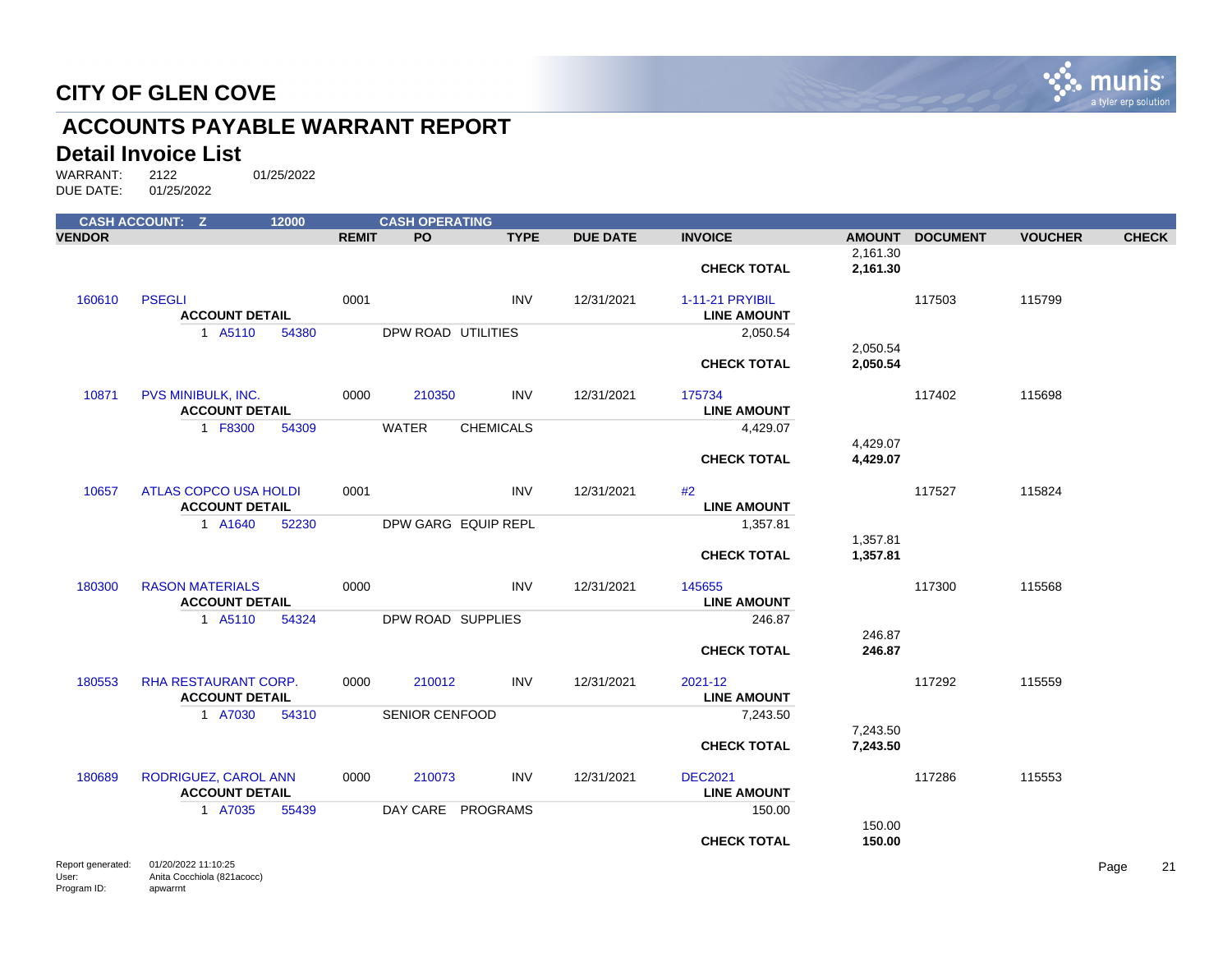# CITY OF GLEN COVE

## ACCOUNTS PAYABLE WARRANT REPORT

### Detail Invoice List

WARRANT: 2122 01/25/2022
DUE DATE: 01/25/2022

| CASH ACCOUNT: Z | | 12000 | | CASH OPERATING | | | | | | | |
|---|---|---|---|---|---|---|---|---|---|---|---|
| **VENDOR** | | | **REMIT** | **PO** | **TYPE** | **DUE DATE** | **INVOICE** | **AMOUNT** | **DOCUMENT** | **VOUCHER** | **CHECK** |
| | | | | | | | | 2,161.30 | | | |
| | | | | | | | **CHECK TOTAL** | **2,161.30** | | | |
| 160610 | PSEGLI | | 0001 | | INV | 12/31/2021 | 1-11-21 PRYIBIL | | 117503 | 115799 | |
| | **ACCOUNT DETAIL** | | | | | | **LINE AMOUNT** | | | | |
| | 1 A5110 | 54380 | | DPW ROAD UTILITIES | | | 2,050.54 | | | | |
| | | | | | | | | 2,050.54 | | | |
| | | | | | | | **CHECK TOTAL** | **2,050.54** | | | |
| 10871 | PVS MINIBULK, INC. | | 0000 | 210350 | INV | 12/31/2021 | 175734 | | 117402 | 115698 | |
| | **ACCOUNT DETAIL** | | | | | | **LINE AMOUNT** | | | | |
| | 1 F8300 | 54309 | | WATER CHEMICALS | | | 4,429.07 | | | | |
| | | | | | | | | 4,429.07 | | | |
| | | | | | | | **CHECK TOTAL** | **4,429.07** | | | |
| 10657 | ATLAS COPCO USA HOLDI | | 0001 | | INV | 12/31/2021 | #2 | | 117527 | 115824 | |
| | **ACCOUNT DETAIL** | | | | | | **LINE AMOUNT** | | | | |
| | 1 A1640 | 52230 | | DPW GARG EQUIP REPL | | | 1,357.81 | | | | |
| | | | | | | | | 1,357.81 | | | |
| | | | | | | | **CHECK TOTAL** | **1,357.81** | | | |
| 180300 | RASON MATERIALS | | 0000 | | INV | 12/31/2021 | 145655 | | 117300 | 115568 | |
| | **ACCOUNT DETAIL** | | | | | | **LINE AMOUNT** | | | | |
| | 1 A5110 | 54324 | | DPW ROAD SUPPLIES | | | 246.87 | | | | |
| | | | | | | | | 246.87 | | | |
| | | | | | | | **CHECK TOTAL** | **246.87** | | | |
| 180553 | RHA RESTAURANT CORP. | | 0000 | 210012 | INV | 12/31/2021 | 2021-12 | | 117292 | 115559 | |
| | **ACCOUNT DETAIL** | | | | | | **LINE AMOUNT** | | | | |
| | 1 A7030 | 54310 | | SENIOR CENFOOD | | | 7,243.50 | | | | |
| | | | | | | | | 7,243.50 | | | |
| | | | | | | | **CHECK TOTAL** | **7,243.50** | | | |
| 180689 | RODRIGUEZ, CAROL ANN | | 0000 | 210073 | INV | 12/31/2021 | DEC2021 | | 117286 | 115553 | |
| | **ACCOUNT DETAIL** | | | | | | **LINE AMOUNT** | | | | |
| | 1 A7035 | 55439 | | DAY CARE PROGRAMS | | | 150.00 | | | | |
| | | | | | | | | 150.00 | | | |
| | | | | | | | **CHECK TOTAL** | **150.00** | | | |

Report generated: 01/20/2022 11:10:25
User: Anita Cocchiola (821acocc)
Program ID: apwarrnt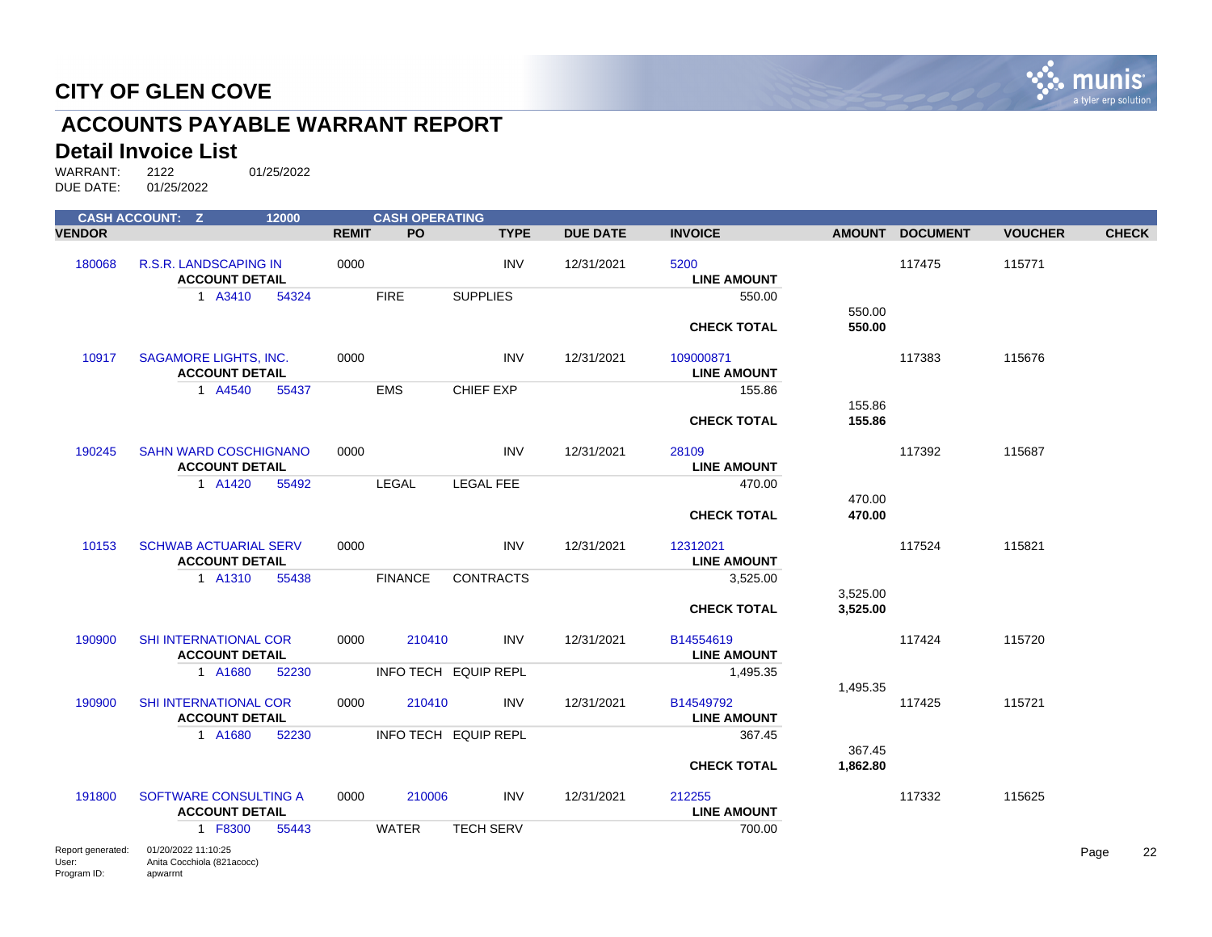# CITY OF GLEN COVE

## ACCOUNTS PAYABLE WARRANT REPORT

### Detail Invoice List

WARRANT: 2122 01/25/2022
DUE DATE: 01/25/2022

CASH ACCOUNT: Z 12000 CASH OPERATING

| VENDOR | | REMIT | PO | TYPE | DUE DATE | INVOICE | AMOUNT | DOCUMENT | VOUCHER | CHECK |
|---|---|---|---|---|---|---|---|---|---|---|
| 180068 | R.S.R. LANDSCAPING IN | 0000 | | INV | 12/31/2021 | 5200 | | 117475 | 115771 | |
| | ACCOUNT DETAIL | | | | | LINE AMOUNT | | | | |
| | 1 A3410 54324 | | FIRE | SUPPLIES | | 550.00 | | | | |
| | | | | | | | 550.00 | | | |
| | | | | | | CHECK TOTAL | 550.00 | | | |
| 10917 | SAGAMORE LIGHTS, INC. | 0000 | | INV | 12/31/2021 | 109000871 | | 117383 | 115676 | |
| | ACCOUNT DETAIL | | | | | LINE AMOUNT | | | | |
| | 1 A4540 55437 | | EMS | CHIEF EXP | | 155.86 | | | | |
| | | | | | | | 155.86 | | | |
| | | | | | | CHECK TOTAL | 155.86 | | | |
| 190245 | SAHN WARD COSCHIGNANO | 0000 | | INV | 12/31/2021 | 28109 | | 117392 | 115687 | |
| | ACCOUNT DETAIL | | | | | LINE AMOUNT | | | | |
| | 1 A1420 55492 | | LEGAL | LEGAL FEE | | 470.00 | | | | |
| | | | | | | | 470.00 | | | |
| | | | | | | CHECK TOTAL | 470.00 | | | |
| 10153 | SCHWAB ACTUARIAL SERV | 0000 | | INV | 12/31/2021 | 12312021 | | 117524 | 115821 | |
| | ACCOUNT DETAIL | | | | | LINE AMOUNT | | | | |
| | 1 A1310 55438 | | FINANCE | CONTRACTS | | 3,525.00 | | | | |
| | | | | | | | 3,525.00 | | | |
| | | | | | | CHECK TOTAL | 3,525.00 | | | |
| 190900 | SHI INTERNATIONAL COR | 0000 | 210410 | INV | 12/31/2021 | B14554619 | | 117424 | 115720 | |
| | ACCOUNT DETAIL | | | | | LINE AMOUNT | | | | |
| | 1 A1680 52230 | | INFO TECH | EQUIP REPL | | 1,495.35 | | | | |
| | | | | | | | 1,495.35 | | | |
| 190900 | SHI INTERNATIONAL COR | 0000 | 210410 | INV | 12/31/2021 | B14549792 | | 117425 | 115721 | |
| | ACCOUNT DETAIL | | | | | LINE AMOUNT | | | | |
| | 1 A1680 52230 | | INFO TECH | EQUIP REPL | | 367.45 | | | | |
| | | | | | | | 367.45 | | | |
| | | | | | | CHECK TOTAL | 1,862.80 | | | |
| 191800 | SOFTWARE CONSULTING A | 0000 | 210006 | INV | 12/31/2021 | 212255 | | 117332 | 115625 | |
| | ACCOUNT DETAIL | | | | | LINE AMOUNT | | | | |
| | 1 F8300 55443 | | WATER | TECH SERV | | 700.00 | | | | |

Report generated: 01/20/2022 11:10:25
User: Anita Cocchiola (821acocc)
Program ID: apwarrnt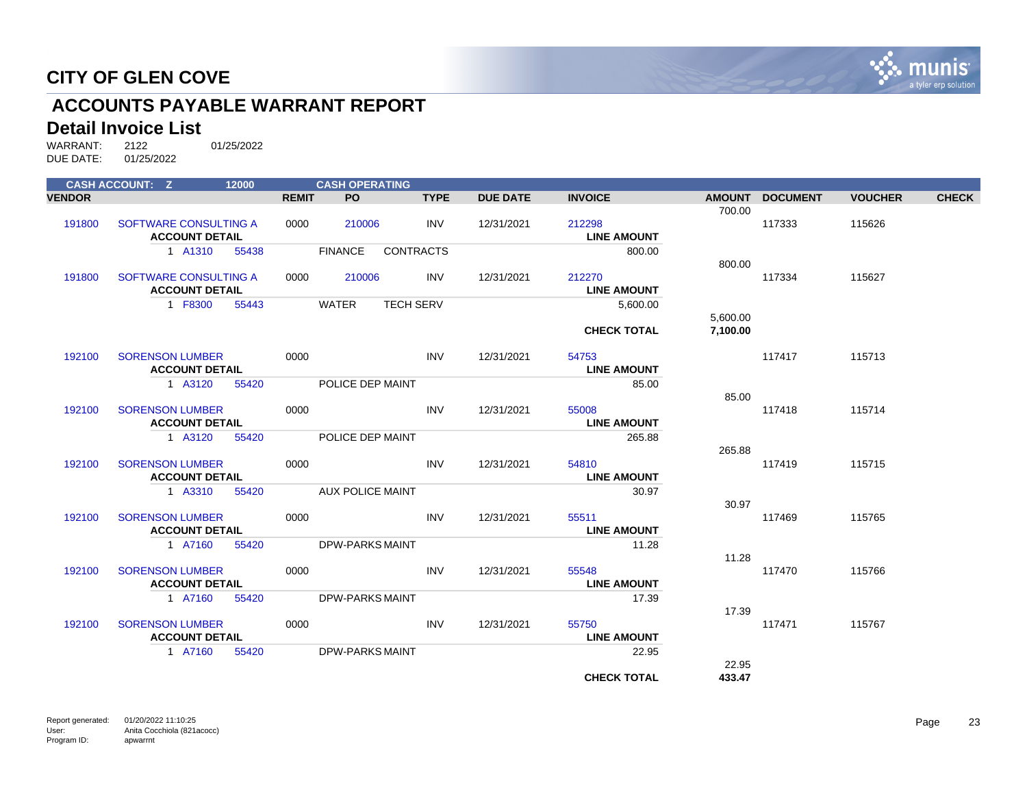# CITY OF GLEN COVE

## ACCOUNTS PAYABLE WARRANT REPORT

### Detail Invoice List

WARRANT: 2122 01/25/2022
DUE DATE: 01/25/2022

| CASH ACCOUNT: Z | | 12000 | | CASH OPERATING | | | | | | | |
|---|---|---|---|---|---|---|---|---|---|---|---|
| **VENDOR** | | | **REMIT** | **PO** | **TYPE** | **DUE DATE** | **INVOICE** | **AMOUNT** | **DOCUMENT** | **VOUCHER** | **CHECK** |
| | | | | | | | | 700.00 | | | |
| 191800 | SOFTWARE CONSULTING A | | 0000 | 210006 | INV | 12/31/2021 | 212298 | | 117333 | 115626 | |
| | **ACCOUNT DETAIL** | | | | | | **LINE AMOUNT** | | | | |
| | 1 A1310 | 55438 | | FINANCE | CONTRACTS | | 800.00 | | | | |
| | | | | | | | | 800.00 | | | |
| 191800 | SOFTWARE CONSULTING A | | 0000 | 210006 | INV | 12/31/2021 | 212270 | | 117334 | 115627 | |
| | **ACCOUNT DETAIL** | | | | | | **LINE AMOUNT** | | | | |
| | 1 F8300 | 55443 | | WATER | TECH SERV | | 5,600.00 | | | | |
| | | | | | | | | 5,600.00 | | | |
| | | | | | | | **CHECK TOTAL** | **7,100.00** | | | |
| 192100 | SORENSON LUMBER | | 0000 | | INV | 12/31/2021 | 54753 | | 117417 | 115713 | |
| | **ACCOUNT DETAIL** | | | | | | **LINE AMOUNT** | | | | |
| | 1 A3120 | 55420 | | POLICE DEP MAINT | | | 85.00 | | | | |
| | | | | | | | | 85.00 | | | |
| 192100 | SORENSON LUMBER | | 0000 | | INV | 12/31/2021 | 55008 | | 117418 | 115714 | |
| | **ACCOUNT DETAIL** | | | | | | **LINE AMOUNT** | | | | |
| | 1 A3120 | 55420 | | POLICE DEP MAINT | | | 265.88 | | | | |
| | | | | | | | | 265.88 | | | |
| 192100 | SORENSON LUMBER | | 0000 | | INV | 12/31/2021 | 54810 | | 117419 | 115715 | |
| | **ACCOUNT DETAIL** | | | | | | **LINE AMOUNT** | | | | |
| | 1 A3310 | 55420 | | AUX POLICE MAINT | | | 30.97 | | | | |
| | | | | | | | | 30.97 | | | |
| 192100 | SORENSON LUMBER | | 0000 | | INV | 12/31/2021 | 55511 | | 117469 | 115765 | |
| | **ACCOUNT DETAIL** | | | | | | **LINE AMOUNT** | | | | |
| | 1 A7160 | 55420 | | DPW-PARKS MAINT | | | 11.28 | | | | |
| | | | | | | | | 11.28 | | | |
| 192100 | SORENSON LUMBER | | 0000 | | INV | 12/31/2021 | 55548 | | 117470 | 115766 | |
| | **ACCOUNT DETAIL** | | | | | | **LINE AMOUNT** | | | | |
| | 1 A7160 | 55420 | | DPW-PARKS MAINT | | | 17.39 | | | | |
| | | | | | | | | 17.39 | | | |
| 192100 | SORENSON LUMBER | | 0000 | | INV | 12/31/2021 | 55750 | | 117471 | 115767 | |
| | **ACCOUNT DETAIL** | | | | | | **LINE AMOUNT** | | | | |
| | 1 A7160 | 55420 | | DPW-PARKS MAINT | | | 22.95 | | | | |
| | | | | | | | | 22.95 | | | |
| | | | | | | | **CHECK TOTAL** | **433.47** | | | |

Report generated: 01/20/2022 11:10:25
User: Anita Cocchiola (821acocc)
Program ID: apwarrnt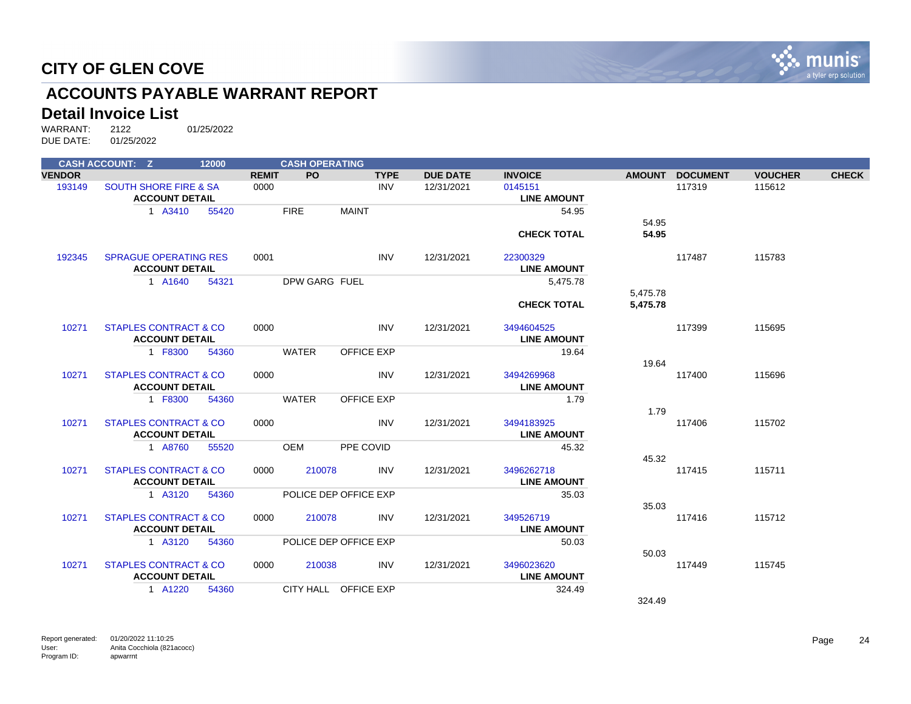# CITY OF GLEN COVE

## ACCOUNTS PAYABLE WARRANT REPORT

### Detail Invoice List

WARRANT: 2122 01/25/2022
DUE DATE: 01/25/2022

| CASH ACCOUNT: Z | | 12000 | | CASH OPERATING | | | | | | | | |
|---|---|---|---|---|---|---|---|---|---|---|---|---|
| **VENDOR** | | | **REMIT** | **PO** | **TYPE** | **DUE DATE** | **INVOICE** | | **AMOUNT** | **DOCUMENT** | **VOUCHER** | **CHECK** |
| 193149 | SOUTH SHORE FIRE & SA | | 0000 | | INV | 12/31/2021 | 0145151 | | | 117319 | 115612 | |
| | **ACCOUNT DETAIL** | | | | | | **LINE AMOUNT** | | | | | |
| | 1 A3410 | 55420 | | FIRE | MAINT | | 54.95 | | | | | |
| | | | | | | | | | 54.95 | | | |
| | | | | | | | **CHECK TOTAL** | | **54.95** | | | |
| 192345 | SPRAGUE OPERATING RES | | 0001 | | INV | 12/31/2021 | 22300329 | | | 117487 | 115783 | |
| | **ACCOUNT DETAIL** | | | | | | **LINE AMOUNT** | | | | | |
| | 1 A1640 | 54321 | | DPW GARG | FUEL | | 5,475.78 | | | | | |
| | | | | | | | | | 5,475.78 | | | |
| | | | | | | | **CHECK TOTAL** | | **5,475.78** | | | |
| 10271 | STAPLES CONTRACT & CO | | 0000 | | INV | 12/31/2021 | 3494604525 | | | 117399 | 115695 | |
| | **ACCOUNT DETAIL** | | | | | | **LINE AMOUNT** | | | | | |
| | 1 F8300 | 54360 | | WATER | OFFICE EXP | | 19.64 | | | | | |
| | | | | | | | | | 19.64 | | | |
| 10271 | STAPLES CONTRACT & CO | | 0000 | | INV | 12/31/2021 | 3494269968 | | | 117400 | 115696 | |
| | **ACCOUNT DETAIL** | | | | | | **LINE AMOUNT** | | | | | |
| | 1 F8300 | 54360 | | WATER | OFFICE EXP | | 1.79 | | | | | |
| | | | | | | | | | 1.79 | | | |
| 10271 | STAPLES CONTRACT & CO | | 0000 | | INV | 12/31/2021 | 3494183925 | | | 117406 | 115702 | |
| | **ACCOUNT DETAIL** | | | | | | **LINE AMOUNT** | | | | | |
| | 1 A8760 | 55520 | | OEM | PPE COVID | | 45.32 | | | | | |
| | | | | | | | | | 45.32 | | | |
| 10271 | STAPLES CONTRACT & CO | | 0000 | 210078 | INV | 12/31/2021 | 3496262718 | | | 117415 | 115711 | |
| | **ACCOUNT DETAIL** | | | | | | **LINE AMOUNT** | | | | | |
| | 1 A3120 | 54360 | | POLICE DEP | OFFICE EXP | | 35.03 | | | | | |
| | | | | | | | | | 35.03 | | | |
| 10271 | STAPLES CONTRACT & CO | | 0000 | 210078 | INV | 12/31/2021 | 349526719 | | | 117416 | 115712 | |
| | **ACCOUNT DETAIL** | | | | | | **LINE AMOUNT** | | | | | |
| | 1 A3120 | 54360 | | POLICE DEP | OFFICE EXP | | 50.03 | | | | | |
| | | | | | | | | | 50.03 | | | |
| 10271 | STAPLES CONTRACT & CO | | 0000 | 210038 | INV | 12/31/2021 | 3496023620 | | | 117449 | 115745 | |
| | **ACCOUNT DETAIL** | | | | | | **LINE AMOUNT** | | | | | |
| | 1 A1220 | 54360 | | CITY HALL | OFFICE EXP | | 324.49 | | | | | |
| | | | | | | | | | 324.49 | | | |

Report generated: 01/20/2022 11:10:25
User: Anita Cocchiola (821acocc)
Program ID: apwarrnt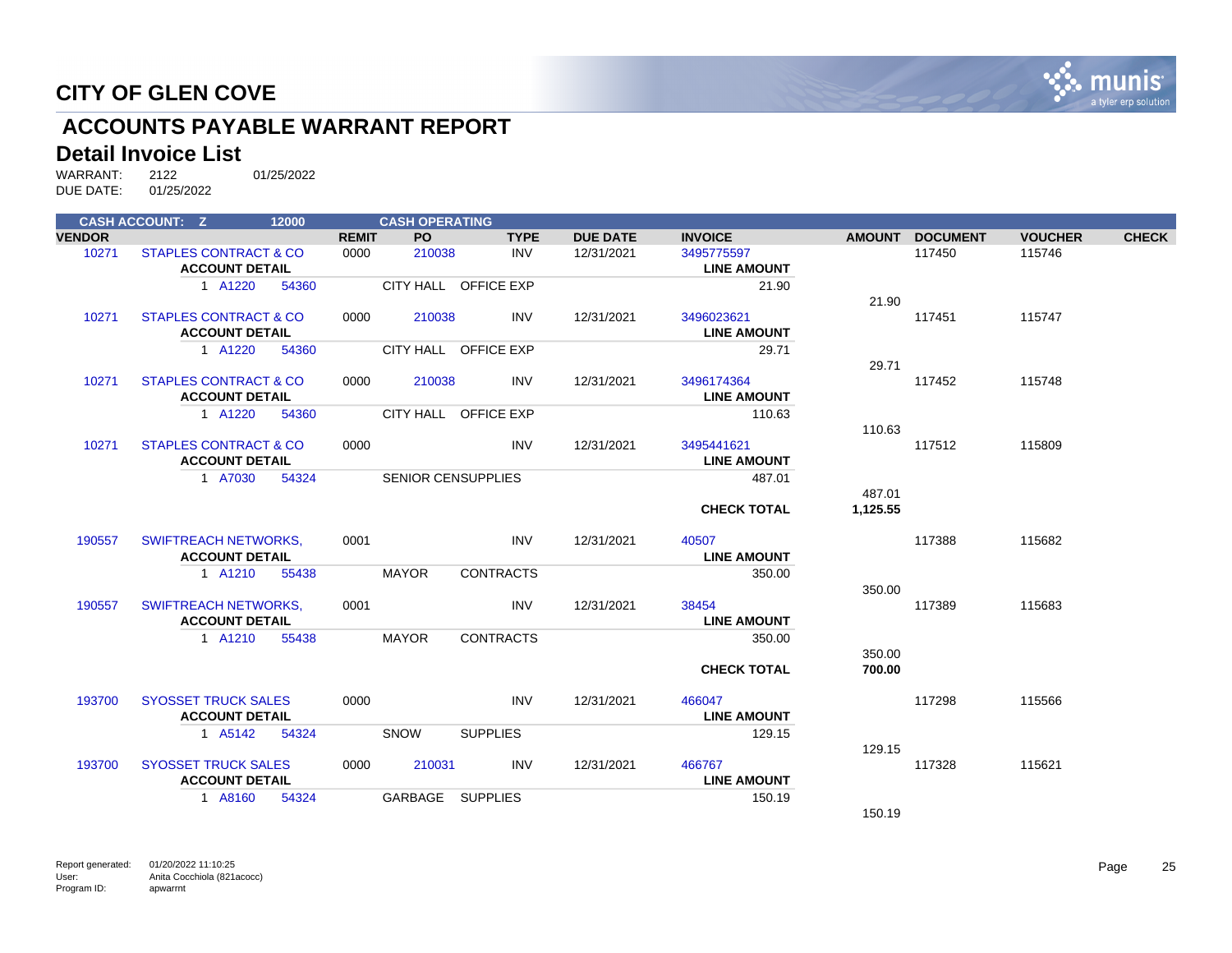# CITY OF GLEN COVE

## ACCOUNTS PAYABLE WARRANT REPORT

### Detail Invoice List

WARRANT: 2122 01/25/2022
DUE DATE: 01/25/2022

| CASH ACCOUNT: Z | | 12000 | | CASH OPERATING | | | | | | | | |
|---|---|---|---|---|---|---|---|---|---|---|---|---|
| **VENDOR** | | | **REMIT** | **PO** | **TYPE** | **DUE DATE** | **INVOICE** | | **AMOUNT** | **DOCUMENT** | **VOUCHER** | **CHECK** |
| 10271 | STAPLES CONTRACT & CO | | 0000 | 210038 | INV | 12/31/2021 | 3495775597 | | | 117450 | 115746 | |
| | **ACCOUNT DETAIL** | | | | | | | **LINE AMOUNT** | | | | |
| | 1 A1220 | 54360 | | CITY HALL | OFFICE EXP | | | 21.90 | | | | |
| | | | | | | | | | 21.90 | | | |
| 10271 | STAPLES CONTRACT & CO | | 0000 | 210038 | INV | 12/31/2021 | 3496023621 | | | 117451 | 115747 | |
| | **ACCOUNT DETAIL** | | | | | | | **LINE AMOUNT** | | | | |
| | 1 A1220 | 54360 | | CITY HALL | OFFICE EXP | | | 29.71 | | | | |
| | | | | | | | | | 29.71 | | | |
| 10271 | STAPLES CONTRACT & CO | | 0000 | 210038 | INV | 12/31/2021 | 3496174364 | | | 117452 | 115748 | |
| | **ACCOUNT DETAIL** | | | | | | | **LINE AMOUNT** | | | | |
| | 1 A1220 | 54360 | | CITY HALL | OFFICE EXP | | | 110.63 | | | | |
| | | | | | | | | | 110.63 | | | |
| 10271 | STAPLES CONTRACT & CO | | 0000 | | INV | 12/31/2021 | 3495441621 | | | 117512 | 115809 | |
| | **ACCOUNT DETAIL** | | | | | | | **LINE AMOUNT** | | | | |
| | 1 A7030 | 54324 | | SENIOR CEN | SUPPLIES | | | 487.01 | | | | |
| | | | | | | | | | 487.01 | | | |
| | | | | | | | | **CHECK TOTAL** | **1,125.55** | | | |
| 190557 | SWIFTREACH NETWORKS, | | 0001 | | INV | 12/31/2021 | 40507 | | | 117388 | 115682 | |
| | **ACCOUNT DETAIL** | | | | | | | **LINE AMOUNT** | | | | |
| | 1 A1210 | 55438 | | MAYOR | CONTRACTS | | | 350.00 | | | | |
| | | | | | | | | | 350.00 | | | |
| 190557 | SWIFTREACH NETWORKS, | | 0001 | | INV | 12/31/2021 | 38454 | | | 117389 | 115683 | |
| | **ACCOUNT DETAIL** | | | | | | | **LINE AMOUNT** | | | | |
| | 1 A1210 | 55438 | | MAYOR | CONTRACTS | | | 350.00 | | | | |
| | | | | | | | | | 350.00 | | | |
| | | | | | | | | **CHECK TOTAL** | **700.00** | | | |
| 193700 | SYOSSET TRUCK SALES | | 0000 | | INV | 12/31/2021 | 466047 | | | 117298 | 115566 | |
| | **ACCOUNT DETAIL** | | | | | | | **LINE AMOUNT** | | | | |
| | 1 A5142 | 54324 | | SNOW | SUPPLIES | | | 129.15 | | | | |
| | | | | | | | | | 129.15 | | | |
| 193700 | SYOSSET TRUCK SALES | | 0000 | 210031 | INV | 12/31/2021 | 466767 | | | 117328 | 115621 | |
| | **ACCOUNT DETAIL** | | | | | | | **LINE AMOUNT** | | | | |
| | 1 A8160 | 54324 | | GARBAGE | SUPPLIES | | | 150.19 | | | | |
| | | | | | | | | | 150.19 | | | |

Report generated: 01/20/2022 11:10:25
User: Anita Cocchiola (821acocc)
Program ID: apwarrnt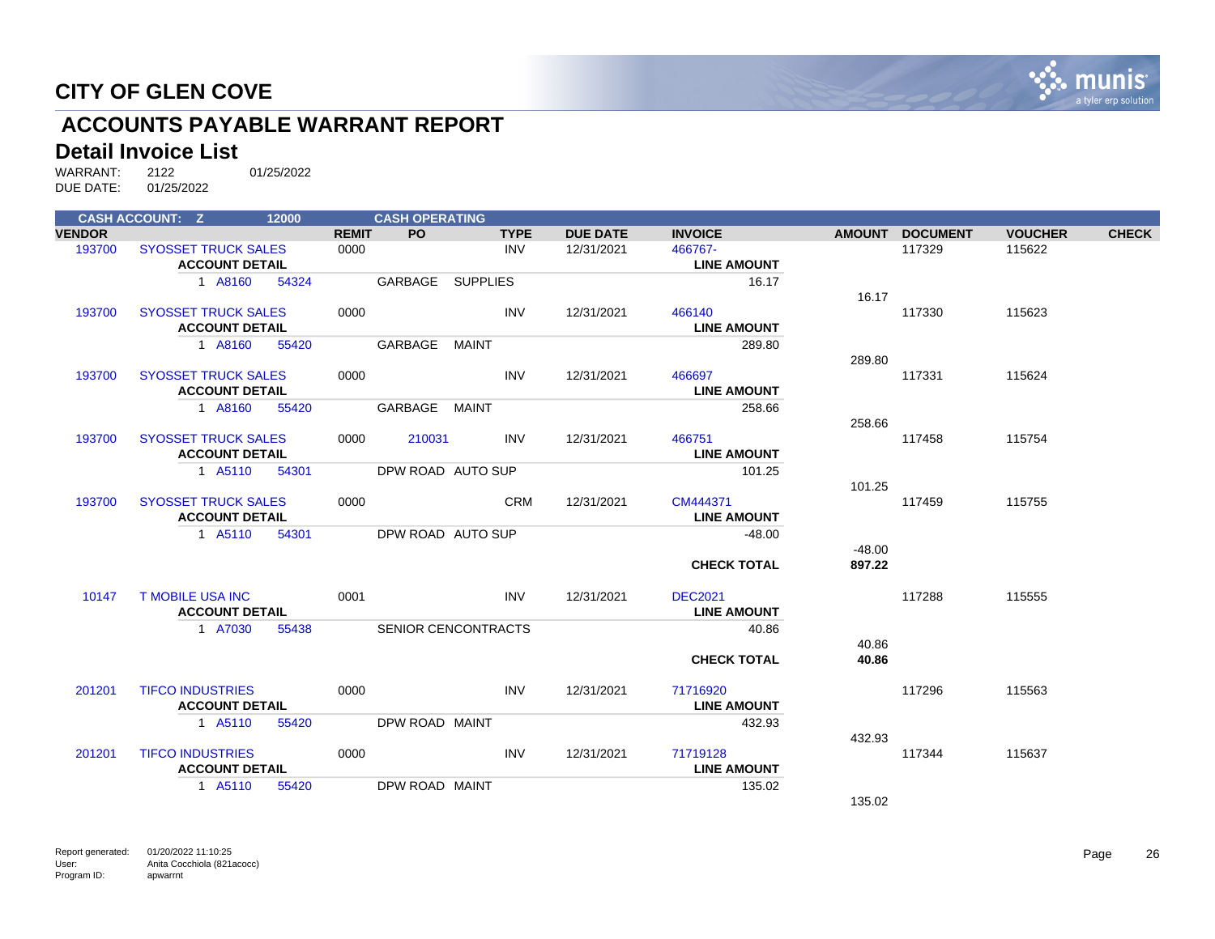# CITY OF GLEN COVE

## ACCOUNTS PAYABLE WARRANT REPORT

### Detail Invoice List

WARRANT: 2122 01/25/2022
DUE DATE: 01/25/2022

| CASH ACCOUNT: Z | | 12000 | | CASH OPERATING | | | | | | | | |
|---|---|---|---|---|---|---|---|---|---|---|---|---|
| **VENDOR** | | | **REMIT** | **PO** | **TYPE** | **DUE DATE** | **INVOICE** | | **AMOUNT** | **DOCUMENT** | **VOUCHER** | **CHECK** |
| 193700 | SYOSSET TRUCK SALES | | 0000 | | INV | 12/31/2021 | 466767- | | | 117329 | 115622 | |
| | **ACCOUNT DETAIL** | | | | | | | **LINE AMOUNT** | | | | |
| | 1 A8160 | 54324 | | GARBAGE SUPPLIES | | | | 16.17 | | | | |
| | | | | | | | | | 16.17 | | | |
| 193700 | SYOSSET TRUCK SALES | | 0000 | | INV | 12/31/2021 | 466140 | | | 117330 | 115623 | |
| | **ACCOUNT DETAIL** | | | | | | | **LINE AMOUNT** | | | | |
| | 1 A8160 | 55420 | | GARBAGE MAINT | | | | 289.80 | | | | |
| | | | | | | | | | 289.80 | | | |
| 193700 | SYOSSET TRUCK SALES | | 0000 | | INV | 12/31/2021 | 466697 | | | 117331 | 115624 | |
| | **ACCOUNT DETAIL** | | | | | | | **LINE AMOUNT** | | | | |
| | 1 A8160 | 55420 | | GARBAGE MAINT | | | | 258.66 | | | | |
| | | | | | | | | | 258.66 | | | |
| 193700 | SYOSSET TRUCK SALES | | 0000 | 210031 | INV | 12/31/2021 | 466751 | | | 117458 | 115754 | |
| | **ACCOUNT DETAIL** | | | | | | | **LINE AMOUNT** | | | | |
| | 1 A5110 | 54301 | | DPW ROAD AUTO SUP | | | | 101.25 | | | | |
| | | | | | | | | | 101.25 | | | |
| 193700 | SYOSSET TRUCK SALES | | 0000 | | CRM | 12/31/2021 | CM444371 | | | 117459 | 115755 | |
| | **ACCOUNT DETAIL** | | | | | | | **LINE AMOUNT** | | | | |
| | 1 A5110 | 54301 | | DPW ROAD AUTO SUP | | | | -48.00 | | | | |
| | | | | | | | | | -48.00 | | | |
| | | | | | | | | **CHECK TOTAL** | **897.22** | | | |
| 10147 | T MOBILE USA INC | | 0001 | | INV | 12/31/2021 | DEC2021 | | | 117288 | 115555 | |
| | **ACCOUNT DETAIL** | | | | | | | **LINE AMOUNT** | | | | |
| | 1 A7030 | 55438 | | SENIOR CENCONTRACTS | | | | 40.86 | | | | |
| | | | | | | | | | 40.86 | | | |
| | | | | | | | | **CHECK TOTAL** | **40.86** | | | |
| 201201 | TIFCO INDUSTRIES | | 0000 | | INV | 12/31/2021 | 71716920 | | | 117296 | 115563 | |
| | **ACCOUNT DETAIL** | | | | | | | **LINE AMOUNT** | | | | |
| | 1 A5110 | 55420 | | DPW ROAD MAINT | | | | 432.93 | | | | |
| | | | | | | | | | 432.93 | | | |
| 201201 | TIFCO INDUSTRIES | | 0000 | | INV | 12/31/2021 | 71719128 | | | 117344 | 115637 | |
| | **ACCOUNT DETAIL** | | | | | | | **LINE AMOUNT** | | | | |
| | 1 A5110 | 55420 | | DPW ROAD MAINT | | | | 135.02 | | | | |
| | | | | | | | | | 135.02 | | | |

Report generated: 01/20/2022 11:10:25
User: Anita Cocchiola (821acocc)
Program ID: apwarrnt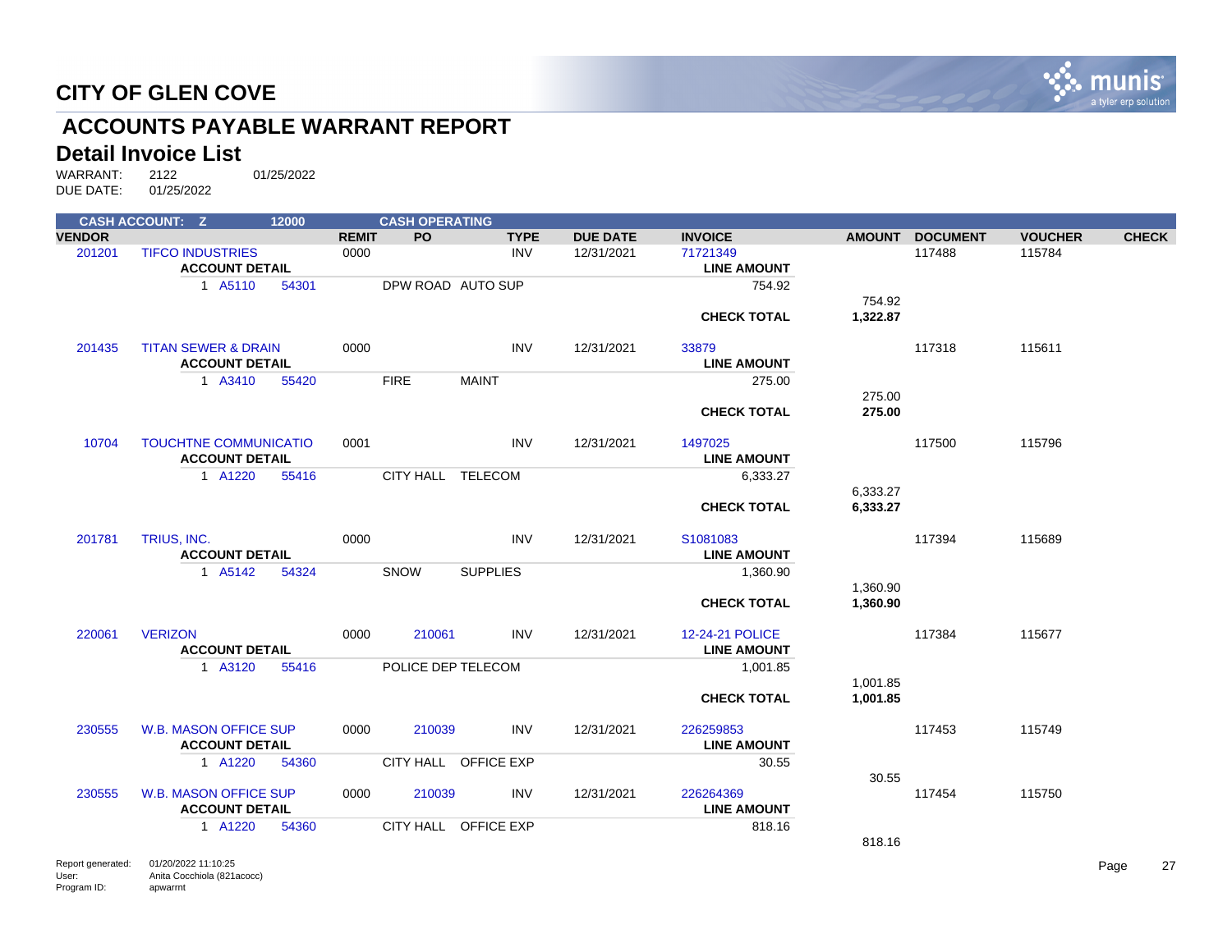# CITY OF GLEN COVE

## ACCOUNTS PAYABLE WARRANT REPORT

### Detail Invoice List

WARRANT: 2122 01/25/2022
DUE DATE: 01/25/2022

| CASH ACCOUNT: Z | 12000 | | CASH OPERATING | | | | | | | |
|---|---|---|---|---|---|---|---|---|---|---|
| **VENDOR** | | **REMIT** | **PO** | **TYPE** | **DUE DATE** | **INVOICE** | **AMOUNT** | **DOCUMENT** | **VOUCHER** | **CHECK** |
| 201201 | TIFCO INDUSTRIES | 0000 | | INV | 12/31/2021 | 71721349 | | 117488 | 115784 | |
| | **ACCOUNT DETAIL** | | | | | **LINE AMOUNT** | | | | |
| | 1 A5110 54301 | | DPW ROAD AUTO SUP | | | 754.92 | | | | |
| | | | | | | | 754.92 | | | |
| | | | | | | **CHECK TOTAL** | **1,322.87** | | | |
| 201435 | TITAN SEWER & DRAIN | 0000 | | INV | 12/31/2021 | 33879 | | 117318 | 115611 | |
| | **ACCOUNT DETAIL** | | | | | **LINE AMOUNT** | | | | |
| | 1 A3410 55420 | | FIRE MAINT | | | 275.00 | | | | |
| | | | | | | | 275.00 | | | |
| | | | | | | **CHECK TOTAL** | **275.00** | | | |
| 10704 | TOUCHTNE COMMUNICATIO | 0001 | | INV | 12/31/2021 | 1497025 | | 117500 | 115796 | |
| | **ACCOUNT DETAIL** | | | | | **LINE AMOUNT** | | | | |
| | 1 A1220 55416 | | CITY HALL TELECOM | | | 6,333.27 | | | | |
| | | | | | | | 6,333.27 | | | |
| | | | | | | **CHECK TOTAL** | **6,333.27** | | | |
| 201781 | TRIUS, INC. | 0000 | | INV | 12/31/2021 | S1081083 | | 117394 | 115689 | |
| | **ACCOUNT DETAIL** | | | | | **LINE AMOUNT** | | | | |
| | 1 A5142 54324 | | SNOW SUPPLIES | | | 1,360.90 | | | | |
| | | | | | | | 1,360.90 | | | |
| | | | | | | **CHECK TOTAL** | **1,360.90** | | | |
| 220061 | VERIZON | 0000 | 210061 | INV | 12/31/2021 | 12-24-21 POLICE | | 117384 | 115677 | |
| | **ACCOUNT DETAIL** | | | | | **LINE AMOUNT** | | | | |
| | 1 A3120 55416 | | POLICE DEP TELECOM | | | 1,001.85 | | | | |
| | | | | | | | 1,001.85 | | | |
| | | | | | | **CHECK TOTAL** | **1,001.85** | | | |
| 230555 | W.B. MASON OFFICE SUP | 0000 | 210039 | INV | 12/31/2021 | 226259853 | | 117453 | 115749 | |
| | **ACCOUNT DETAIL** | | | | | **LINE AMOUNT** | | | | |
| | 1 A1220 54360 | | CITY HALL OFFICE EXP | | | 30.55 | | | | |
| | | | | | | | 30.55 | | | |
| 230555 | W.B. MASON OFFICE SUP | 0000 | 210039 | INV | 12/31/2021 | 226264369 | | 117454 | 115750 | |
| | **ACCOUNT DETAIL** | | | | | **LINE AMOUNT** | | | | |
| | 1 A1220 54360 | | CITY HALL OFFICE EXP | | | 818.16 | | | | |
| | | | | | | | 818.16 | | | |

Report generated: 01/20/2022 11:10:25
User: Anita Cocchiola (821acocc)
Program ID: apwarrnt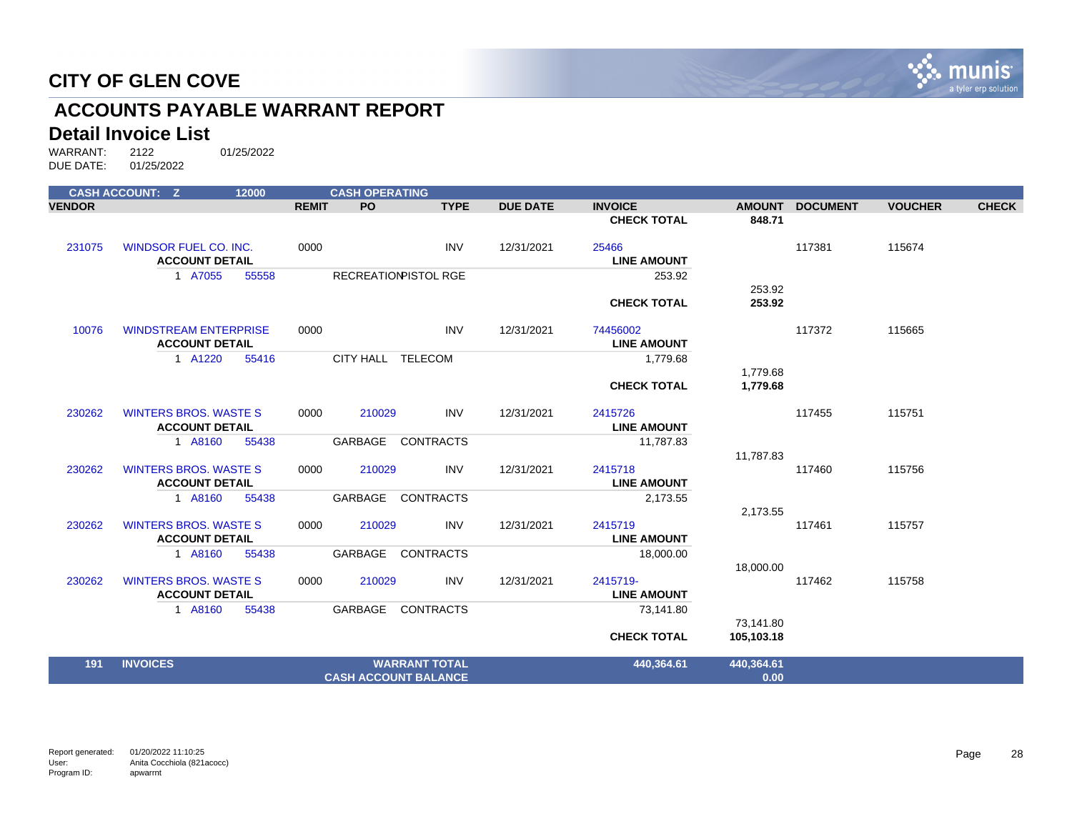# CITY OF GLEN COVE

## ACCOUNTS PAYABLE WARRANT REPORT

### Detail Invoice List

WARRANT: 2122 01/25/2022
DUE DATE: 01/25/2022

| CASH ACCOUNT: Z | | 12000 | | CASH OPERATING | | | | | | | |
|---|---|---|---|---|---|---|---|---|---|---|---|
| **VENDOR** | | | **REMIT** | **PO** | **TYPE** | **DUE DATE** | **INVOICE** | **AMOUNT** | **DOCUMENT** | **VOUCHER** | **CHECK** |
| | | | | | | | **CHECK TOTAL** | **848.71** | | | |
| 231075 | WINDSOR FUEL CO. INC. | | 0000 | | INV | 12/31/2021 | 25466 | | 117381 | 115674 | |
| | ACCOUNT DETAIL | | | | | | LINE AMOUNT | | | | |
| | 1 A7055 | 55558 | | RECREATION | PISTOL RGE | | 253.92 | | | | |
| | | | | | | | | 253.92 | | | |
| | | | | | | | **CHECK TOTAL** | **253.92** | | | |
| 10076 | WINDSTREAM ENTERPRISE | | 0000 | | INV | 12/31/2021 | 74456002 | | 117372 | 115665 | |
| | ACCOUNT DETAIL | | | | | | LINE AMOUNT | | | | |
| | 1 A1220 | 55416 | | CITY HALL | TELECOM | | 1,779.68 | | | | |
| | | | | | | | | 1,779.68 | | | |
| | | | | | | | **CHECK TOTAL** | **1,779.68** | | | |
| 230262 | WINTERS BROS. WASTE S | | 0000 | 210029 | INV | 12/31/2021 | 2415726 | | 117455 | 115751 | |
| | ACCOUNT DETAIL | | | | | | LINE AMOUNT | | | | |
| | 1 A8160 | 55438 | | GARBAGE | CONTRACTS | | 11,787.83 | | | | |
| | | | | | | | | 11,787.83 | | | |
| 230262 | WINTERS BROS. WASTE S | | 0000 | 210029 | INV | 12/31/2021 | 2415718 | | 117460 | 115756 | |
| | ACCOUNT DETAIL | | | | | | LINE AMOUNT | | | | |
| | 1 A8160 | 55438 | | GARBAGE | CONTRACTS | | 2,173.55 | | | | |
| | | | | | | | | 2,173.55 | | | |
| 230262 | WINTERS BROS. WASTE S | | 0000 | 210029 | INV | 12/31/2021 | 2415719 | | 117461 | 115757 | |
| | ACCOUNT DETAIL | | | | | | LINE AMOUNT | | | | |
| | 1 A8160 | 55438 | | GARBAGE | CONTRACTS | | 18,000.00 | | | | |
| | | | | | | | | 18,000.00 | | | |
| 230262 | WINTERS BROS. WASTE S | | 0000 | 210029 | INV | 12/31/2021 | 2415719- | | 117462 | 115758 | |
| | ACCOUNT DETAIL | | | | | | LINE AMOUNT | | | | |
| | 1 A8160 | 55438 | | GARBAGE | CONTRACTS | | 73,141.80 | | | | |
| | | | | | | | | 73,141.80 | | | |
| | | | | | | | **CHECK TOTAL** | **105,103.18** | | | |
| **191** | **INVOICES** | | | | **WARRANT TOTAL** | | **440,364.61** | **440,364.61** | | | |
| | | | | | **CASH ACCOUNT BALANCE** | | | **0.00** | | | |

Report generated: 01/20/2022 11:10:25
User: Anita Cocchiola (821acocc)
Program ID: apwarrnt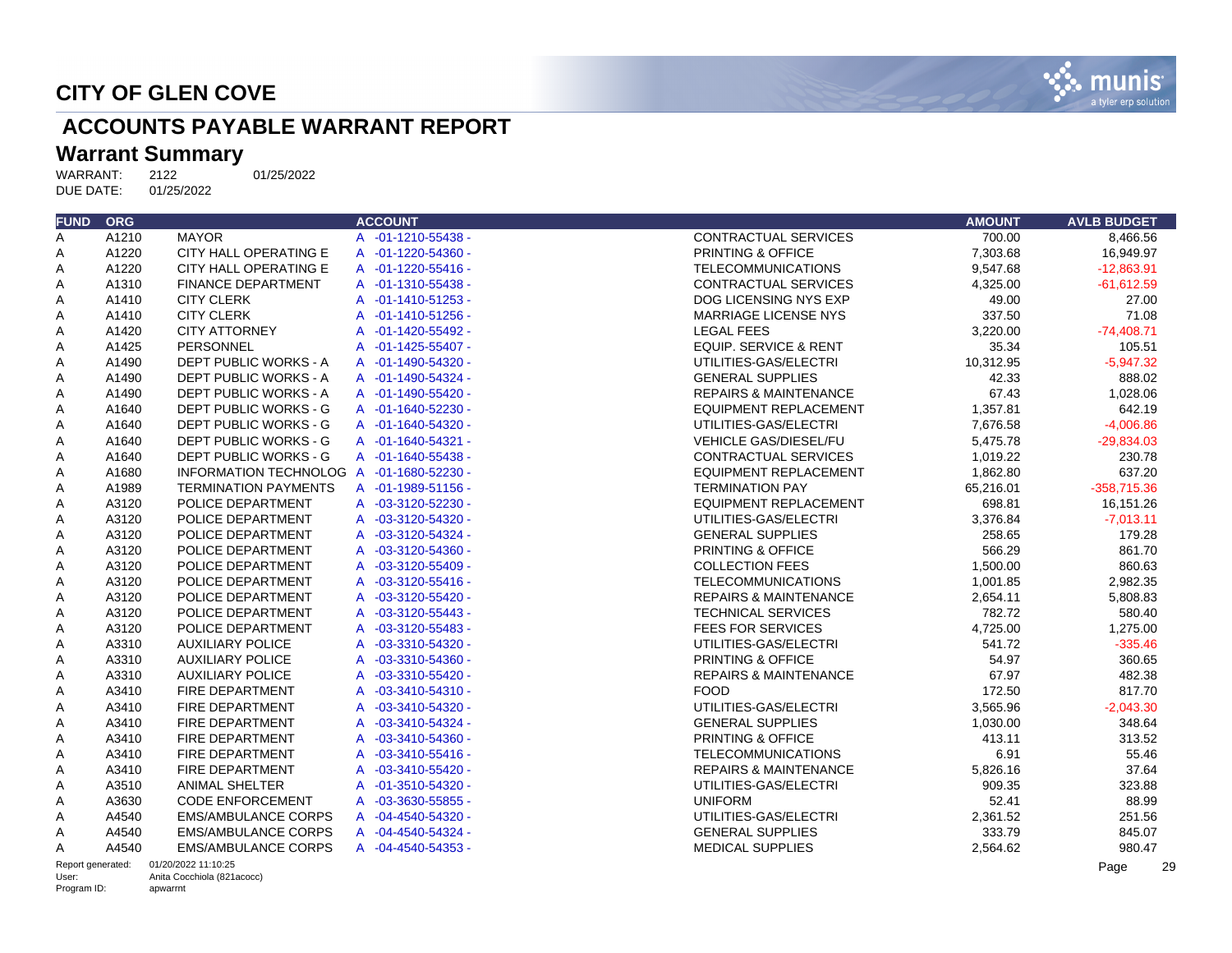# CITY OF GLEN COVE

## ACCOUNTS PAYABLE WARRANT REPORT

### Warrant Summary

WARRANT: 2122 01/25/2022
DUE DATE: 01/25/2022

| FUND | ORG | | ACCOUNT | | AMOUNT | AVLB BUDGET |
|---|---|---|---|---|---|---|
| A | A1210 | MAYOR | A -01-1210-55438 - | CONTRACTUAL SERVICES | 700.00 | 8,466.56 |
| A | A1220 | CITY HALL OPERATING E | A -01-1220-54360 - | PRINTING & OFFICE | 7,303.68 | 16,949.97 |
| A | A1220 | CITY HALL OPERATING E | A -01-1220-55416 - | TELECOMMUNICATIONS | 9,547.68 | -12,863.91 |
| A | A1310 | FINANCE DEPARTMENT | A -01-1310-55438 - | CONTRACTUAL SERVICES | 4,325.00 | -61,612.59 |
| A | A1410 | CITY CLERK | A -01-1410-51253 - | DOG LICENSING NYS EXP | 49.00 | 27.00 |
| A | A1410 | CITY CLERK | A -01-1410-51256 - | MARRIAGE LICENSE NYS | 337.50 | 71.08 |
| A | A1420 | CITY ATTORNEY | A -01-1420-55492 - | LEGAL FEES | 3,220.00 | -74,408.71 |
| A | A1425 | PERSONNEL | A -01-1425-55407 - | EQUIP. SERVICE & RENT | 35.34 | 105.51 |
| A | A1490 | DEPT PUBLIC WORKS - A | A -01-1490-54320 - | UTILITIES-GAS/ELECTRI | 10,312.95 | -5,947.32 |
| A | A1490 | DEPT PUBLIC WORKS - A | A -01-1490-54324 - | GENERAL SUPPLIES | 42.33 | 888.02 |
| A | A1490 | DEPT PUBLIC WORKS - A | A -01-1490-55420 - | REPAIRS & MAINTENANCE | 67.43 | 1,028.06 |
| A | A1640 | DEPT PUBLIC WORKS - G | A -01-1640-52230 - | EQUIPMENT REPLACEMENT | 1,357.81 | 642.19 |
| A | A1640 | DEPT PUBLIC WORKS - G | A -01-1640-54320 - | UTILITIES-GAS/ELECTRI | 7,676.58 | -4,006.86 |
| A | A1640 | DEPT PUBLIC WORKS - G | A -01-1640-54321 - | VEHICLE GAS/DIESEL/FU | 5,475.78 | -29,834.03 |
| A | A1640 | DEPT PUBLIC WORKS - G | A -01-1640-55438 - | CONTRACTUAL SERVICES | 1,019.22 | 230.78 |
| A | A1680 | INFORMATION TECHNOLOG | A -01-1680-52230 - | EQUIPMENT REPLACEMENT | 1,862.80 | 637.20 |
| A | A1989 | TERMINATION PAYMENTS | A -01-1989-51156 - | TERMINATION PAY | 65,216.01 | -358,715.36 |
| A | A3120 | POLICE DEPARTMENT | A -03-3120-52230 - | EQUIPMENT REPLACEMENT | 698.81 | 16,151.26 |
| A | A3120 | POLICE DEPARTMENT | A -03-3120-54320 - | UTILITIES-GAS/ELECTRI | 3,376.84 | -7,013.11 |
| A | A3120 | POLICE DEPARTMENT | A -03-3120-54324 - | GENERAL SUPPLIES | 258.65 | 179.28 |
| A | A3120 | POLICE DEPARTMENT | A -03-3120-54360 - | PRINTING & OFFICE | 566.29 | 861.70 |
| A | A3120 | POLICE DEPARTMENT | A -03-3120-55409 - | COLLECTION FEES | 1,500.00 | 860.63 |
| A | A3120 | POLICE DEPARTMENT | A -03-3120-55416 - | TELECOMMUNICATIONS | 1,001.85 | 2,982.35 |
| A | A3120 | POLICE DEPARTMENT | A -03-3120-55420 - | REPAIRS & MAINTENANCE | 2,654.11 | 5,808.83 |
| A | A3120 | POLICE DEPARTMENT | A -03-3120-55443 - | TECHNICAL SERVICES | 782.72 | 580.40 |
| A | A3120 | POLICE DEPARTMENT | A -03-3120-55483 - | FEES FOR SERVICES | 4,725.00 | 1,275.00 |
| A | A3310 | AUXILIARY POLICE | A -03-3310-54320 - | UTILITIES-GAS/ELECTRI | 541.72 | -335.46 |
| A | A3310 | AUXILIARY POLICE | A -03-3310-54360 - | PRINTING & OFFICE | 54.97 | 360.65 |
| A | A3310 | AUXILIARY POLICE | A -03-3310-55420 - | REPAIRS & MAINTENANCE | 67.97 | 482.38 |
| A | A3410 | FIRE DEPARTMENT | A -03-3410-54310 - | FOOD | 172.50 | 817.70 |
| A | A3410 | FIRE DEPARTMENT | A -03-3410-54320 - | UTILITIES-GAS/ELECTRI | 3,565.96 | -2,043.30 |
| A | A3410 | FIRE DEPARTMENT | A -03-3410-54324 - | GENERAL SUPPLIES | 1,030.00 | 348.64 |
| A | A3410 | FIRE DEPARTMENT | A -03-3410-54360 - | PRINTING & OFFICE | 413.11 | 313.52 |
| A | A3410 | FIRE DEPARTMENT | A -03-3410-55416 - | TELECOMMUNICATIONS | 6.91 | 55.46 |
| A | A3410 | FIRE DEPARTMENT | A -03-3410-55420 - | REPAIRS & MAINTENANCE | 5,826.16 | 37.64 |
| A | A3510 | ANIMAL SHELTER | A -01-3510-54320 - | UTILITIES-GAS/ELECTRI | 909.35 | 323.88 |
| A | A3630 | CODE ENFORCEMENT | A -03-3630-55855 - | UNIFORM | 52.41 | 88.99 |
| A | A4540 | EMS/AMBULANCE CORPS | A -04-4540-54320 - | UTILITIES-GAS/ELECTRI | 2,361.52 | 251.56 |
| A | A4540 | EMS/AMBULANCE CORPS | A -04-4540-54324 - | GENERAL SUPPLIES | 333.79 | 845.07 |
| A | A4540 | EMS/AMBULANCE CORPS | A -04-4540-54353 - | MEDICAL SUPPLIES | 2,564.62 | 980.47 |

Report generated: 01/20/2022 11:10:25
User: Anita Cocchiola (821acocc)
Program ID: apwarrnt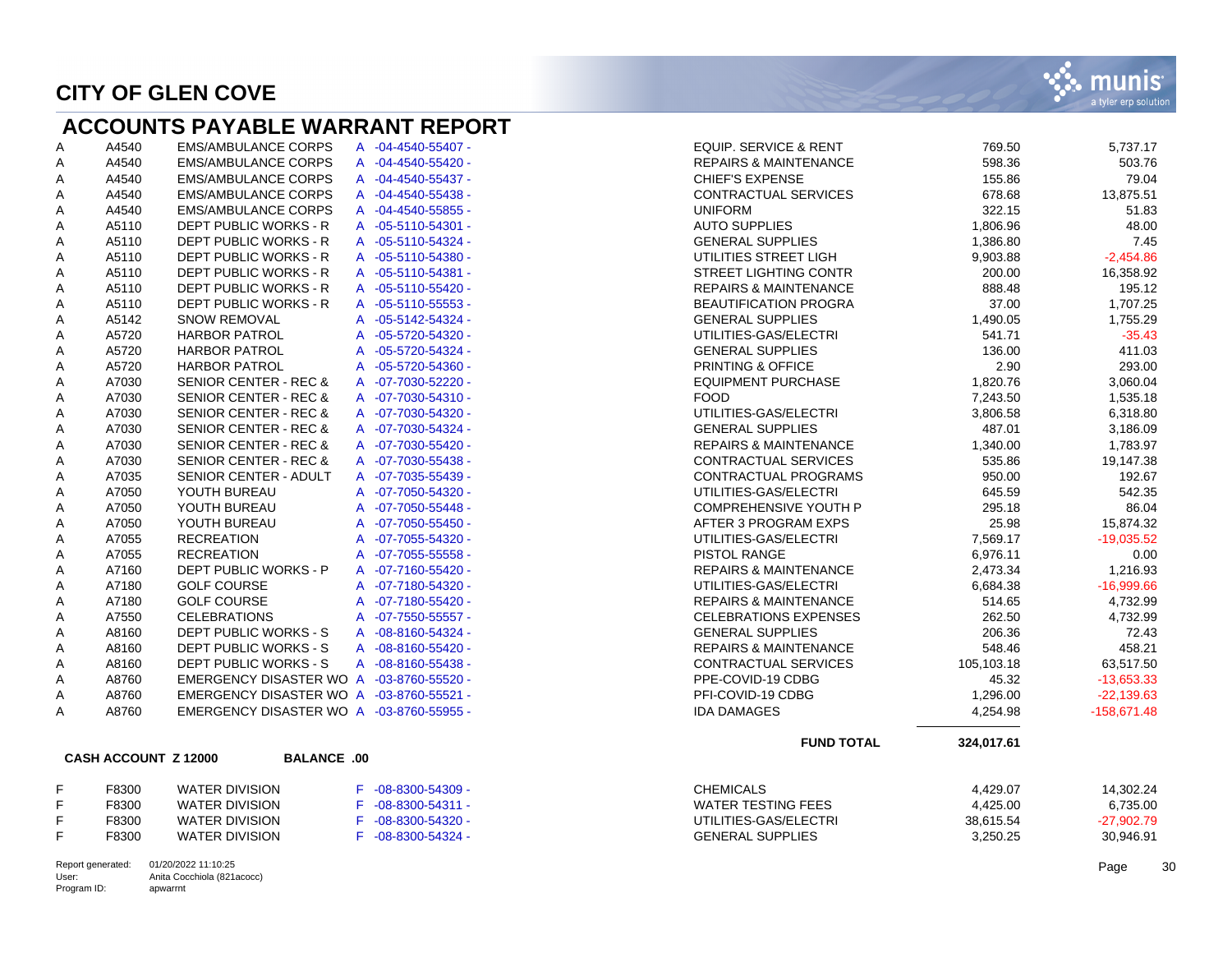# CITY OF GLEN COVE

## ACCOUNTS PAYABLE WARRANT REPORT

| | | | | | | |
|---|---|---|---|---|---|---|
| A | A4540 | EMS/AMBULANCE CORPS | A -04-4540-55407 - | EQUIP. SERVICE & RENT | 769.50 | 5,737.17 |
| A | A4540 | EMS/AMBULANCE CORPS | A -04-4540-55420 - | REPAIRS & MAINTENANCE | 598.36 | 503.76 |
| A | A4540 | EMS/AMBULANCE CORPS | A -04-4540-55437 - | CHIEF'S EXPENSE | 155.86 | 79.04 |
| A | A4540 | EMS/AMBULANCE CORPS | A -04-4540-55438 - | CONTRACTUAL SERVICES | 678.68 | 13,875.51 |
| A | A4540 | EMS/AMBULANCE CORPS | A -04-4540-55855 - | UNIFORM | 322.15 | 51.83 |
| A | A5110 | DEPT PUBLIC WORKS - R | A -05-5110-54301 - | AUTO SUPPLIES | 1,806.96 | 48.00 |
| A | A5110 | DEPT PUBLIC WORKS - R | A -05-5110-54324 - | GENERAL SUPPLIES | 1,386.80 | 7.45 |
| A | A5110 | DEPT PUBLIC WORKS - R | A -05-5110-54380 - | UTILITIES STREET LIGH | 9,903.88 | -2,454.86 |
| A | A5110 | DEPT PUBLIC WORKS - R | A -05-5110-54381 - | STREET LIGHTING CONTR | 200.00 | 16,358.92 |
| A | A5110 | DEPT PUBLIC WORKS - R | A -05-5110-55420 - | REPAIRS & MAINTENANCE | 888.48 | 195.12 |
| A | A5110 | DEPT PUBLIC WORKS - R | A -05-5110-55553 - | BEAUTIFICATION PROGRA | 37.00 | 1,707.25 |
| A | A5142 | SNOW REMOVAL | A -05-5142-54324 - | GENERAL SUPPLIES | 1,490.05 | 1,755.29 |
| A | A5720 | HARBOR PATROL | A -05-5720-54320 - | UTILITIES-GAS/ELECTRI | 541.71 | -35.43 |
| A | A5720 | HARBOR PATROL | A -05-5720-54324 - | GENERAL SUPPLIES | 136.00 | 411.03 |
| A | A5720 | HARBOR PATROL | A -05-5720-54360 - | PRINTING & OFFICE | 2.90 | 293.00 |
| A | A7030 | SENIOR CENTER - REC & | A -07-7030-52220 - | EQUIPMENT PURCHASE | 1,820.76 | 3,060.04 |
| A | A7030 | SENIOR CENTER - REC & | A -07-7030-54310 - | FOOD | 7,243.50 | 1,535.18 |
| A | A7030 | SENIOR CENTER - REC & | A -07-7030-54320 - | UTILITIES-GAS/ELECTRI | 3,806.58 | 6,318.80 |
| A | A7030 | SENIOR CENTER - REC & | A -07-7030-54324 - | GENERAL SUPPLIES | 487.01 | 3,186.09 |
| A | A7030 | SENIOR CENTER - REC & | A -07-7030-55420 - | REPAIRS & MAINTENANCE | 1,340.00 | 1,783.97 |
| A | A7030 | SENIOR CENTER - REC & | A -07-7030-55438 - | CONTRACTUAL SERVICES | 535.86 | 19,147.38 |
| A | A7035 | SENIOR CENTER - ADULT | A -07-7035-55439 - | CONTRACTUAL PROGRAMS | 950.00 | 192.67 |
| A | A7050 | YOUTH BUREAU | A -07-7050-54320 - | UTILITIES-GAS/ELECTRI | 645.59 | 542.35 |
| A | A7050 | YOUTH BUREAU | A -07-7050-55448 - | COMPREHENSIVE YOUTH P | 295.18 | 86.04 |
| A | A7050 | YOUTH BUREAU | A -07-7050-55450 - | AFTER 3 PROGRAM EXPS | 25.98 | 15,874.32 |
| A | A7055 | RECREATION | A -07-7055-54320 - | UTILITIES-GAS/ELECTRI | 7,569.17 | -19,035.52 |
| A | A7055 | RECREATION | A -07-7055-55558 - | PISTOL RANGE | 6,976.11 | 0.00 |
| A | A7160 | DEPT PUBLIC WORKS - P | A -07-7160-55420 - | REPAIRS & MAINTENANCE | 2,473.34 | 1,216.93 |
| A | A7180 | GOLF COURSE | A -07-7180-54320 - | UTILITIES-GAS/ELECTRI | 6,684.38 | -16,999.66 |
| A | A7180 | GOLF COURSE | A -07-7180-55420 - | REPAIRS & MAINTENANCE | 514.65 | 4,732.99 |
| A | A7550 | CELEBRATIONS | A -07-7550-55557 - | CELEBRATIONS EXPENSES | 262.50 | 4,732.99 |
| A | A8160 | DEPT PUBLIC WORKS - S | A -08-8160-54324 - | GENERAL SUPPLIES | 206.36 | 72.43 |
| A | A8160 | DEPT PUBLIC WORKS - S | A -08-8160-55420 - | REPAIRS & MAINTENANCE | 548.46 | 458.21 |
| A | A8160 | DEPT PUBLIC WORKS - S | A -08-8160-55438 - | CONTRACTUAL SERVICES | 105,103.18 | 63,517.50 |
| A | A8760 | EMERGENCY DISASTER WO | A -03-8760-55520 - | PPE-COVID-19 CDBG | 45.32 | -13,653.33 |
| A | A8760 | EMERGENCY DISASTER WO | A -03-8760-55521 - | PFI-COVID-19 CDBG | 1,296.00 | -22,139.63 |
| A | A8760 | EMERGENCY DISASTER WO | A -03-8760-55955 - | IDA DAMAGES | 4,254.98 | -158,671.48 |
| | | | | **FUND TOTAL** | **324,017.61** | |

**CASH ACCOUNT Z 12000 BALANCE .00**

| | | | | | | |
|---|---|---|---|---|---|---|
| F | F8300 | WATER DIVISION | F -08-8300-54309 - | CHEMICALS | 4,429.07 | 14,302.24 |
| F | F8300 | WATER DIVISION | F -08-8300-54311 - | WATER TESTING FEES | 4,425.00 | 6,735.00 |
| F | F8300 | WATER DIVISION | F -08-8300-54320 - | UTILITIES-GAS/ELECTRI | 38,615.54 | -27,902.79 |
| F | F8300 | WATER DIVISION | F -08-8300-54324 - | GENERAL SUPPLIES | 3,250.25 | 30,946.91 |

Report generated: 01/20/2022 11:10:25
User: Anita Cocchiola (821acocc)
Program ID: apwarrnt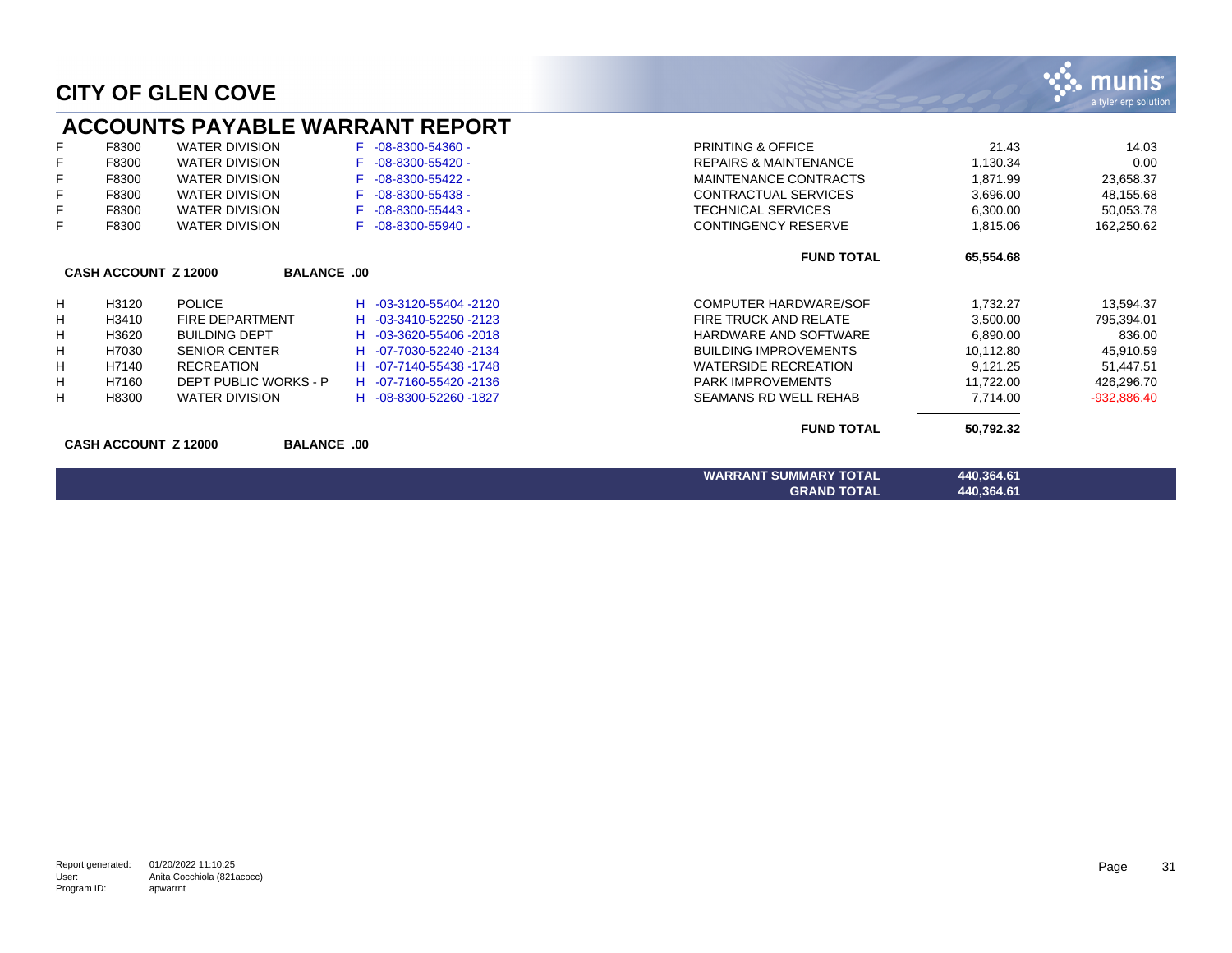# CITY OF GLEN COVE

## ACCOUNTS PAYABLE WARRANT REPORT

| | | | | | | |
|---|---|---|---|---|---|---|
| F | F8300 | WATER DIVISION | F -08-8300-54360 - | PRINTING & OFFICE | 21.43 | 14.03 |
| F | F8300 | WATER DIVISION | F -08-8300-55420 - | REPAIRS & MAINTENANCE | 1,130.34 | 0.00 |
| F | F8300 | WATER DIVISION | F -08-8300-55422 - | MAINTENANCE CONTRACTS | 1,871.99 | 23,658.37 |
| F | F8300 | WATER DIVISION | F -08-8300-55438 - | CONTRACTUAL SERVICES | 3,696.00 | 48,155.68 |
| F | F8300 | WATER DIVISION | F -08-8300-55443 - | TECHNICAL SERVICES | 6,300.00 | 50,053.78 |
| F | F8300 | WATER DIVISION | F -08-8300-55940 - | CONTINGENCY RESERVE | 1,815.06 | 162,250.62 |
| | | | | **FUND TOTAL** | **65,554.68** | |

**CASH ACCOUNT Z 12000 BALANCE .00**

| | | | | | | |
|---|---|---|---|---|---|---|
| H | H3120 | POLICE | H -03-3120-55404 -2120 | COMPUTER HARDWARE/SOF | 1,732.27 | 13,594.37 |
| H | H3410 | FIRE DEPARTMENT | H -03-3410-52250 -2123 | FIRE TRUCK AND RELATE | 3,500.00 | 795,394.01 |
| H | H3620 | BUILDING DEPT | H -03-3620-55406 -2018 | HARDWARE AND SOFTWARE | 6,890.00 | 836.00 |
| H | H7030 | SENIOR CENTER | H -07-7030-52240 -2134 | BUILDING IMPROVEMENTS | 10,112.80 | 45,910.59 |
| H | H7140 | RECREATION | H -07-7140-55438 -1748 | WATERSIDE RECREATION | 9,121.25 | 51,447.51 |
| H | H7160 | DEPT PUBLIC WORKS - P | H -07-7160-55420 -2136 | PARK IMPROVEMENTS | 11,722.00 | 426,296.70 |
| H | H8300 | WATER DIVISION | H -08-8300-52260 -1827 | SEAMANS RD WELL REHAB | 7,714.00 | -932,886.40 |
| | | | | **FUND TOTAL** | **50,792.32** | |

**CASH ACCOUNT Z 12000 BALANCE .00**

| | |
|---|---|
| **WARRANT SUMMARY TOTAL** | **440,364.61** |
| **GRAND TOTAL** | **440,364.61** |

Report generated: 01/20/2022 11:10:25
User: Anita Cocchiola (821acocc)
Program ID: apwarrnt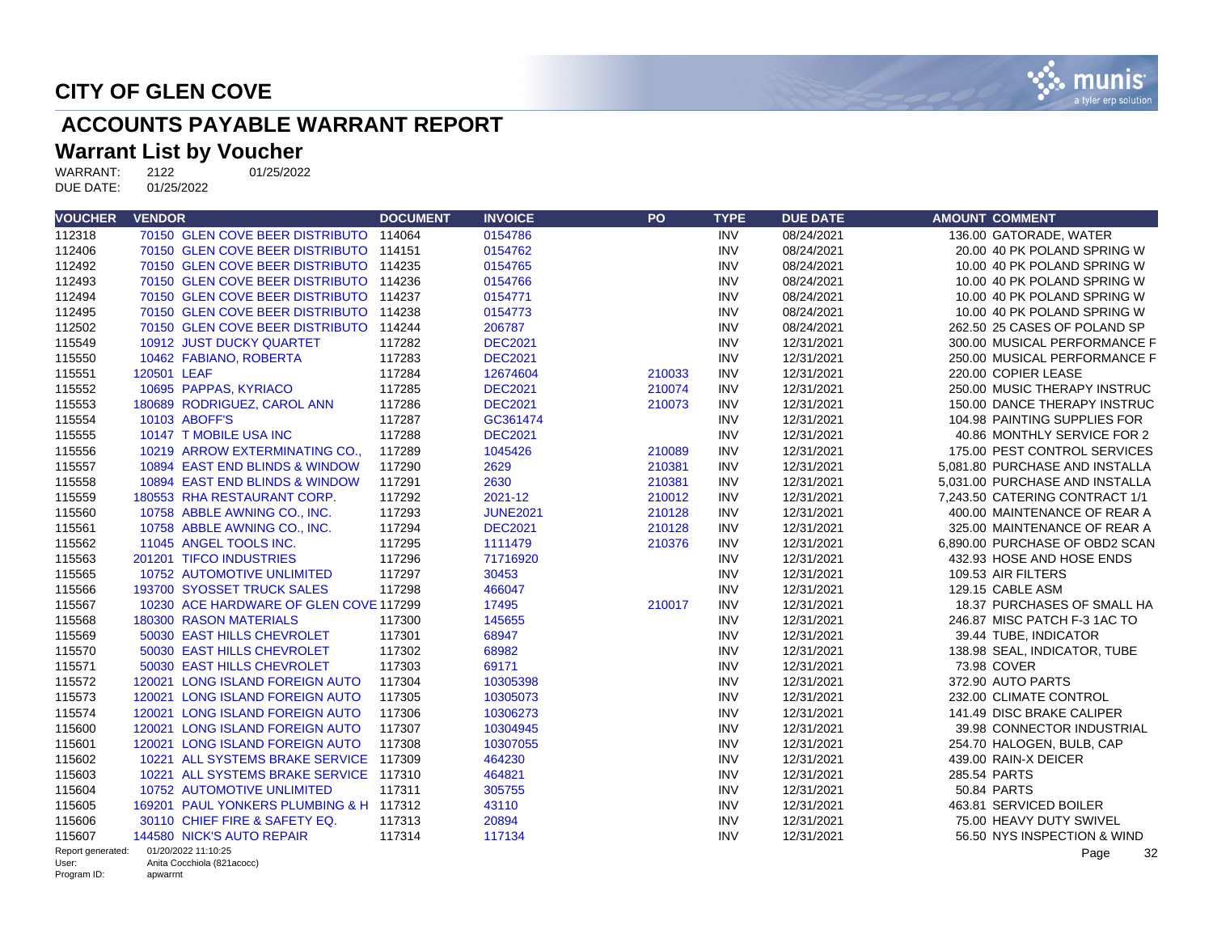# CITY OF GLEN COVE

## ACCOUNTS PAYABLE WARRANT REPORT

## Warrant List by Voucher

WARRANT: 2122 01/25/2022
DUE DATE: 01/25/2022

| VOUCHER | VENDOR | DOCUMENT | INVOICE | PO | TYPE | DUE DATE | AMOUNT | COMMENT |
|---|---|---|---|---|---|---|---|---|
| 112318 | 70150 GLEN COVE BEER DISTRIBUTO | 114064 | 0154786 | | INV | 08/24/2021 | 136.00 | GATORADE, WATER |
| 112406 | 70150 GLEN COVE BEER DISTRIBUTO | 114151 | 0154762 | | INV | 08/24/2021 | 20.00 | 40 PK POLAND SPRING W |
| 112492 | 70150 GLEN COVE BEER DISTRIBUTO | 114235 | 0154765 | | INV | 08/24/2021 | 10.00 | 40 PK POLAND SPRING W |
| 112493 | 70150 GLEN COVE BEER DISTRIBUTO | 114236 | 0154766 | | INV | 08/24/2021 | 10.00 | 40 PK POLAND SPRING W |
| 112494 | 70150 GLEN COVE BEER DISTRIBUTO | 114237 | 0154771 | | INV | 08/24/2021 | 10.00 | 40 PK POLAND SPRING W |
| 112495 | 70150 GLEN COVE BEER DISTRIBUTO | 114238 | 0154773 | | INV | 08/24/2021 | 10.00 | 40 PK POLAND SPRING W |
| 112502 | 70150 GLEN COVE BEER DISTRIBUTO | 114244 | 206787 | | INV | 08/24/2021 | 262.50 | 25 CASES OF POLAND SP |
| 115549 | 10912 JUST DUCKY QUARTET | 117282 | DEC2021 | | INV | 12/31/2021 | 300.00 | MUSICAL PERFORMANCE F |
| 115550 | 10462 FABIANO, ROBERTA | 117283 | DEC2021 | | INV | 12/31/2021 | 250.00 | MUSICAL PERFORMANCE F |
| 115551 | 120501 LEAF | 117284 | 12674604 | 210033 | INV | 12/31/2021 | 220.00 | COPIER LEASE |
| 115552 | 10695 PAPPAS, KYRIACO | 117285 | DEC2021 | 210074 | INV | 12/31/2021 | 250.00 | MUSIC THERAPY INSTRUC |
| 115553 | 180689 RODRIGUEZ, CAROL ANN | 117286 | DEC2021 | 210073 | INV | 12/31/2021 | 150.00 | DANCE THERAPY INSTRUC |
| 115554 | 10103 ABOFF'S | 117287 | GC361474 | | INV | 12/31/2021 | 104.98 | PAINTING SUPPLIES FOR |
| 115555 | 10147 T MOBILE USA INC | 117288 | DEC2021 | | INV | 12/31/2021 | 40.86 | MONTHLY SERVICE FOR 2 |
| 115556 | 10219 ARROW EXTERMINATING CO., | 117289 | 1045426 | 210089 | INV | 12/31/2021 | 175.00 | PEST CONTROL SERVICES |
| 115557 | 10894 EAST END BLINDS & WINDOW | 117290 | 2629 | 210381 | INV | 12/31/2021 | 5,081.80 | PURCHASE AND INSTALLA |
| 115558 | 10894 EAST END BLINDS & WINDOW | 117291 | 2630 | 210381 | INV | 12/31/2021 | 5,031.00 | PURCHASE AND INSTALLA |
| 115559 | 180553 RHA RESTAURANT CORP. | 117292 | 2021-12 | 210012 | INV | 12/31/2021 | 7,243.50 | CATERING CONTRACT 1/1 |
| 115560 | 10758 ABBLE AWNING CO., INC. | 117293 | JUNE2021 | 210128 | INV | 12/31/2021 | 400.00 | MAINTENANCE OF REAR A |
| 115561 | 10758 ABBLE AWNING CO., INC. | 117294 | DEC2021 | 210128 | INV | 12/31/2021 | 325.00 | MAINTENANCE OF REAR A |
| 115562 | 11045 ANGEL TOOLS INC. | 117295 | 1111479 | 210376 | INV | 12/31/2021 | 6,890.00 | PURCHASE OF OBD2 SCAN |
| 115563 | 201201 TIFCO INDUSTRIES | 117296 | 71716920 | | INV | 12/31/2021 | 432.93 | HOSE AND HOSE ENDS |
| 115565 | 10752 AUTOMOTIVE UNLIMITED | 117297 | 30453 | | INV | 12/31/2021 | 109.53 | AIR FILTERS |
| 115566 | 193700 SYOSSET TRUCK SALES | 117298 | 466047 | | INV | 12/31/2021 | 129.15 | CABLE ASM |
| 115567 | 10230 ACE HARDWARE OF GLEN COVE | 117299 | 17495 | 210017 | INV | 12/31/2021 | 18.37 | PURCHASES OF SMALL HA |
| 115568 | 180300 RASON MATERIALS | 117300 | 145655 | | INV | 12/31/2021 | 246.87 | MISC PATCH F-3 1AC TO |
| 115569 | 50030 EAST HILLS CHEVROLET | 117301 | 68947 | | INV | 12/31/2021 | 39.44 | TUBE, INDICATOR |
| 115570 | 50030 EAST HILLS CHEVROLET | 117302 | 68982 | | INV | 12/31/2021 | 138.98 | SEAL, INDICATOR, TUBE |
| 115571 | 50030 EAST HILLS CHEVROLET | 117303 | 69171 | | INV | 12/31/2021 | 73.98 | COVER |
| 115572 | 120021 LONG ISLAND FOREIGN AUTO | 117304 | 10305398 | | INV | 12/31/2021 | 372.90 | AUTO PARTS |
| 115573 | 120021 LONG ISLAND FOREIGN AUTO | 117305 | 10305073 | | INV | 12/31/2021 | 232.00 | CLIMATE CONTROL |
| 115574 | 120021 LONG ISLAND FOREIGN AUTO | 117306 | 10306273 | | INV | 12/31/2021 | 141.49 | DISC BRAKE CALIPER |
| 115600 | 120021 LONG ISLAND FOREIGN AUTO | 117307 | 10304945 | | INV | 12/31/2021 | 39.98 | CONNECTOR INDUSTRIAL |
| 115601 | 120021 LONG ISLAND FOREIGN AUTO | 117308 | 10307055 | | INV | 12/31/2021 | 254.70 | HALOGEN, BULB, CAP |
| 115602 | 10221 ALL SYSTEMS BRAKE SERVICE | 117309 | 464230 | | INV | 12/31/2021 | 439.00 | RAIN-X DEICER |
| 115603 | 10221 ALL SYSTEMS BRAKE SERVICE | 117310 | 464821 | | INV | 12/31/2021 | 285.54 | PARTS |
| 115604 | 10752 AUTOMOTIVE UNLIMITED | 117311 | 305755 | | INV | 12/31/2021 | 50.84 | PARTS |
| 115605 | 169201 PAUL YONKERS PLUMBING & H | 117312 | 43110 | | INV | 12/31/2021 | 463.81 | SERVICED BOILER |
| 115606 | 30110 CHIEF FIRE & SAFETY EQ. | 117313 | 20894 | | INV | 12/31/2021 | 75.00 | HEAVY DUTY SWIVEL |
| 115607 | 144580 NICK'S AUTO REPAIR | 117314 | 117134 | | INV | 12/31/2021 | 56.50 | NYS INSPECTION & WIND |

Report generated: 01/20/2022 11:10:25
User: Anita Cocchiola (821acocc)
Program ID: apwarrnt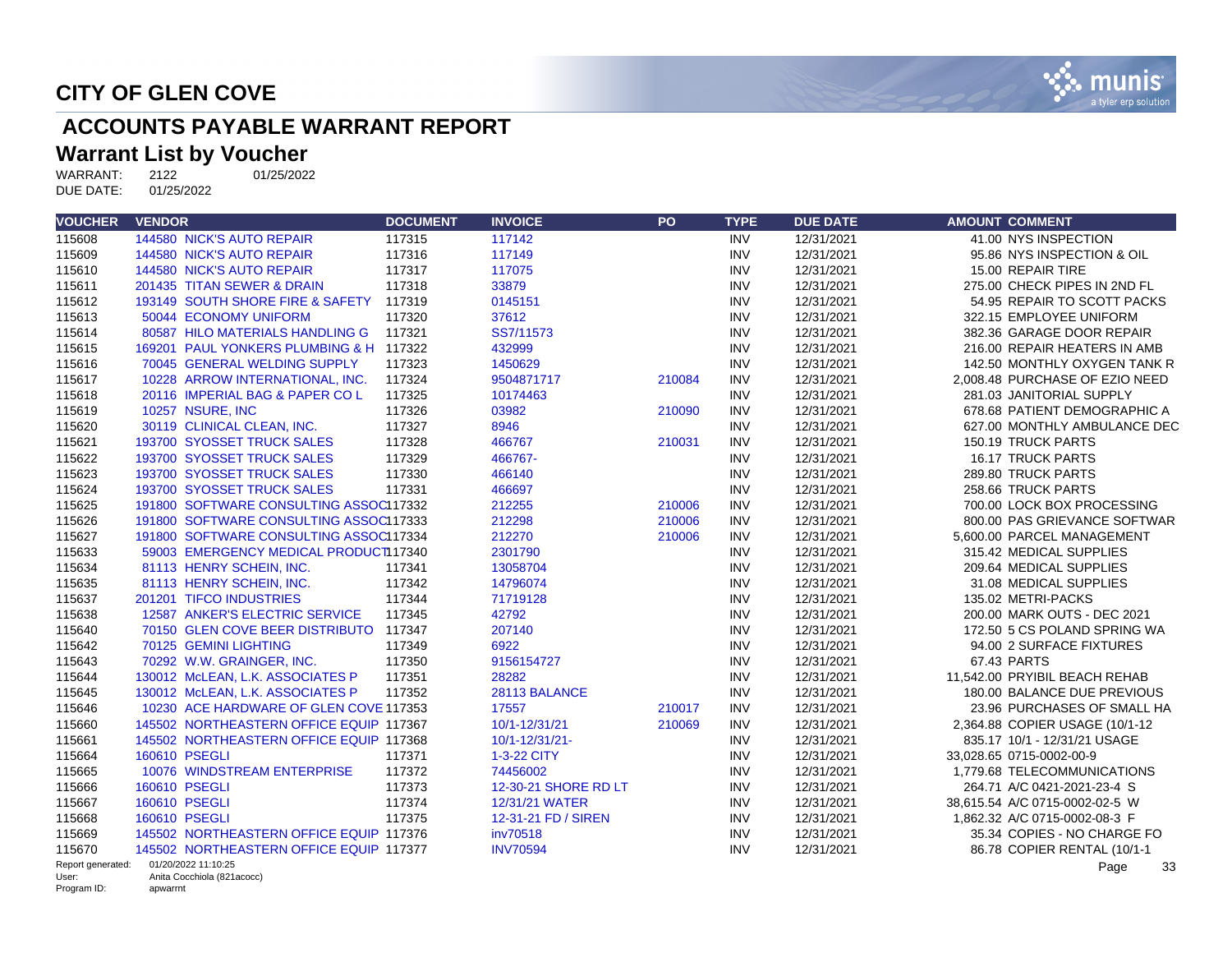# CITY OF GLEN COVE

## ACCOUNTS PAYABLE WARRANT REPORT

### Warrant List by Voucher

WARRANT: 2122 01/25/2022
DUE DATE: 01/25/2022

| VOUCHER | VENDOR | DOCUMENT | INVOICE | PO | TYPE | DUE DATE | AMOUNT | COMMENT |
|---|---|---|---|---|---|---|---|---|
| 115608 | 144580 NICK'S AUTO REPAIR | 117315 | 117142 | | INV | 12/31/2021 | 41.00 | NYS INSPECTION |
| 115609 | 144580 NICK'S AUTO REPAIR | 117316 | 117149 | | INV | 12/31/2021 | 95.86 | NYS INSPECTION & OIL |
| 115610 | 144580 NICK'S AUTO REPAIR | 117317 | 117075 | | INV | 12/31/2021 | 15.00 | REPAIR TIRE |
| 115611 | 201435 TITAN SEWER & DRAIN | 117318 | 33879 | | INV | 12/31/2021 | 275.00 | CHECK PIPES IN 2ND FL |
| 115612 | 193149 SOUTH SHORE FIRE & SAFETY | 117319 | 0145151 | | INV | 12/31/2021 | 54.95 | REPAIR TO SCOTT PACKS |
| 115613 | 50044 ECONOMY UNIFORM | 117320 | 37612 | | INV | 12/31/2021 | 322.15 | EMPLOYEE UNIFORM |
| 115614 | 80587 HILO MATERIALS HANDLING G | 117321 | SS7/11573 | | INV | 12/31/2021 | 382.36 | GARAGE DOOR REPAIR |
| 115615 | 169201 PAUL YONKERS PLUMBING & H | 117322 | 432999 | | INV | 12/31/2021 | 216.00 | REPAIR HEATERS IN AMB |
| 115616 | 70045 GENERAL WELDING SUPPLY | 117323 | 1450629 | | INV | 12/31/2021 | 142.50 | MONTHLY OXYGEN TANK R |
| 115617 | 10228 ARROW INTERNATIONAL, INC. | 117324 | 9504871717 | 210084 | INV | 12/31/2021 | 2,008.48 | PURCHASE OF EZIO NEED |
| 115618 | 20116 IMPERIAL BAG & PAPER CO L | 117325 | 10174463 | | INV | 12/31/2021 | 281.03 | JANITORIAL SUPPLY |
| 115619 | 10257 NSURE, INC | 117326 | 03982 | 210090 | INV | 12/31/2021 | 678.68 | PATIENT DEMOGRAPHIC A |
| 115620 | 30119 CLINICAL CLEAN, INC. | 117327 | 8946 | | INV | 12/31/2021 | 627.00 | MONTHLY AMBULANCE DEC |
| 115621 | 193700 SYOSSET TRUCK SALES | 117328 | 466767 | 210031 | INV | 12/31/2021 | 150.19 | TRUCK PARTS |
| 115622 | 193700 SYOSSET TRUCK SALES | 117329 | 466767- | | INV | 12/31/2021 | 16.17 | TRUCK PARTS |
| 115623 | 193700 SYOSSET TRUCK SALES | 117330 | 466140 | | INV | 12/31/2021 | 289.80 | TRUCK PARTS |
| 115624 | 193700 SYOSSET TRUCK SALES | 117331 | 466697 | | INV | 12/31/2021 | 258.66 | TRUCK PARTS |
| 115625 | 191800 SOFTWARE CONSULTING ASSOC | 117332 | 212255 | 210006 | INV | 12/31/2021 | 700.00 | LOCK BOX PROCESSING |
| 115626 | 191800 SOFTWARE CONSULTING ASSOC | 117333 | 212298 | 210006 | INV | 12/31/2021 | 800.00 | PAS GRIEVANCE SOFTWAR |
| 115627 | 191800 SOFTWARE CONSULTING ASSOC | 117334 | 212270 | 210006 | INV | 12/31/2021 | 5,600.00 | PARCEL MANAGEMENT |
| 115633 | 59003 EMERGENCY MEDICAL PRODUCT | 117340 | 2301790 | | INV | 12/31/2021 | 315.42 | MEDICAL SUPPLIES |
| 115634 | 81113 HENRY SCHEIN, INC. | 117341 | 13058704 | | INV | 12/31/2021 | 209.64 | MEDICAL SUPPLIES |
| 115635 | 81113 HENRY SCHEIN, INC. | 117342 | 14796074 | | INV | 12/31/2021 | 31.08 | MEDICAL SUPPLIES |
| 115637 | 201201 TIFCO INDUSTRIES | 117344 | 71719128 | | INV | 12/31/2021 | 135.02 | METRI-PACKS |
| 115638 | 12587 ANKER'S ELECTRIC SERVICE | 117345 | 42792 | | INV | 12/31/2021 | 200.00 | MARK OUTS - DEC 2021 |
| 115640 | 70150 GLEN COVE BEER DISTRIBUTO | 117347 | 207140 | | INV | 12/31/2021 | 172.50 | 5 CS POLAND SPRING WA |
| 115642 | 70125 GEMINI LIGHTING | 117349 | 6922 | | INV | 12/31/2021 | 94.00 | 2 SURFACE FIXTURES |
| 115643 | 70292 W.W. GRAINGER, INC. | 117350 | 9156154727 | | INV | 12/31/2021 | 67.43 | PARTS |
| 115644 | 130012 McLEAN, L.K. ASSOCIATES P | 117351 | 28282 | | INV | 12/31/2021 | 11,542.00 | PRYIBIL BEACH REHAB |
| 115645 | 130012 McLEAN, L.K. ASSOCIATES P | 117352 | 28113 BALANCE | | INV | 12/31/2021 | 180.00 | BALANCE DUE PREVIOUS |
| 115646 | 10230 ACE HARDWARE OF GLEN COVE | 117353 | 17557 | 210017 | INV | 12/31/2021 | 23.96 | PURCHASES OF SMALL HA |
| 115660 | 145502 NORTHEASTERN OFFICE EQUIP | 117367 | 10/1-12/31/21 | 210069 | INV | 12/31/2021 | 2,364.88 | COPIER USAGE (10/1-12 |
| 115661 | 145502 NORTHEASTERN OFFICE EQUIP | 117368 | 10/1-12/31/21- | | INV | 12/31/2021 | 835.17 | 10/1 - 12/31/21 USAGE |
| 115664 | 160610 PSEGLI | 117371 | 1-3-22 CITY | | INV | 12/31/2021 | 33,028.65 | 0715-0002-00-9 |
| 115665 | 10076 WINDSTREAM ENTERPRISE | 117372 | 74456002 | | INV | 12/31/2021 | 1,779.68 | TELECOMMUNICATIONS |
| 115666 | 160610 PSEGLI | 117373 | 12-30-21 SHORE RD LT | | INV | 12/31/2021 | 264.71 | A/C 0421-2021-23-4 S |
| 115667 | 160610 PSEGLI | 117374 | 12/31/21 WATER | | INV | 12/31/2021 | 38,615.54 | A/C 0715-0002-02-5 W |
| 115668 | 160610 PSEGLI | 117375 | 12-31-21 FD / SIREN | | INV | 12/31/2021 | 1,862.32 | A/C 0715-0002-08-3 F |
| 115669 | 145502 NORTHEASTERN OFFICE EQUIP | 117376 | inv70518 | | INV | 12/31/2021 | 35.34 | COPIES - NO CHARGE FO |
| 115670 | 145502 NORTHEASTERN OFFICE EQUIP | 117377 | INV70594 | | INV | 12/31/2021 | 86.78 | COPIER RENTAL (10/1-1 |

Report generated: 01/20/2022 11:10:25
User: Anita Cocchiola (821acocc)
Program ID: apwarrnt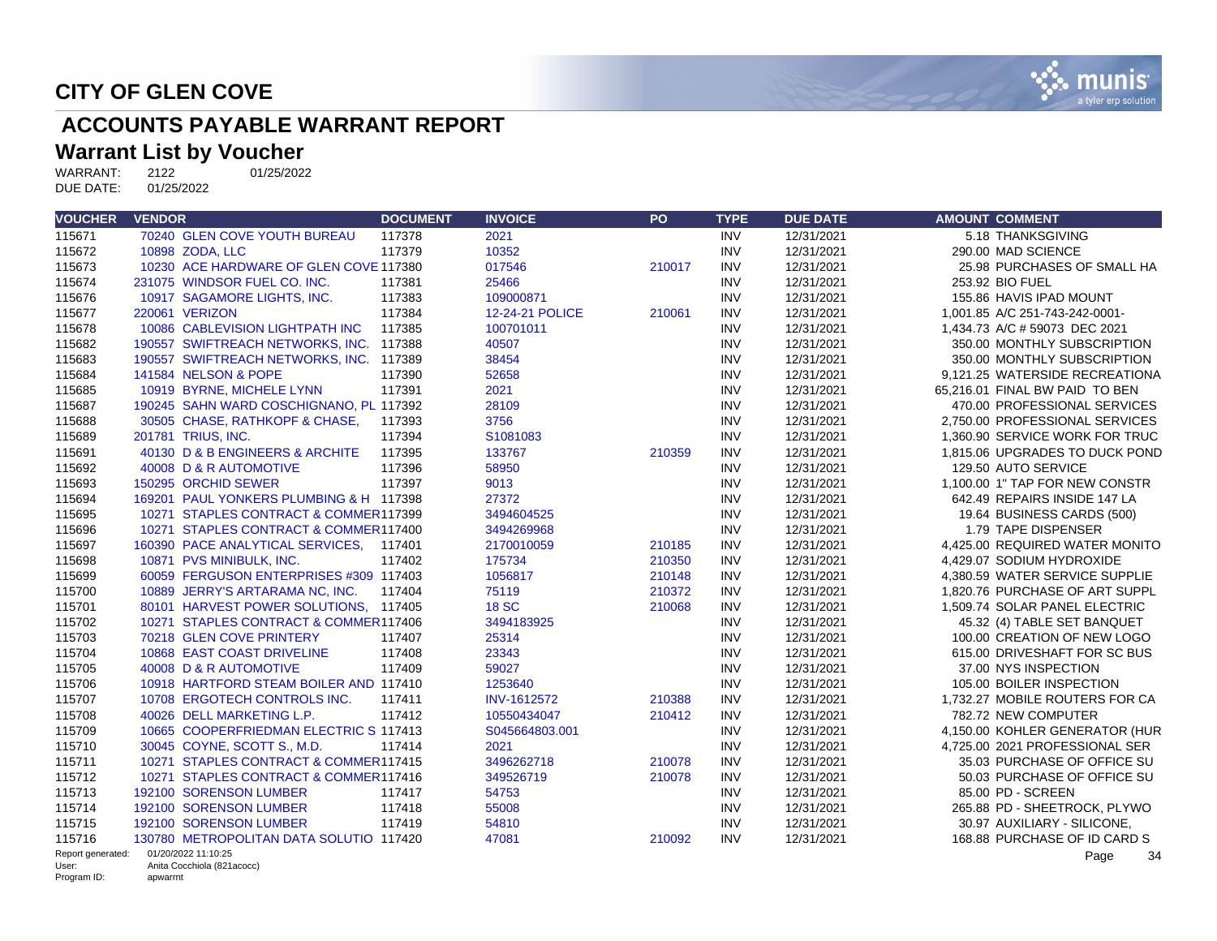# CITY OF GLEN COVE

## ACCOUNTS PAYABLE WARRANT REPORT

## Warrant List by Voucher

WARRANT: 2122 01/25/2022
DUE DATE: 01/25/2022

| VOUCHER | VENDOR | DOCUMENT | INVOICE | PO | TYPE | DUE DATE | AMOUNT | COMMENT |
|---|---|---|---|---|---|---|---|---|
| 115671 | 70240 GLEN COVE YOUTH BUREAU | 117378 | 2021 | | INV | 12/31/2021 | 5.18 | THANKSGIVING |
| 115672 | 10898 ZODA, LLC | 117379 | 10352 | | INV | 12/31/2021 | 290.00 | MAD SCIENCE |
| 115673 | 10230 ACE HARDWARE OF GLEN COVE | 117380 | 017546 | 210017 | INV | 12/31/2021 | 25.98 | PURCHASES OF SMALL HA |
| 115674 | 231075 WINDSOR FUEL CO. INC. | 117381 | 25466 | | INV | 12/31/2021 | 253.92 | BIO FUEL |
| 115676 | 10917 SAGAMORE LIGHTS, INC. | 117383 | 109000871 | | INV | 12/31/2021 | 155.86 | HAVIS IPAD MOUNT |
| 115677 | 220061 VERIZON | 117384 | 12-24-21 POLICE | 210061 | INV | 12/31/2021 | 1,001.85 | A/C 251-743-242-0001- |
| 115678 | 10086 CABLEVISION LIGHTPATH INC | 117385 | 100701011 | | INV | 12/31/2021 | 1,434.73 | A/C # 59073 DEC 2021 |
| 115682 | 190557 SWIFTREACH NETWORKS, INC. | 117388 | 40507 | | INV | 12/31/2021 | 350.00 | MONTHLY SUBSCRIPTION |
| 115683 | 190557 SWIFTREACH NETWORKS, INC. | 117389 | 38454 | | INV | 12/31/2021 | 350.00 | MONTHLY SUBSCRIPTION |
| 115684 | 141584 NELSON & POPE | 117390 | 52658 | | INV | 12/31/2021 | 9,121.25 | WATERSIDE RECREATIONA |
| 115685 | 10919 BYRNE, MICHELE LYNN | 117391 | 2021 | | INV | 12/31/2021 | 65,216.01 | FINAL BW PAID TO BEN |
| 115687 | 190245 SAHN WARD COSCHIGNANO, PL | 117392 | 28109 | | INV | 12/31/2021 | 470.00 | PROFESSIONAL SERVICES |
| 115688 | 30505 CHASE, RATHKOPF & CHASE, | 117393 | 3756 | | INV | 12/31/2021 | 2,750.00 | PROFESSIONAL SERVICES |
| 115689 | 201781 TRIUS, INC. | 117394 | S1081083 | | INV | 12/31/2021 | 1,360.90 | SERVICE WORK FOR TRUC |
| 115691 | 40130 D & B ENGINEERS & ARCHITE | 117395 | 133767 | 210359 | INV | 12/31/2021 | 1,815.06 | UPGRADES TO DUCK POND |
| 115692 | 40008 D & R AUTOMOTIVE | 117396 | 58950 | | INV | 12/31/2021 | 129.50 | AUTO SERVICE |
| 115693 | 150295 ORCHID SEWER | 117397 | 9013 | | INV | 12/31/2021 | 1,100.00 | 1" TAP FOR NEW CONSTR |
| 115694 | 169201 PAUL YONKERS PLUMBING & H | 117398 | 27372 | | INV | 12/31/2021 | 642.49 | REPAIRS INSIDE 147 LA |
| 115695 | 10271 STAPLES CONTRACT & COMMER | 117399 | 3494604525 | | INV | 12/31/2021 | 19.64 | BUSINESS CARDS (500) |
| 115696 | 10271 STAPLES CONTRACT & COMMER | 117400 | 3494269968 | | INV | 12/31/2021 | 1.79 | TAPE DISPENSER |
| 115697 | 160390 PACE ANALYTICAL SERVICES, | 117401 | 2170010059 | 210185 | INV | 12/31/2021 | 4,425.00 | REQUIRED WATER MONITO |
| 115698 | 10871 PVS MINIBULK, INC. | 117402 | 175734 | 210350 | INV | 12/31/2021 | 4,429.07 | SODIUM HYDROXIDE |
| 115699 | 60059 FERGUSON ENTERPRISES #309 | 117403 | 1056817 | 210148 | INV | 12/31/2021 | 4,380.59 | WATER SERVICE SUPPLIE |
| 115700 | 10889 JERRY'S ARTARAMA NC, INC. | 117404 | 75119 | 210372 | INV | 12/31/2021 | 1,820.76 | PURCHASE OF ART SUPPL |
| 115701 | 80101 HARVEST POWER SOLUTIONS, | 117405 | 18 SC | 210068 | INV | 12/31/2021 | 1,509.74 | SOLAR PANEL ELECTRIC |
| 115702 | 10271 STAPLES CONTRACT & COMMER | 117406 | 3494183925 | | INV | 12/31/2021 | 45.32 | (4) TABLE SET BANQUET |
| 115703 | 70218 GLEN COVE PRINTERY | 117407 | 25314 | | INV | 12/31/2021 | 100.00 | CREATION OF NEW LOGO |
| 115704 | 10868 EAST COAST DRIVELINE | 117408 | 23343 | | INV | 12/31/2021 | 615.00 | DRIVESHAFT FOR SC BUS |
| 115705 | 40008 D & R AUTOMOTIVE | 117409 | 59027 | | INV | 12/31/2021 | 37.00 | NYS INSPECTION |
| 115706 | 10918 HARTFORD STEAM BOILER AND | 117410 | 1253640 | | INV | 12/31/2021 | 105.00 | BOILER INSPECTION |
| 115707 | 10708 ERGOTECH CONTROLS INC. | 117411 | INV-1612572 | 210388 | INV | 12/31/2021 | 1,732.27 | MOBILE ROUTERS FOR CA |
| 115708 | 40026 DELL MARKETING L.P. | 117412 | 10550434047 | 210412 | INV | 12/31/2021 | 782.72 | NEW COMPUTER |
| 115709 | 10665 COOPERFRIEDMAN ELECTRIC S | 117413 | S045664803.001 | | INV | 12/31/2021 | 4,150.00 | KOHLER GENERATOR (HUR |
| 115710 | 30045 COYNE, SCOTT S., M.D. | 117414 | 2021 | | INV | 12/31/2021 | 4,725.00 | 2021 PROFESSIONAL SER |
| 115711 | 10271 STAPLES CONTRACT & COMMER | 117415 | 3496262718 | 210078 | INV | 12/31/2021 | 35.03 | PURCHASE OF OFFICE SU |
| 115712 | 10271 STAPLES CONTRACT & COMMER | 117416 | 349526719 | 210078 | INV | 12/31/2021 | 50.03 | PURCHASE OF OFFICE SU |
| 115713 | 192100 SORENSON LUMBER | 117417 | 54753 | | INV | 12/31/2021 | 85.00 | PD - SCREEN |
| 115714 | 192100 SORENSON LUMBER | 117418 | 55008 | | INV | 12/31/2021 | 265.88 | PD - SHEETROCK, PLYWO |
| 115715 | 192100 SORENSON LUMBER | 117419 | 54810 | | INV | 12/31/2021 | 30.97 | AUXILIARY - SILICONE, |
| 115716 | 130780 METROPOLITAN DATA SOLUTIO | 117420 | 47081 | 210092 | INV | 12/31/2021 | 168.88 | PURCHASE OF ID CARD S |

Report generated: 01/20/2022 11:10:25
User: Anita Cocchiola (821acocc)
Program ID: apwarrnt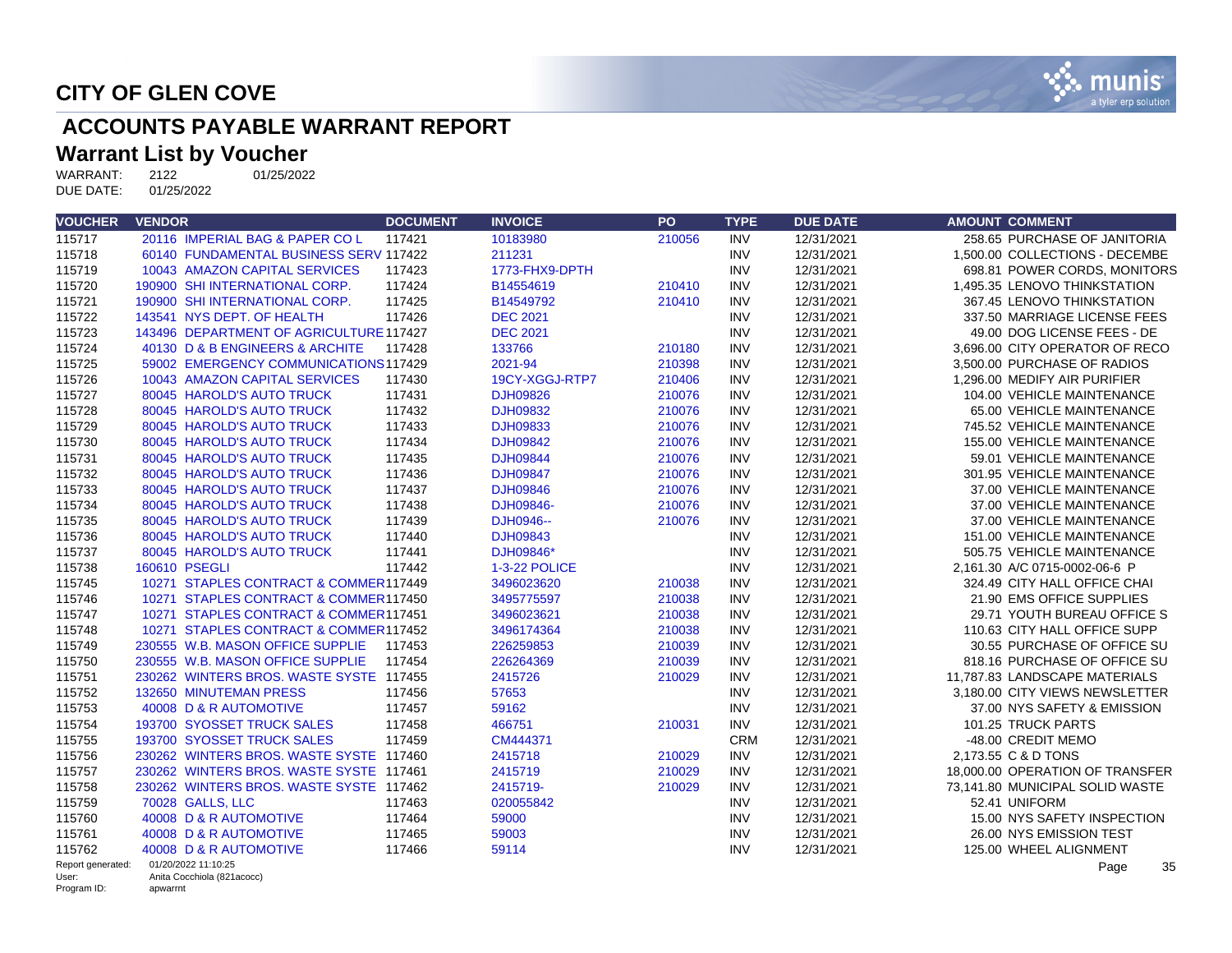# CITY OF GLEN COVE

## ACCOUNTS PAYABLE WARRANT REPORT

### Warrant List by Voucher

WARRANT: 2122 01/25/2022
DUE DATE: 01/25/2022

| VOUCHER | VENDOR | DOCUMENT | INVOICE | PO | TYPE | DUE DATE | AMOUNT | COMMENT |
|---|---|---|---|---|---|---|---|---|
| 115717 | 20116 IMPERIAL BAG & PAPER CO L | 117421 | 10183980 | 210056 | INV | 12/31/2021 | 258.65 | PURCHASE OF JANITORIA |
| 115718 | 60140 FUNDAMENTAL BUSINESS SERV | 117422 | 211231 | | INV | 12/31/2021 | 1,500.00 | COLLECTIONS - DECEMBE |
| 115719 | 10043 AMAZON CAPITAL SERVICES | 117423 | 1773-FHX9-DPTH | | INV | 12/31/2021 | 698.81 | POWER CORDS, MONITORS |
| 115720 | 190900 SHI INTERNATIONAL CORP. | 117424 | B14554619 | 210410 | INV | 12/31/2021 | 1,495.35 | LENOVO THINKSTATION |
| 115721 | 190900 SHI INTERNATIONAL CORP. | 117425 | B14549792 | 210410 | INV | 12/31/2021 | 367.45 | LENOVO THINKSTATION |
| 115722 | 143541 NYS DEPT. OF HEALTH | 117426 | DEC 2021 | | INV | 12/31/2021 | 337.50 | MARRIAGE LICENSE FEES |
| 115723 | 143496 DEPARTMENT OF AGRICULTURE | 117427 | DEC 2021 | | INV | 12/31/2021 | 49.00 | DOG LICENSE FEES - DE |
| 115724 | 40130 D & B ENGINEERS & ARCHITE | 117428 | 133766 | 210180 | INV | 12/31/2021 | 3,696.00 | CITY OPERATOR OF RECO |
| 115725 | 59002 EMERGENCY COMMUNICATIONS | 117429 | 2021-94 | 210398 | INV | 12/31/2021 | 3,500.00 | PURCHASE OF RADIOS |
| 115726 | 10043 AMAZON CAPITAL SERVICES | 117430 | 19CY-XGGJ-RTP7 | 210406 | INV | 12/31/2021 | 1,296.00 | MEDIFY AIR PURIFIER |
| 115727 | 80045 HAROLD'S AUTO TRUCK | 117431 | DJH09826 | 210076 | INV | 12/31/2021 | 104.00 | VEHICLE MAINTENANCE |
| 115728 | 80045 HAROLD'S AUTO TRUCK | 117432 | DJH09832 | 210076 | INV | 12/31/2021 | 65.00 | VEHICLE MAINTENANCE |
| 115729 | 80045 HAROLD'S AUTO TRUCK | 117433 | DJH09833 | 210076 | INV | 12/31/2021 | 745.52 | VEHICLE MAINTENANCE |
| 115730 | 80045 HAROLD'S AUTO TRUCK | 117434 | DJH09842 | 210076 | INV | 12/31/2021 | 155.00 | VEHICLE MAINTENANCE |
| 115731 | 80045 HAROLD'S AUTO TRUCK | 117435 | DJH09844 | 210076 | INV | 12/31/2021 | 59.01 | VEHICLE MAINTENANCE |
| 115732 | 80045 HAROLD'S AUTO TRUCK | 117436 | DJH09847 | 210076 | INV | 12/31/2021 | 301.95 | VEHICLE MAINTENANCE |
| 115733 | 80045 HAROLD'S AUTO TRUCK | 117437 | DJH09846 | 210076 | INV | 12/31/2021 | 37.00 | VEHICLE MAINTENANCE |
| 115734 | 80045 HAROLD'S AUTO TRUCK | 117438 | DJH09846- | 210076 | INV | 12/31/2021 | 37.00 | VEHICLE MAINTENANCE |
| 115735 | 80045 HAROLD'S AUTO TRUCK | 117439 | DJH0946-- | 210076 | INV | 12/31/2021 | 37.00 | VEHICLE MAINTENANCE |
| 115736 | 80045 HAROLD'S AUTO TRUCK | 117440 | DJH09843 | | INV | 12/31/2021 | 151.00 | VEHICLE MAINTENANCE |
| 115737 | 80045 HAROLD'S AUTO TRUCK | 117441 | DJH09846* | | INV | 12/31/2021 | 505.75 | VEHICLE MAINTENANCE |
| 115738 | 160610 PSEGLI | 117442 | 1-3-22 POLICE | | INV | 12/31/2021 | 2,161.30 | A/C 0715-0002-06-6 P |
| 115745 | 10271 STAPLES CONTRACT & COMMER | 117449 | 3496023620 | 210038 | INV | 12/31/2021 | 324.49 | CITY HALL OFFICE CHAI |
| 115746 | 10271 STAPLES CONTRACT & COMMER | 117450 | 3495775597 | 210038 | INV | 12/31/2021 | 21.90 | EMS OFFICE SUPPLIES |
| 115747 | 10271 STAPLES CONTRACT & COMMER | 117451 | 3496023621 | 210038 | INV | 12/31/2021 | 29.71 | YOUTH BUREAU OFFICE S |
| 115748 | 10271 STAPLES CONTRACT & COMMER | 117452 | 3496174364 | 210038 | INV | 12/31/2021 | 110.63 | CITY HALL OFFICE SUPP |
| 115749 | 230555 W.B. MASON OFFICE SUPPLIE | 117453 | 226259853 | 210039 | INV | 12/31/2021 | 30.55 | PURCHASE OF OFFICE SU |
| 115750 | 230555 W.B. MASON OFFICE SUPPLIE | 117454 | 226264369 | 210039 | INV | 12/31/2021 | 818.16 | PURCHASE OF OFFICE SU |
| 115751 | 230262 WINTERS BROS. WASTE SYSTE | 117455 | 2415726 | 210029 | INV | 12/31/2021 | 11,787.83 | LANDSCAPE MATERIALS |
| 115752 | 132650 MINUTEMAN PRESS | 117456 | 57653 | | INV | 12/31/2021 | 3,180.00 | CITY VIEWS NEWSLETTER |
| 115753 | 40008 D & R AUTOMOTIVE | 117457 | 59162 | | INV | 12/31/2021 | 37.00 | NYS SAFETY & EMISSION |
| 115754 | 193700 SYOSSET TRUCK SALES | 117458 | 466751 | 210031 | INV | 12/31/2021 | 101.25 | TRUCK PARTS |
| 115755 | 193700 SYOSSET TRUCK SALES | 117459 | CM444371 | | CRM | 12/31/2021 | -48.00 | CREDIT MEMO |
| 115756 | 230262 WINTERS BROS. WASTE SYSTE | 117460 | 2415718 | 210029 | INV | 12/31/2021 | 2,173.55 | C & D TONS |
| 115757 | 230262 WINTERS BROS. WASTE SYSTE | 117461 | 2415719 | 210029 | INV | 12/31/2021 | 18,000.00 | OPERATION OF TRANSFER |
| 115758 | 230262 WINTERS BROS. WASTE SYSTE | 117462 | 2415719- | 210029 | INV | 12/31/2021 | 73,141.80 | MUNICIPAL SOLID WASTE |
| 115759 | 70028 GALLS, LLC | 117463 | 020055842 | | INV | 12/31/2021 | 52.41 | UNIFORM |
| 115760 | 40008 D & R AUTOMOTIVE | 117464 | 59000 | | INV | 12/31/2021 | 15.00 | NYS SAFETY INSPECTION |
| 115761 | 40008 D & R AUTOMOTIVE | 117465 | 59003 | | INV | 12/31/2021 | 26.00 | NYS EMISSION TEST |
| 115762 | 40008 D & R AUTOMOTIVE | 117466 | 59114 | | INV | 12/31/2021 | 125.00 | WHEEL ALIGNMENT |

Report generated: 01/20/2022 11:10:25
User: Anita Cocchiola (821acocc)
Program ID: apwarrnt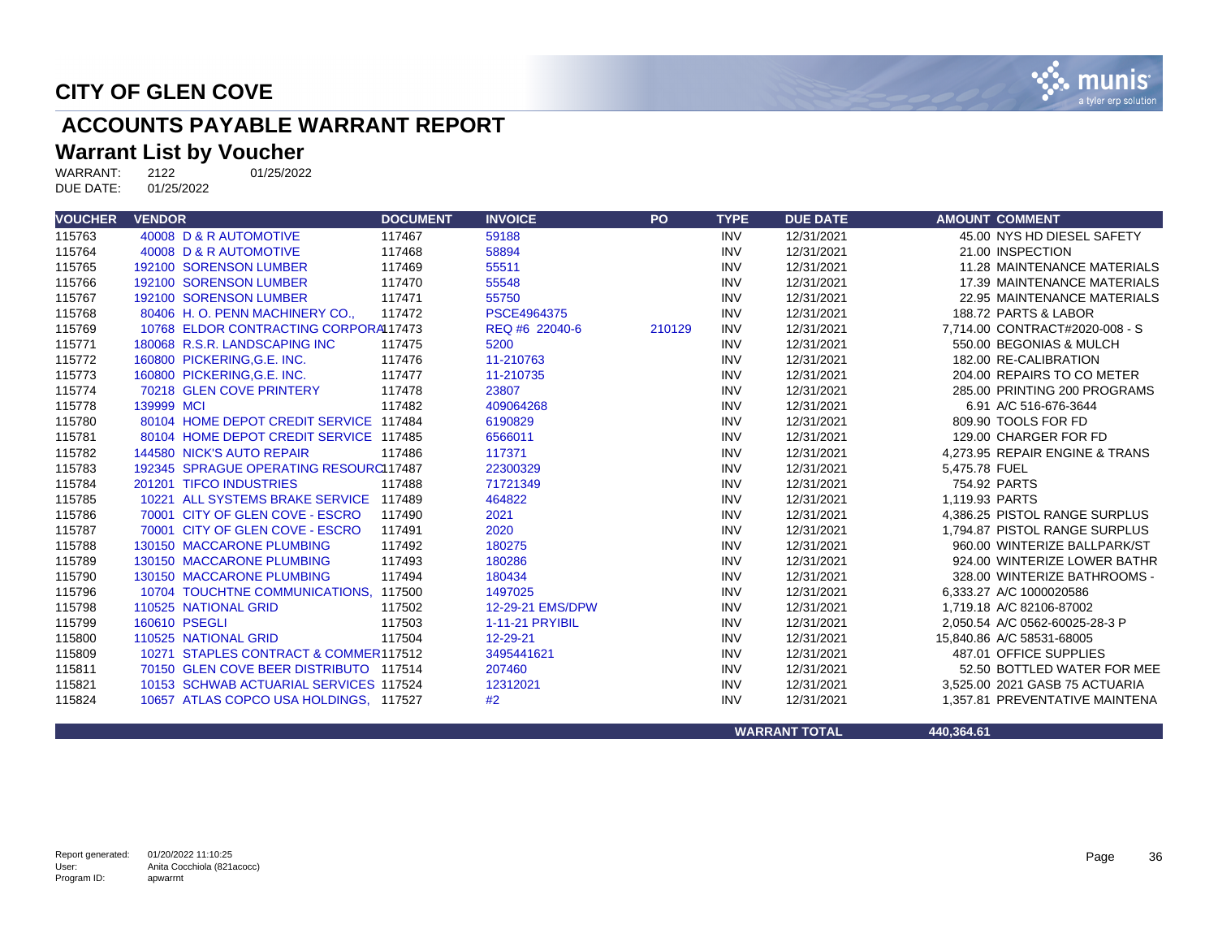# CITY OF GLEN COVE

## ACCOUNTS PAYABLE WARRANT REPORT

### Warrant List by Voucher

WARRANT: 2122 01/25/2022
DUE DATE: 01/25/2022

| VOUCHER | VENDOR | DOCUMENT | INVOICE | PO | TYPE | DUE DATE | AMOUNT | COMMENT |
|---|---|---|---|---|---|---|---|---|
| 115763 | 40008 D & R AUTOMOTIVE | 117467 | 59188 | | INV | 12/31/2021 | 45.00 | NYS HD DIESEL SAFETY |
| 115764 | 40008 D & R AUTOMOTIVE | 117468 | 58894 | | INV | 12/31/2021 | 21.00 | INSPECTION |
| 115765 | 192100 SORENSON LUMBER | 117469 | 55511 | | INV | 12/31/2021 | 11.28 | MAINTENANCE MATERIALS |
| 115766 | 192100 SORENSON LUMBER | 117470 | 55548 | | INV | 12/31/2021 | 17.39 | MAINTENANCE MATERIALS |
| 115767 | 192100 SORENSON LUMBER | 117471 | 55750 | | INV | 12/31/2021 | 22.95 | MAINTENANCE MATERIALS |
| 115768 | 80406 H. O. PENN MACHINERY CO., | 117472 | PSCE4964375 | | INV | 12/31/2021 | 188.72 | PARTS & LABOR |
| 115769 | 10768 ELDOR CONTRACTING CORPORA | 117473 | REQ #6 22040-6 | 210129 | INV | 12/31/2021 | 7,714.00 | CONTRACT#2020-008 - S |
| 115771 | 180068 R.S.R. LANDSCAPING INC | 117475 | 5200 | | INV | 12/31/2021 | 550.00 | BEGONIAS & MULCH |
| 115772 | 160800 PICKERING,G.E. INC. | 117476 | 11-210763 | | INV | 12/31/2021 | 182.00 | RE-CALIBRATION |
| 115773 | 160800 PICKERING,G.E. INC. | 117477 | 11-210735 | | INV | 12/31/2021 | 204.00 | REPAIRS TO CO METER |
| 115774 | 70218 GLEN COVE PRINTERY | 117478 | 23807 | | INV | 12/31/2021 | 285.00 | PRINTING 200 PROGRAMS |
| 115778 | 139999 MCI | 117482 | 409064268 | | INV | 12/31/2021 | 6.91 | A/C 516-676-3644 |
| 115780 | 80104 HOME DEPOT CREDIT SERVICE | 117484 | 6190829 | | INV | 12/31/2021 | 809.90 | TOOLS FOR FD |
| 115781 | 80104 HOME DEPOT CREDIT SERVICE | 117485 | 6566011 | | INV | 12/31/2021 | 129.00 | CHARGER FOR FD |
| 115782 | 144580 NICK'S AUTO REPAIR | 117486 | 117371 | | INV | 12/31/2021 | 4,273.95 | REPAIR ENGINE & TRANS |
| 115783 | 192345 SPRAGUE OPERATING RESOURC | 117487 | 22300329 | | INV | 12/31/2021 | 5,475.78 | FUEL |
| 115784 | 201201 TIFCO INDUSTRIES | 117488 | 71721349 | | INV | 12/31/2021 | 754.92 | PARTS |
| 115785 | 10221 ALL SYSTEMS BRAKE SERVICE | 117489 | 464822 | | INV | 12/31/2021 | 1,119.93 | PARTS |
| 115786 | 70001 CITY OF GLEN COVE - ESCRO | 117490 | 2021 | | INV | 12/31/2021 | 4,386.25 | PISTOL RANGE SURPLUS |
| 115787 | 70001 CITY OF GLEN COVE - ESCRO | 117491 | 2020 | | INV | 12/31/2021 | 1,794.87 | PISTOL RANGE SURPLUS |
| 115788 | 130150 MACCARONE PLUMBING | 117492 | 180275 | | INV | 12/31/2021 | 960.00 | WINTERIZE BALLPARK/ST |
| 115789 | 130150 MACCARONE PLUMBING | 117493 | 180286 | | INV | 12/31/2021 | 924.00 | WINTERIZE LOWER BATHR |
| 115790 | 130150 MACCARONE PLUMBING | 117494 | 180434 | | INV | 12/31/2021 | 328.00 | WINTERIZE BATHROOMS - |
| 115796 | 10704 TOUCHTNE COMMUNICATIONS, | 117500 | 1497025 | | INV | 12/31/2021 | 6,333.27 | A/C 1000020586 |
| 115798 | 110525 NATIONAL GRID | 117502 | 12-29-21 EMS/DPW | | INV | 12/31/2021 | 1,719.18 | A/C 82106-87002 |
| 115799 | 160610 PSEGLI | 117503 | 1-11-21 PRYIBIL | | INV | 12/31/2021 | 2,050.54 | A/C 0562-60025-28-3 P |
| 115800 | 110525 NATIONAL GRID | 117504 | 12-29-21 | | INV | 12/31/2021 | 15,840.86 | A/C 58531-68005 |
| 115809 | 10271 STAPLES CONTRACT & COMMER | 117512 | 3495441621 | | INV | 12/31/2021 | 487.01 | OFFICE SUPPLIES |
| 115811 | 70150 GLEN COVE BEER DISTRIBUTO | 117514 | 207460 | | INV | 12/31/2021 | 52.50 | BOTTLED WATER FOR MEE |
| 115821 | 10153 SCHWAB ACTUARIAL SERVICES | 117524 | 12312021 | | INV | 12/31/2021 | 3,525.00 | 2021 GASB 75 ACTUARIA |
| 115824 | 10657 ATLAS COPCO USA HOLDINGS, | 117527 | #2 | | INV | 12/31/2021 | 1,357.81 | PREVENTATIVE MAINTENA |
| | | | | | | **WARRANT TOTAL** | **440,364.61** | |

Report generated: 01/20/2022 11:10:25
User: Anita Cocchiola (821acocc)
Program ID: apwarrnt